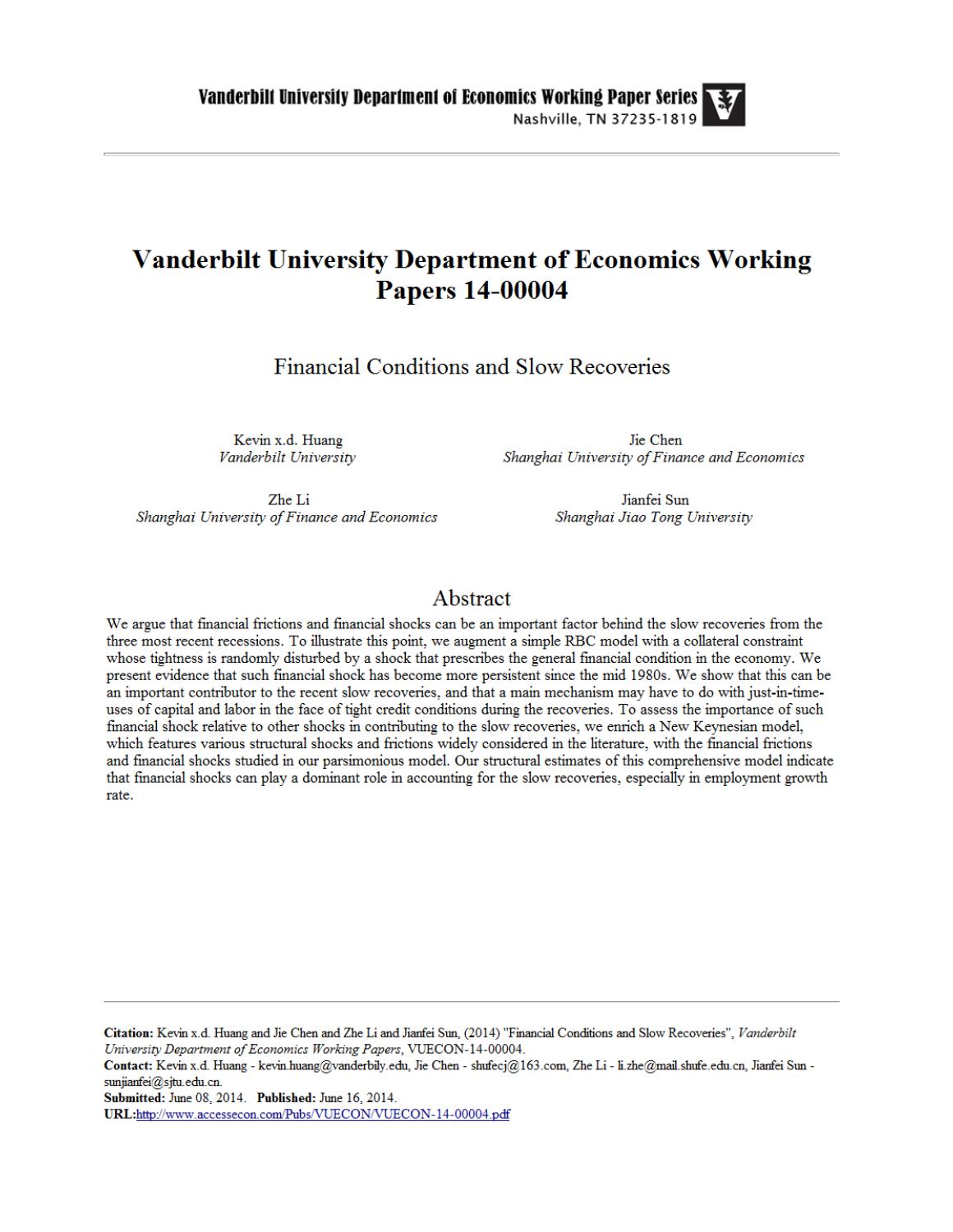**Vanderbilt University Department of Economics Working Paper Series**
Nashville, TN 37235-1819

# Vanderbilt University Department of Economics Working Papers 14-00004

## Financial Conditions and Slow Recoveries

Kevin x.d. Huang
*Vanderbilt University*

Jie Chen
*Shanghai University of Finance and Economics*

Zhe Li
*Shanghai University of Finance and Economics*

Jianfei Sun
*Shanghai Jiao Tong University*

## Abstract

We argue that financial frictions and financial shocks can be an important factor behind the slow recoveries from the three most recent recessions. To illustrate this point, we augment a simple RBC model with a collateral constraint whose tightness is randomly disturbed by a shock that prescribes the general financial condition in the economy. We present evidence that such financial shock has become more persistent since the mid 1980s. We show that this can be an important contributor to the recent slow recoveries, and that a main mechanism may have to do with just-in-time-uses of capital and labor in the face of tight credit conditions during the recoveries. To assess the importance of such financial shock relative to other shocks in contributing to the slow recoveries, we enrich a New Keynesian model, which features various structural shocks and frictions widely considered in the literature, with the financial frictions and financial shocks studied in our parsimonious model. Our structural estimates of this comprehensive model indicate that financial shocks can play a dominant role in accounting for the slow recoveries, especially in employment growth rate.

---

**Citation:** Kevin x.d. Huang and Jie Chen and Zhe Li and Jianfei Sun, (2014) "Financial Conditions and Slow Recoveries", *Vanderbilt University Department of Economics Working Papers*, VUECON-14-00004.
**Contact:** Kevin x.d. Huang - kevin.huang@vanderbily.edu, Jie Chen - shufecj@163.com, Zhe Li - li.zhe@mail.shufe.edu.cn, Jianfei Sun - sunjianfei@sjtu.edu.cn.
**Submitted:** June 08, 2014. **Published:** June 16, 2014.
**URL:** http://www.accessecon.com/Pubs/VUECON/VUECON-14-00004.pdf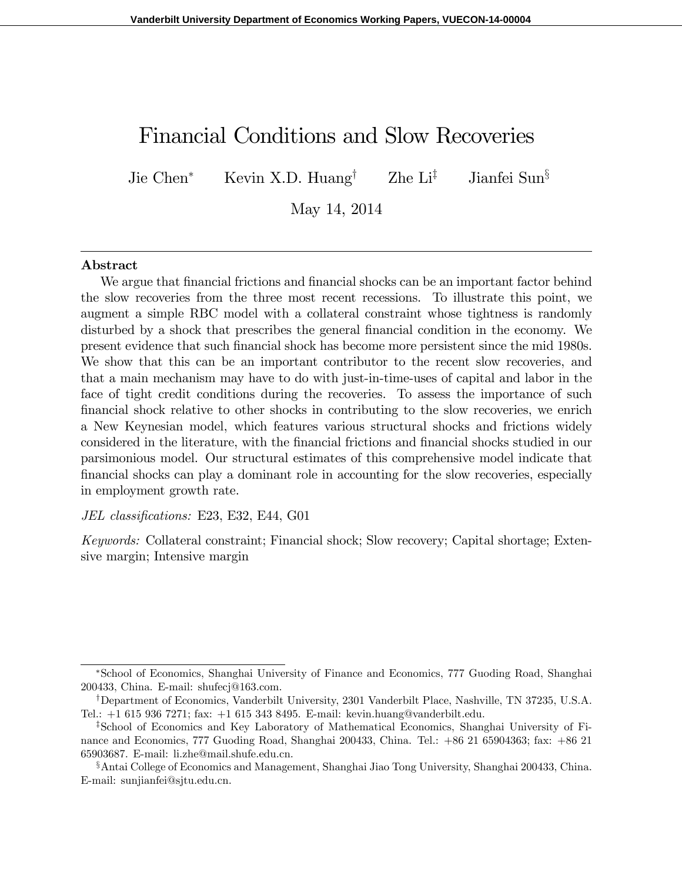# Financial Conditions and Slow Recoveries

Jie Chen[*] Kevin X.D. Huang[†] Zhe Li[‡] Jianfei Sun[§]

May 14, 2014

---

**Abstract**

We argue that financial frictions and financial shocks can be an important factor behind the slow recoveries from the three most recent recessions. To illustrate this point, we augment a simple RBC model with a collateral constraint whose tightness is randomly disturbed by a shock that prescribes the general financial condition in the economy. We present evidence that such financial shock has become more persistent since the mid 1980s. We show that this can be an important contributor to the recent slow recoveries, and that a main mechanism may have to do with just-in-time-uses of capital and labor in the face of tight credit conditions during the recoveries. To assess the importance of such financial shock relative to other shocks in contributing to the slow recoveries, we enrich a New Keynesian model, which features various structural shocks and frictions widely considered in the literature, with the financial frictions and financial shocks studied in our parsimonious model. Our structural estimates of this comprehensive model indicate that financial shocks can play a dominant role in accounting for the slow recoveries, especially in employment growth rate.

*JEL classifications:* E23, E32, E44, G01

*Keywords:* Collateral constraint; Financial shock; Slow recovery; Capital shortage; Extensive margin; Intensive margin

---

[*]School of Economics, Shanghai University of Finance and Economics, 777 Guoding Road, Shanghai 200433, China. E-mail: shufecj@163.com.

[†]Department of Economics, Vanderbilt University, 2301 Vanderbilt Place, Nashville, TN 37235, U.S.A. Tel.: +1 615 936 7271; fax: +1 615 343 8495. E-mail: kevin.huang@vanderbilt.edu.

[‡]School of Economics and Key Laboratory of Mathematical Economics, Shanghai University of Finance and Economics, 777 Guoding Road, Shanghai 200433, China. Tel.: +86 21 65904363; fax: +86 21 65903687. E-mail: li.zhe@mail.shufe.edu.cn.

[§]Antai College of Economics and Management, Shanghai Jiao Tong University, Shanghai 200433, China. E-mail: sunjianfei@sjtu.edu.cn.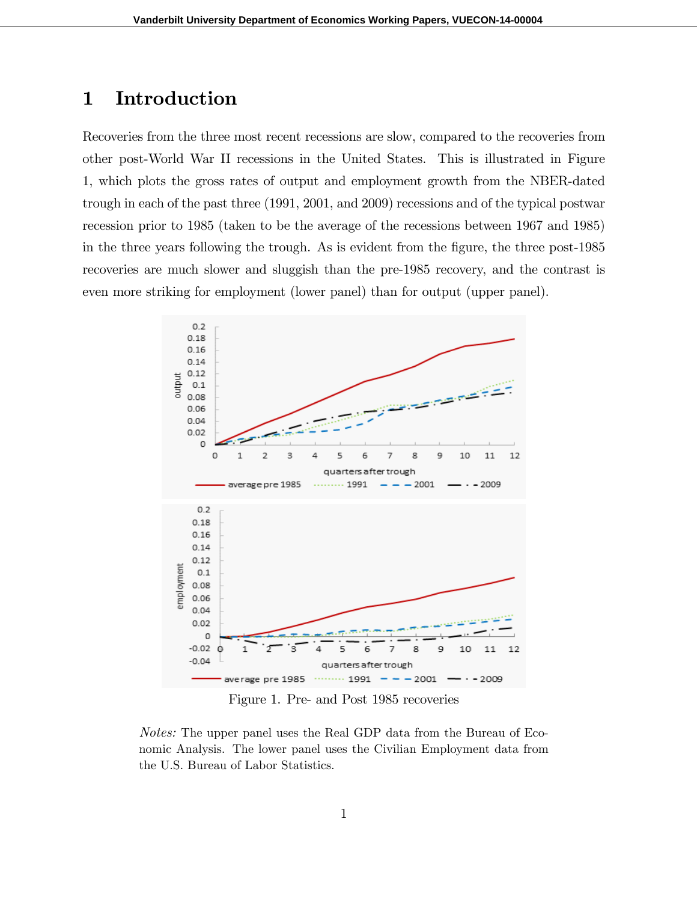# 1 Introduction

Recoveries from the three most recent recessions are slow, compared to the recoveries from other post-World War II recessions in the United States. This is illustrated in Figure 1, which plots the gross rates of output and employment growth from the NBER-dated trough in each of the past three (1991, 2001, and 2009) recessions and of the typical postwar recession prior to 1985 (taken to be the average of the recessions between 1967 and 1985) in the three years following the trough. As is evident from the figure, the three post-1985 recoveries are much slower and sluggish than the pre-1985 recovery, and the contrast is even more striking for employment (lower panel) than for output (upper panel).

Figure 1. Pre- and Post 1985 recoveries

*Notes:* The upper panel uses the Real GDP data from the Bureau of Economic Analysis. The lower panel uses the Civilian Employment data from the U.S. Bureau of Labor Statistics.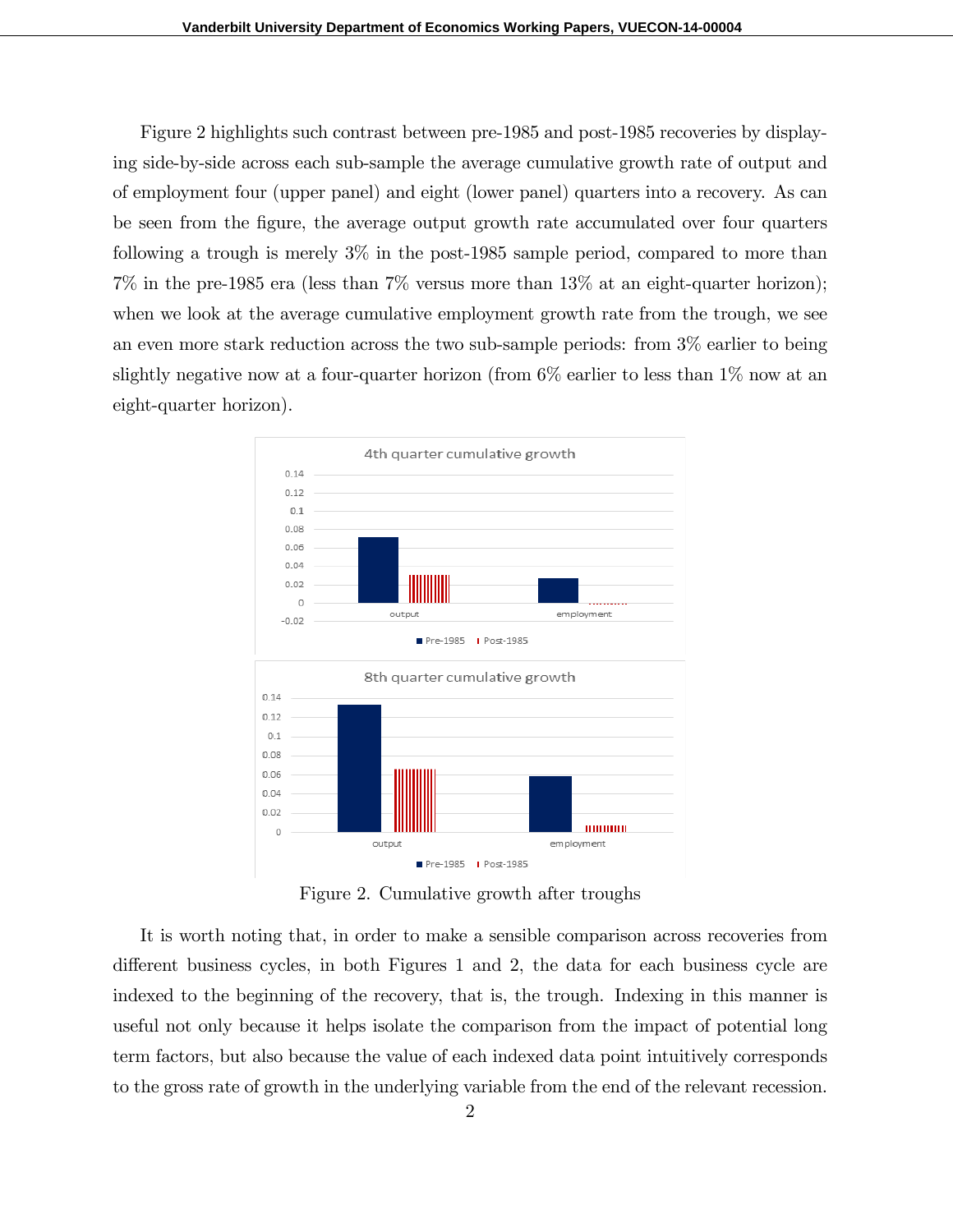Figure 2 highlights such contrast between pre-1985 and post-1985 recoveries by displaying side-by-side across each sub-sample the average cumulative growth rate of output and of employment four (upper panel) and eight (lower panel) quarters into a recovery. As can be seen from the figure, the average output growth rate accumulated over four quarters following a trough is merely 3% in the post-1985 sample period, compared to more than 7% in the pre-1985 era (less than 7% versus more than 13% at an eight-quarter horizon); when we look at the average cumulative employment growth rate from the trough, we see an even more stark reduction across the two sub-sample periods: from 3% earlier to being slightly negative now at a four-quarter horizon (from 6% earlier to less than 1% now at an eight-quarter horizon).

Figure 2. Cumulative growth after troughs

It is worth noting that, in order to make a sensible comparison across recoveries from different business cycles, in both Figures 1 and 2, the data for each business cycle are indexed to the beginning of the recovery, that is, the trough. Indexing in this manner is useful not only because it helps isolate the comparison from the impact of potential long term factors, but also because the value of each indexed data point intuitively corresponds to the gross rate of growth in the underlying variable from the end of the relevant recession.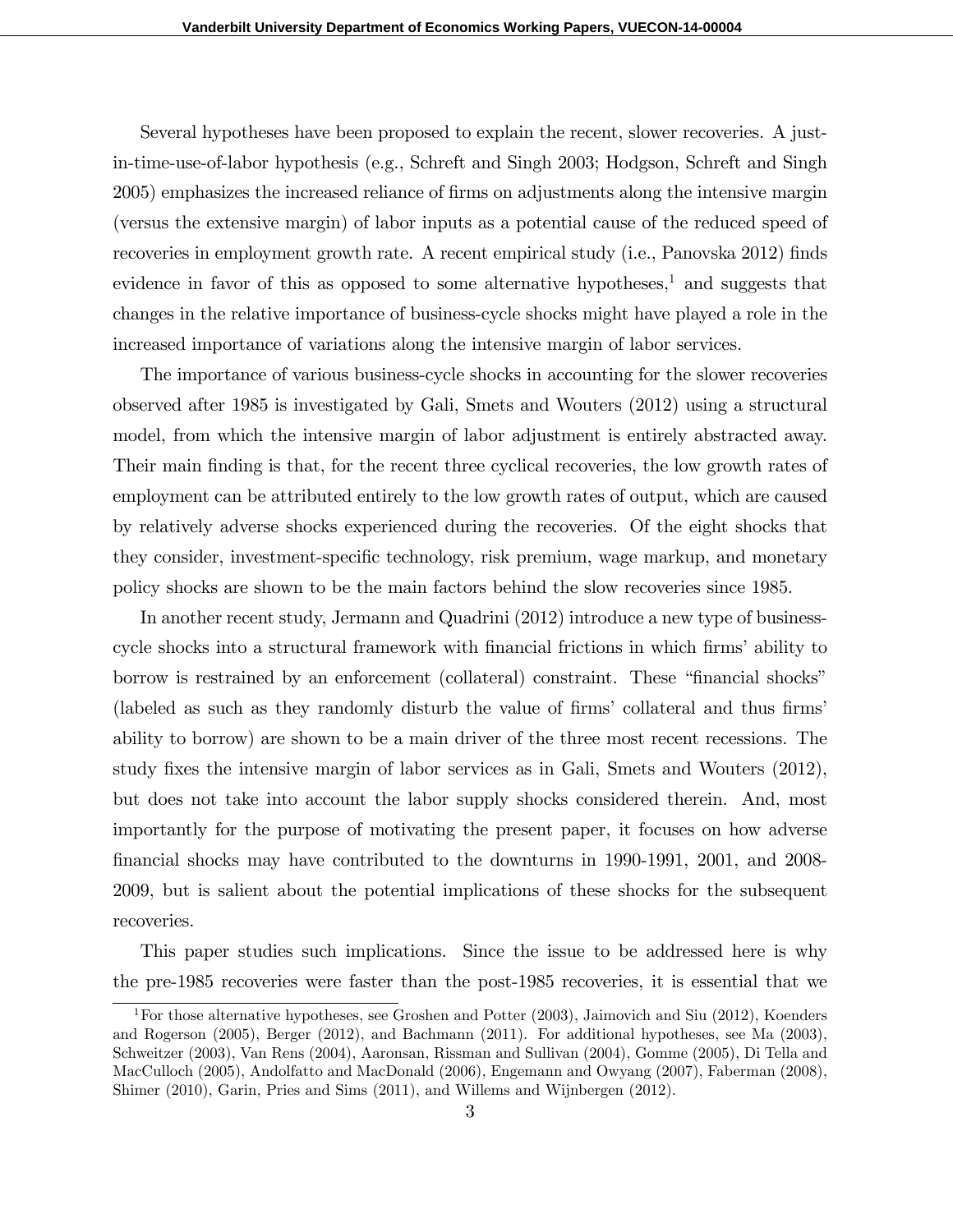Several hypotheses have been proposed to explain the recent, slower recoveries. A just-in-time-use-of-labor hypothesis (e.g., Schreft and Singh 2003; Hodgson, Schreft and Singh 2005) emphasizes the increased reliance of firms on adjustments along the intensive margin (versus the extensive margin) of labor inputs as a potential cause of the reduced speed of recoveries in employment growth rate. A recent empirical study (i.e., Panovska 2012) finds evidence in favor of this as opposed to some alternative hypotheses,[1] and suggests that changes in the relative importance of business-cycle shocks might have played a role in the increased importance of variations along the intensive margin of labor services.

The importance of various business-cycle shocks in accounting for the slower recoveries observed after 1985 is investigated by Gali, Smets and Wouters (2012) using a structural model, from which the intensive margin of labor adjustment is entirely abstracted away. Their main finding is that, for the recent three cyclical recoveries, the low growth rates of employment can be attributed entirely to the low growth rates of output, which are caused by relatively adverse shocks experienced during the recoveries. Of the eight shocks that they consider, investment-specific technology, risk premium, wage markup, and monetary policy shocks are shown to be the main factors behind the slow recoveries since 1985.

In another recent study, Jermann and Quadrini (2012) introduce a new type of business-cycle shocks into a structural framework with financial frictions in which firms' ability to borrow is restrained by an enforcement (collateral) constraint. These "financial shocks" (labeled as such as they randomly disturb the value of firms' collateral and thus firms' ability to borrow) are shown to be a main driver of the three most recent recessions. The study fixes the intensive margin of labor services as in Gali, Smets and Wouters (2012), but does not take into account the labor supply shocks considered therein. And, most importantly for the purpose of motivating the present paper, it focuses on how adverse financial shocks may have contributed to the downturns in 1990-1991, 2001, and 2008-2009, but is salient about the potential implications of these shocks for the subsequent recoveries.

This paper studies such implications. Since the issue to be addressed here is why the pre-1985 recoveries were faster than the post-1985 recoveries, it is essential that we

[1] For those alternative hypotheses, see Groshen and Potter (2003), Jaimovich and Siu (2012), Koenders and Rogerson (2005), Berger (2012), and Bachmann (2011). For additional hypotheses, see Ma (2003), Schweitzer (2003), Van Rens (2004), Aaronsan, Rissman and Sullivan (2004), Gomme (2005), Di Tella and MacCulloch (2005), Andolfatto and MacDonald (2006), Engemann and Owyang (2007), Faberman (2008), Shimer (2010), Garin, Pries and Sims (2011), and Willems and Wijnbergen (2012).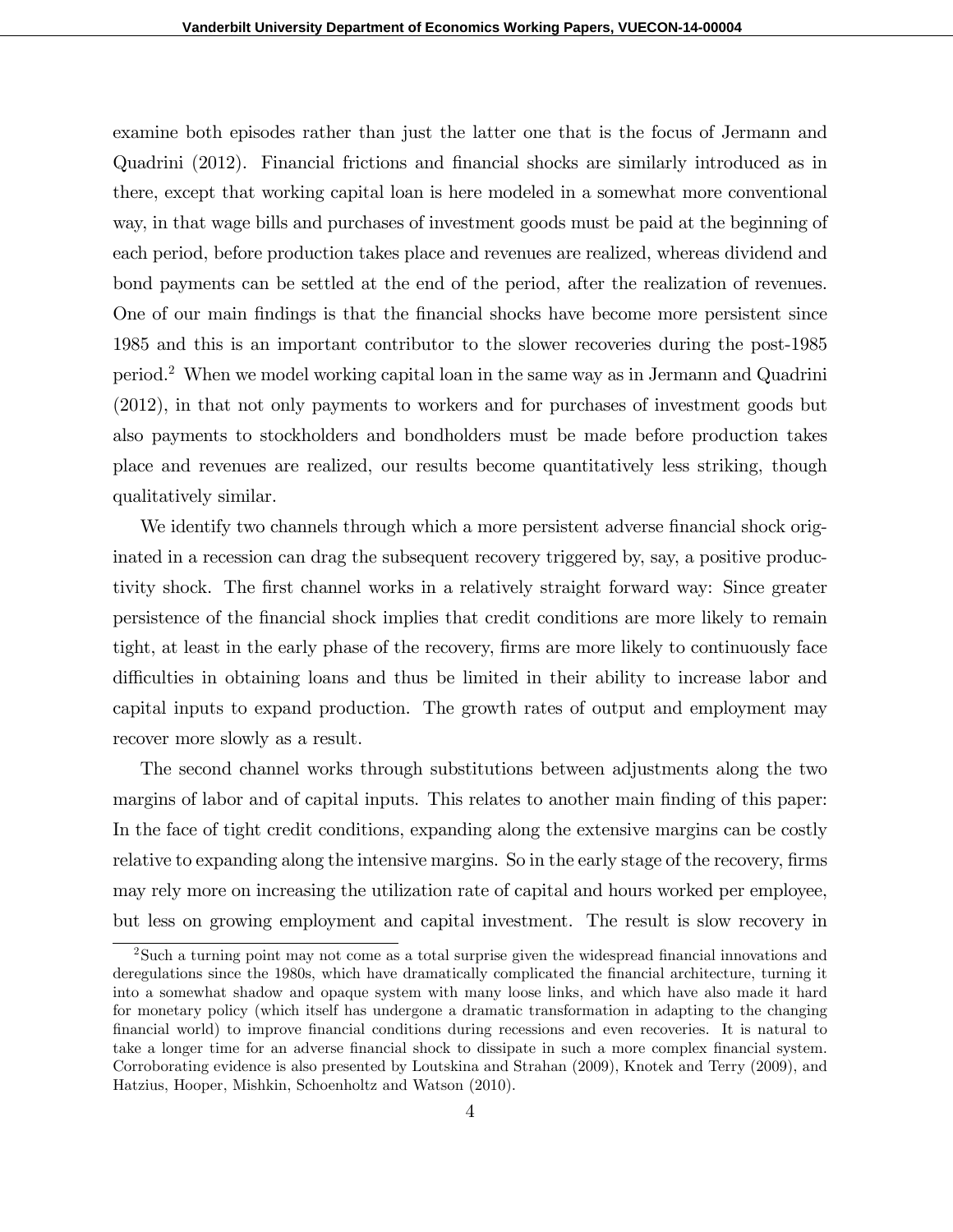examine both episodes rather than just the latter one that is the focus of Jermann and Quadrini (2012). Financial frictions and financial shocks are similarly introduced as in there, except that working capital loan is here modeled in a somewhat more conventional way, in that wage bills and purchases of investment goods must be paid at the beginning of each period, before production takes place and revenues are realized, whereas dividend and bond payments can be settled at the end of the period, after the realization of revenues. One of our main findings is that the financial shocks have become more persistent since 1985 and this is an important contributor to the slower recoveries during the post-1985 period.[2] When we model working capital loan in the same way as in Jermann and Quadrini (2012), in that not only payments to workers and for purchases of investment goods but also payments to stockholders and bondholders must be made before production takes place and revenues are realized, our results become quantitatively less striking, though qualitatively similar.

We identify two channels through which a more persistent adverse financial shock originated in a recession can drag the subsequent recovery triggered by, say, a positive productivity shock. The first channel works in a relatively straight forward way: Since greater persistence of the financial shock implies that credit conditions are more likely to remain tight, at least in the early phase of the recovery, firms are more likely to continuously face difficulties in obtaining loans and thus be limited in their ability to increase labor and capital inputs to expand production. The growth rates of output and employment may recover more slowly as a result.

The second channel works through substitutions between adjustments along the two margins of labor and of capital inputs. This relates to another main finding of this paper: In the face of tight credit conditions, expanding along the extensive margins can be costly relative to expanding along the intensive margins. So in the early stage of the recovery, firms may rely more on increasing the utilization rate of capital and hours worked per employee, but less on growing employment and capital investment. The result is slow recovery in

[2] Such a turning point may not come as a total surprise given the widespread financial innovations and deregulations since the 1980s, which have dramatically complicated the financial architecture, turning it into a somewhat shadow and opaque system with many loose links, and which have also made it hard for monetary policy (which itself has undergone a dramatic transformation in adapting to the changing financial world) to improve financial conditions during recessions and even recoveries. It is natural to take a longer time for an adverse financial shock to dissipate in such a more complex financial system. Corroborating evidence is also presented by Loutskina and Strahan (2009), Knotek and Terry (2009), and Hatzius, Hooper, Mishkin, Schoenholtz and Watson (2010).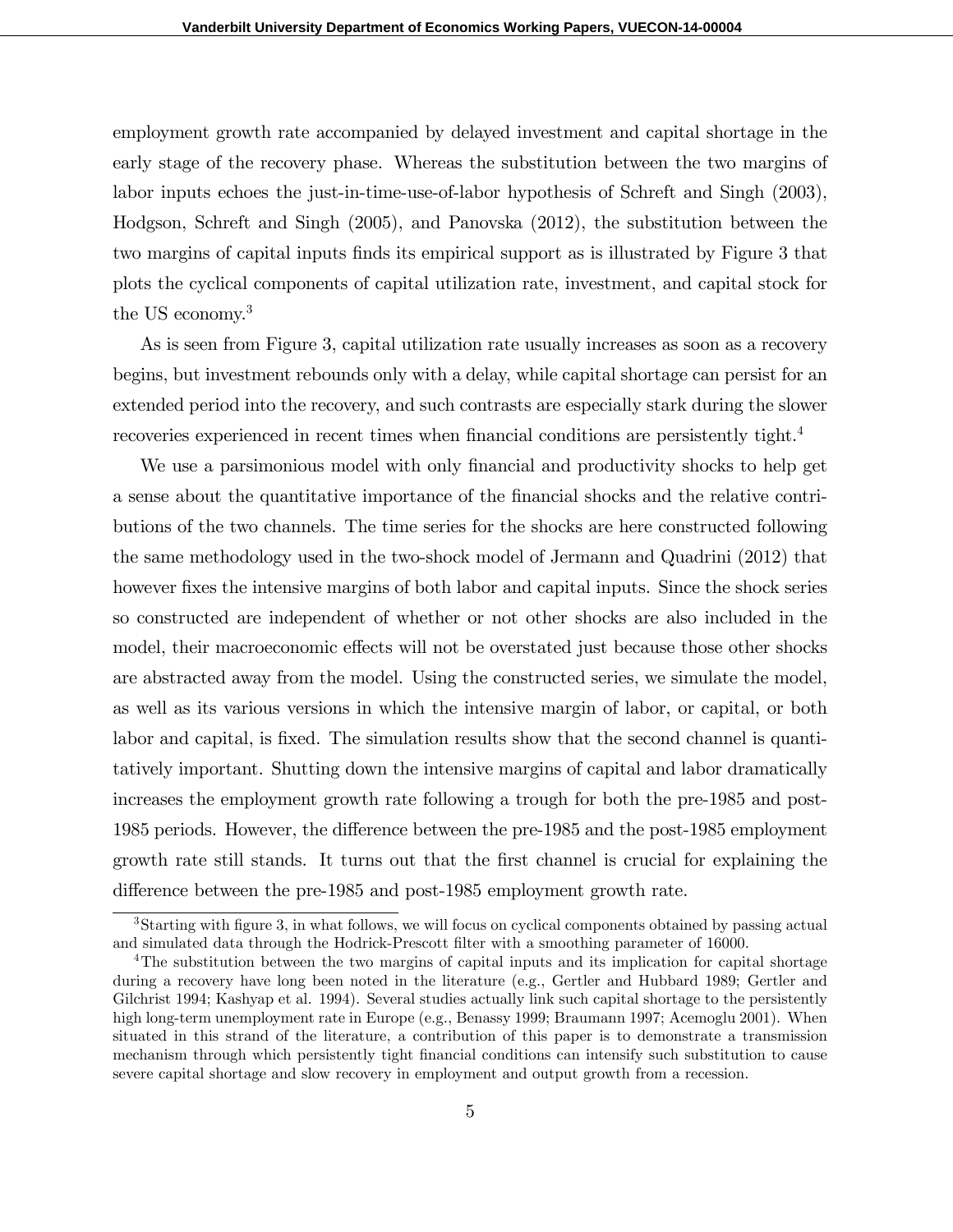employment growth rate accompanied by delayed investment and capital shortage in the early stage of the recovery phase. Whereas the substitution between the two margins of labor inputs echoes the just-in-time-use-of-labor hypothesis of Schreft and Singh (2003), Hodgson, Schreft and Singh (2005), and Panovska (2012), the substitution between the two margins of capital inputs finds its empirical support as is illustrated by Figure 3 that plots the cyclical components of capital utilization rate, investment, and capital stock for the US economy.[3]

As is seen from Figure 3, capital utilization rate usually increases as soon as a recovery begins, but investment rebounds only with a delay, while capital shortage can persist for an extended period into the recovery, and such contrasts are especially stark during the slower recoveries experienced in recent times when financial conditions are persistently tight.[4]

We use a parsimonious model with only financial and productivity shocks to help get a sense about the quantitative importance of the financial shocks and the relative contributions of the two channels. The time series for the shocks are here constructed following the same methodology used in the two-shock model of Jermann and Quadrini (2012) that however fixes the intensive margins of both labor and capital inputs. Since the shock series so constructed are independent of whether or not other shocks are also included in the model, their macroeconomic effects will not be overstated just because those other shocks are abstracted away from the model. Using the constructed series, we simulate the model, as well as its various versions in which the intensive margin of labor, or capital, or both labor and capital, is fixed. The simulation results show that the second channel is quantitatively important. Shutting down the intensive margins of capital and labor dramatically increases the employment growth rate following a trough for both the pre-1985 and post-1985 periods. However, the difference between the pre-1985 and the post-1985 employment growth rate still stands. It turns out that the first channel is crucial for explaining the difference between the pre-1985 and post-1985 employment growth rate.

[3] Starting with figure 3, in what follows, we will focus on cyclical components obtained by passing actual and simulated data through the Hodrick-Prescott filter with a smoothing parameter of 16000.

[4] The substitution between the two margins of capital inputs and its implication for capital shortage during a recovery have long been noted in the literature (e.g., Gertler and Hubbard 1989; Gertler and Gilchrist 1994; Kashyap et al. 1994). Several studies actually link such capital shortage to the persistently high long-term unemployment rate in Europe (e.g., Benassy 1999; Braumann 1997; Acemoglu 2001). When situated in this strand of the literature, a contribution of this paper is to demonstrate a transmission mechanism through which persistently tight financial conditions can intensify such substitution to cause severe capital shortage and slow recovery in employment and output growth from a recession.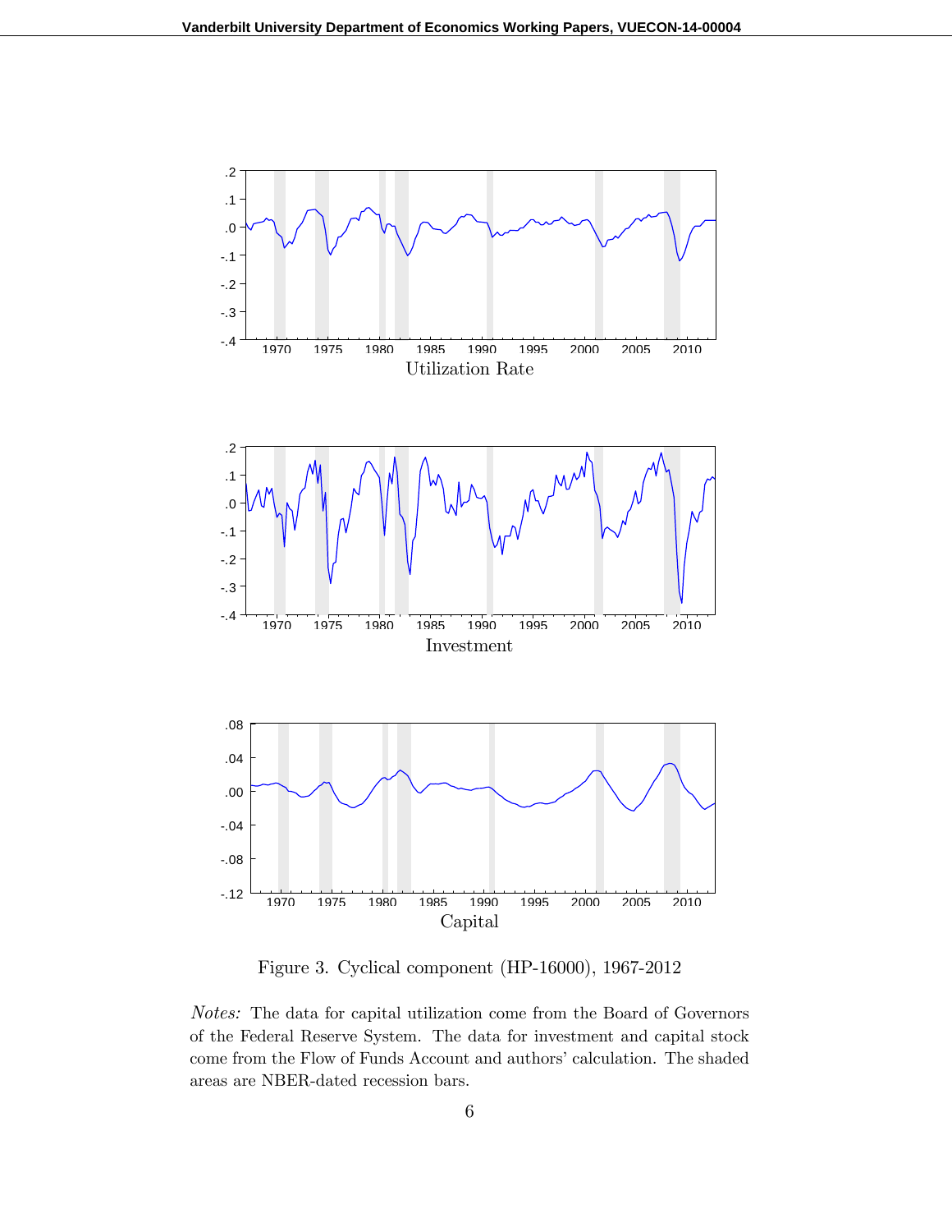Utilization Rate

Investment

Capital

Figure 3. Cyclical component (HP-16000), 1967-2012

*Notes:* The data for capital utilization come from the Board of Governors of the Federal Reserve System. The data for investment and capital stock come from the Flow of Funds Account and authors' calculation. The shaded areas are NBER-dated recession bars.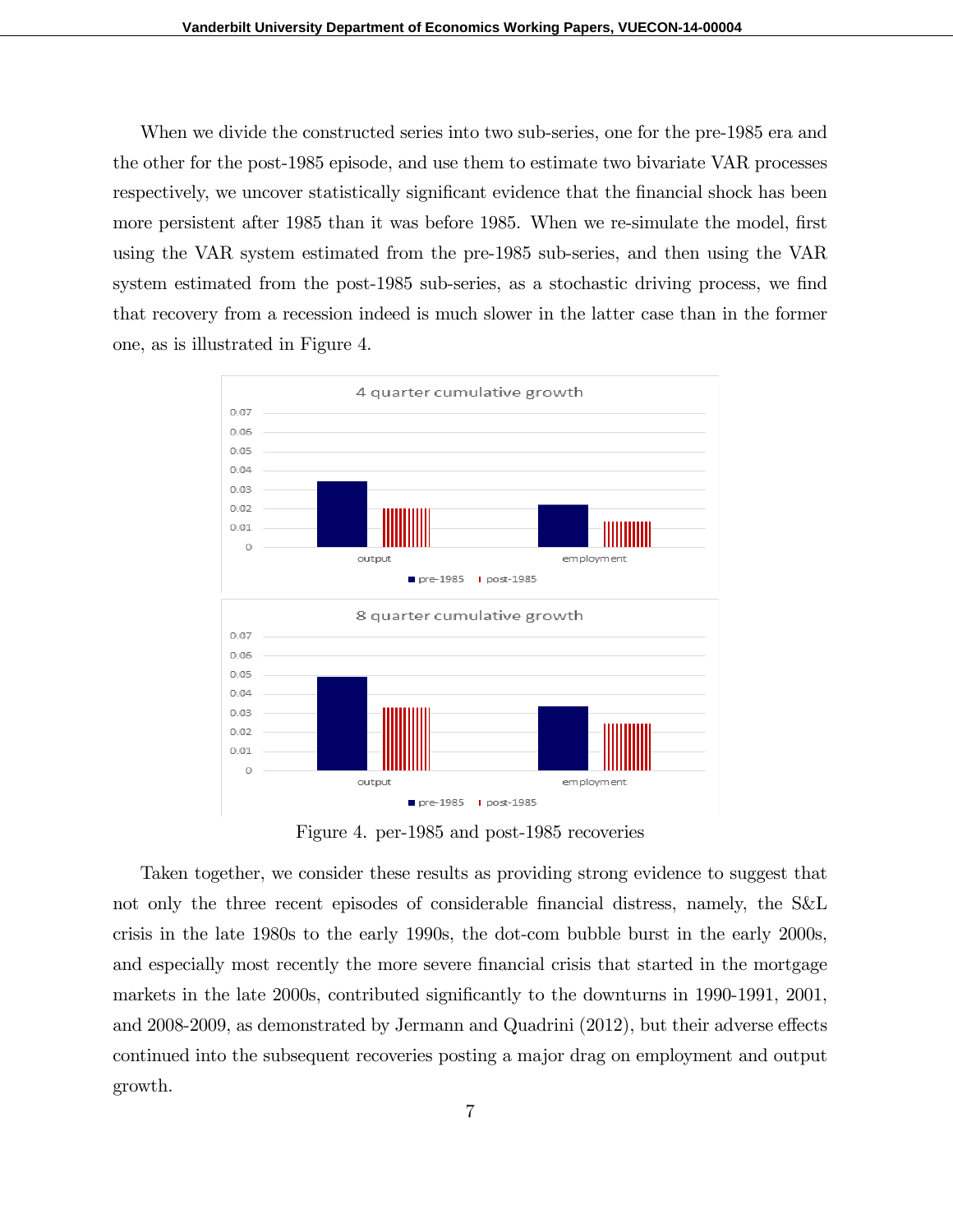When we divide the constructed series into two sub-series, one for the pre-1985 era and the other for the post-1985 episode, and use them to estimate two bivariate VAR processes respectively, we uncover statistically significant evidence that the financial shock has been more persistent after 1985 than it was before 1985. When we re-simulate the model, first using the VAR system estimated from the pre-1985 sub-series, and then using the VAR system estimated from the post-1985 sub-series, as a stochastic driving process, we find that recovery from a recession indeed is much slower in the latter case than in the former one, as is illustrated in Figure 4.

Figure 4. per-1985 and post-1985 recoveries

Taken together, we consider these results as providing strong evidence to suggest that not only the three recent episodes of considerable financial distress, namely, the S&L crisis in the late 1980s to the early 1990s, the dot-com bubble burst in the early 2000s, and especially most recently the more severe financial crisis that started in the mortgage markets in the late 2000s, contributed significantly to the downturns in 1990-1991, 2001, and 2008-2009, as demonstrated by Jermann and Quadrini (2012), but their adverse effects continued into the subsequent recoveries posting a major drag on employment and output growth.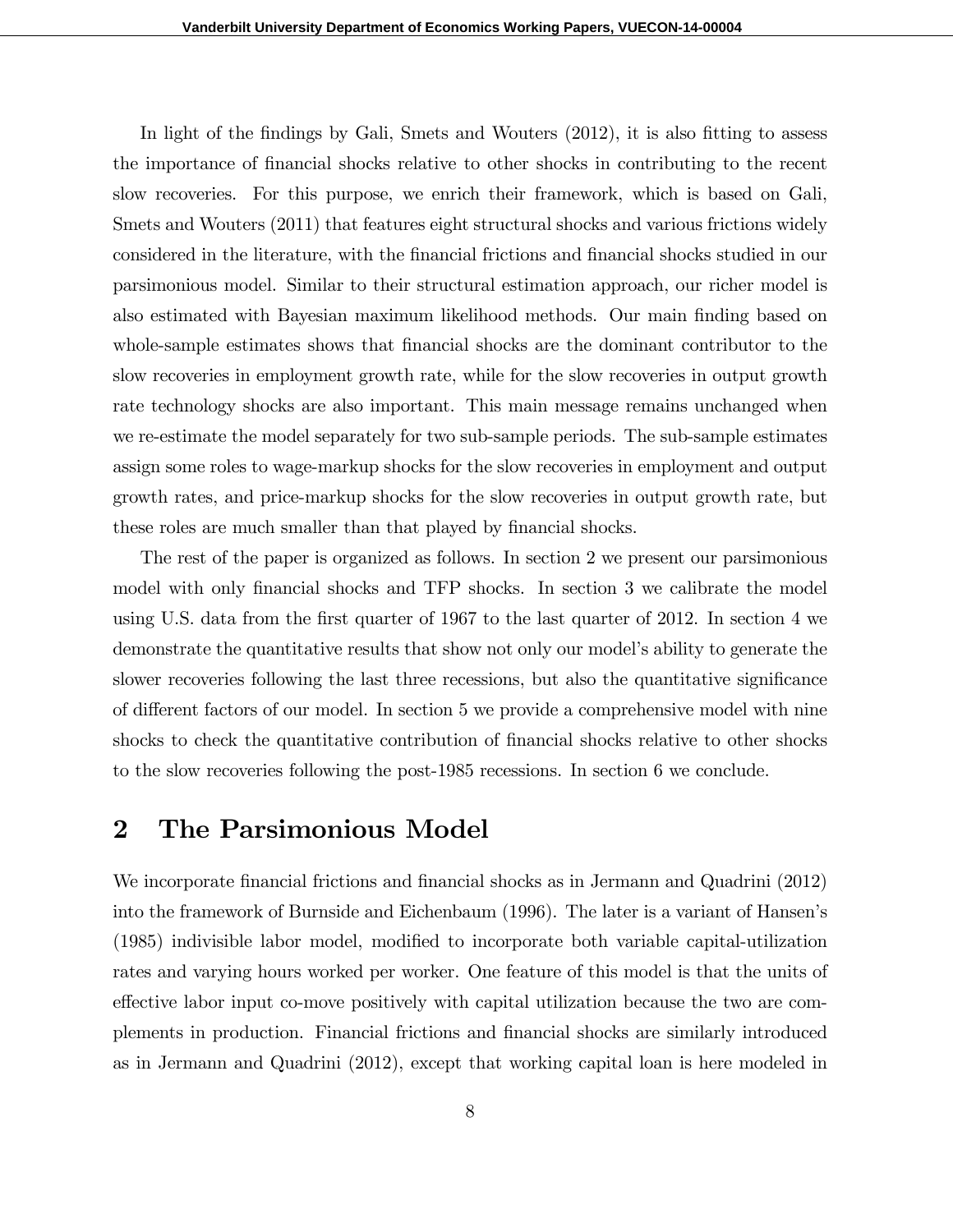In light of the findings by Gali, Smets and Wouters (2012), it is also fitting to assess the importance of financial shocks relative to other shocks in contributing to the recent slow recoveries. For this purpose, we enrich their framework, which is based on Gali, Smets and Wouters (2011) that features eight structural shocks and various frictions widely considered in the literature, with the financial frictions and financial shocks studied in our parsimonious model. Similar to their structural estimation approach, our richer model is also estimated with Bayesian maximum likelihood methods. Our main finding based on whole-sample estimates shows that financial shocks are the dominant contributor to the slow recoveries in employment growth rate, while for the slow recoveries in output growth rate technology shocks are also important. This main message remains unchanged when we re-estimate the model separately for two sub-sample periods. The sub-sample estimates assign some roles to wage-markup shocks for the slow recoveries in employment and output growth rates, and price-markup shocks for the slow recoveries in output growth rate, but these roles are much smaller than that played by financial shocks.

The rest of the paper is organized as follows. In section 2 we present our parsimonious model with only financial shocks and TFP shocks. In section 3 we calibrate the model using U.S. data from the first quarter of 1967 to the last quarter of 2012. In section 4 we demonstrate the quantitative results that show not only our model's ability to generate the slower recoveries following the last three recessions, but also the quantitative significance of different factors of our model. In section 5 we provide a comprehensive model with nine shocks to check the quantitative contribution of financial shocks relative to other shocks to the slow recoveries following the post-1985 recessions. In section 6 we conclude.

# 2 The Parsimonious Model

We incorporate financial frictions and financial shocks as in Jermann and Quadrini (2012) into the framework of Burnside and Eichenbaum (1996). The later is a variant of Hansen's (1985) indivisible labor model, modified to incorporate both variable capital-utilization rates and varying hours worked per worker. One feature of this model is that the units of effective labor input co-move positively with capital utilization because the two are complements in production. Financial frictions and financial shocks are similarly introduced as in Jermann and Quadrini (2012), except that working capital loan is here modeled in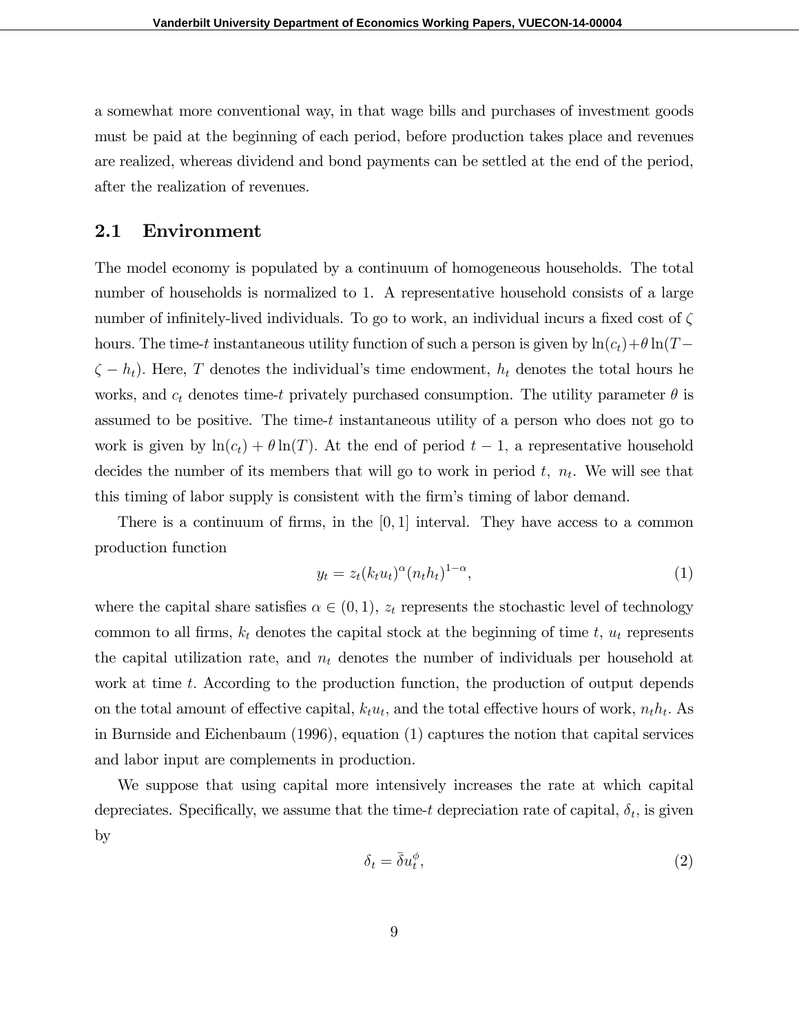a somewhat more conventional way, in that wage bills and purchases of investment goods must be paid at the beginning of each period, before production takes place and revenues are realized, whereas dividend and bond payments can be settled at the end of the period, after the realization of revenues.

## 2.1 Environment

The model economy is populated by a continuum of homogeneous households. The total number of households is normalized to 1. A representative household consists of a large number of infinitely-lived individuals. To go to work, an individual incurs a fixed cost of $\zeta$ hours. The time-$t$ instantaneous utility function of such a person is given by $\ln(c_t)+\theta\ln(T-\zeta-h_t)$. Here, $T$ denotes the individual's time endowment, $h_t$ denotes the total hours he works, and $c_t$ denotes time-$t$ privately purchased consumption. The utility parameter $\theta$ is assumed to be positive. The time-$t$ instantaneous utility of a person who does not go to work is given by $\ln(c_t)+\theta\ln(T)$. At the end of period $t-1$, a representative household decides the number of its members that will go to work in period $t$, $n_t$. We will see that this timing of labor supply is consistent with the firm's timing of labor demand.

There is a continuum of firms, in the $[0,1]$ interval. They have access to a common production function

$$y_t = z_t(k_t u_t)^{\alpha}(n_t h_t)^{1-\alpha}, \tag{1}$$

where the capital share satisfies $\alpha \in (0,1)$, $z_t$ represents the stochastic level of technology common to all firms, $k_t$ denotes the capital stock at the beginning of time $t$, $u_t$ represents the capital utilization rate, and $n_t$ denotes the number of individuals per household at work at time $t$. According to the production function, the production of output depends on the total amount of effective capital, $k_t u_t$, and the total effective hours of work, $n_t h_t$. As in Burnside and Eichenbaum (1996), equation (1) captures the notion that capital services and labor input are complements in production.

We suppose that using capital more intensively increases the rate at which capital depreciates. Specifically, we assume that the time-$t$ depreciation rate of capital, $\delta_t$, is given by

$$\delta_t = \bar{\delta} u_t^{\phi}, \tag{2}$$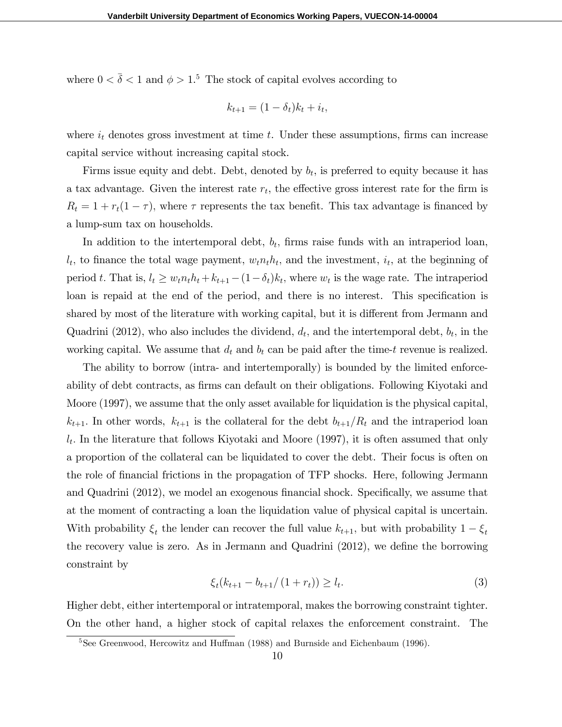where $0 < \bar{\delta} < 1$ and $\phi > 1$.[5] The stock of capital evolves according to

$$k_{t+1} = (1 - \delta_t)k_t + i_t,$$

where $i_t$ denotes gross investment at time $t$. Under these assumptions, firms can increase capital service without increasing capital stock.

Firms issue equity and debt. Debt, denoted by $b_t$, is preferred to equity because it has a tax advantage. Given the interest rate $r_t$, the effective gross interest rate for the firm is $R_t = 1 + r_t(1 - \tau)$, where $\tau$ represents the tax benefit. This tax advantage is financed by a lump-sum tax on households.

In addition to the intertemporal debt, $b_t$, firms raise funds with an intraperiod loan, $l_t$, to finance the total wage payment, $w_t n_t h_t$, and the investment, $i_t$, at the beginning of period $t$. That is, $l_t \geq w_t n_t h_t + k_{t+1} - (1-\delta_t)k_t$, where $w_t$ is the wage rate. The intraperiod loan is repaid at the end of the period, and there is no interest. This specification is shared by most of the literature with working capital, but it is different from Jermann and Quadrini (2012), who also includes the dividend, $d_t$, and the intertemporal debt, $b_t$, in the working capital. We assume that $d_t$ and $b_t$ can be paid after the time-$t$ revenue is realized.

The ability to borrow (intra- and intertemporally) is bounded by the limited enforceability of debt contracts, as firms can default on their obligations. Following Kiyotaki and Moore (1997), we assume that the only asset available for liquidation is the physical capital, $k_{t+1}$. In other words, $k_{t+1}$ is the collateral for the debt $b_{t+1}/R_t$ and the intraperiod loan $l_t$. In the literature that follows Kiyotaki and Moore (1997), it is often assumed that only a proportion of the collateral can be liquidated to cover the debt. Their focus is often on the role of financial frictions in the propagation of TFP shocks. Here, following Jermann and Quadrini (2012), we model an exogenous financial shock. Specifically, we assume that at the moment of contracting a loan the liquidation value of physical capital is uncertain. With probability $\xi_t$ the lender can recover the full value $k_{t+1}$, but with probability $1 - \xi_t$ the recovery value is zero. As in Jermann and Quadrini (2012), we define the borrowing constraint by

$$\xi_t(k_{t+1} - b_{t+1}/\left(1 + r_t\right)) \geq l_t. \tag{3}$$

Higher debt, either intertemporal or intratemporal, makes the borrowing constraint tighter. On the other hand, a higher stock of capital relaxes the enforcement constraint. The

[5] See Greenwood, Hercowitz and Huffman (1988) and Burnside and Eichenbaum (1996).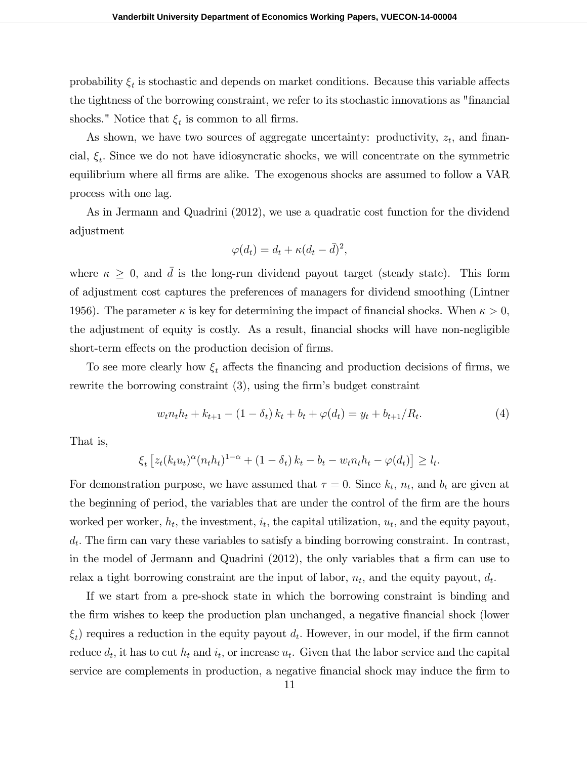probability $\xi_t$ is stochastic and depends on market conditions. Because this variable affects the tightness of the borrowing constraint, we refer to its stochastic innovations as "financial shocks." Notice that $\xi_t$ is common to all firms.

As shown, we have two sources of aggregate uncertainty: productivity, $z_t$, and financial, $\xi_t$. Since we do not have idiosyncratic shocks, we will concentrate on the symmetric equilibrium where all firms are alike. The exogenous shocks are assumed to follow a VAR process with one lag.

As in Jermann and Quadrini (2012), we use a quadratic cost function for the dividend adjustment

$$\varphi(d_t) = d_t + \kappa(d_t - \bar{d})^2,$$

where $\kappa \geq 0$, and $\bar{d}$ is the long-run dividend payout target (steady state). This form of adjustment cost captures the preferences of managers for dividend smoothing (Lintner 1956). The parameter $\kappa$ is key for determining the impact of financial shocks. When $\kappa > 0$, the adjustment of equity is costly. As a result, financial shocks will have non-negligible short-term effects on the production decision of firms.

To see more clearly how $\xi_t$ affects the financing and production decisions of firms, we rewrite the borrowing constraint (3), using the firm's budget constraint

$$w_t n_t h_t + k_{t+1} - (1 - \delta_t) k_t + b_t + \varphi(d_t) = y_t + b_{t+1}/R_t. \tag{4}$$

That is,

$$\xi_t \left[ z_t (k_t u_t)^\alpha (n_t h_t)^{1-\alpha} + (1 - \delta_t) k_t - b_t - w_t n_t h_t - \varphi(d_t) \right] \geq l_t.$$

For demonstration purpose, we have assumed that $\tau = 0$. Since $k_t$, $n_t$, and $b_t$ are given at the beginning of period, the variables that are under the control of the firm are the hours worked per worker, $h_t$, the investment, $i_t$, the capital utilization, $u_t$, and the equity payout, $d_t$. The firm can vary these variables to satisfy a binding borrowing constraint. In contrast, in the model of Jermann and Quadrini (2012), the only variables that a firm can use to relax a tight borrowing constraint are the input of labor, $n_t$, and the equity payout, $d_t$.

If we start from a pre-shock state in which the borrowing constraint is binding and the firm wishes to keep the production plan unchanged, a negative financial shock (lower $\xi_t$) requires a reduction in the equity payout $d_t$. However, in our model, if the firm cannot reduce $d_t$, it has to cut $h_t$ and $i_t$, or increase $u_t$. Given that the labor service and the capital service are complements in production, a negative financial shock may induce the firm to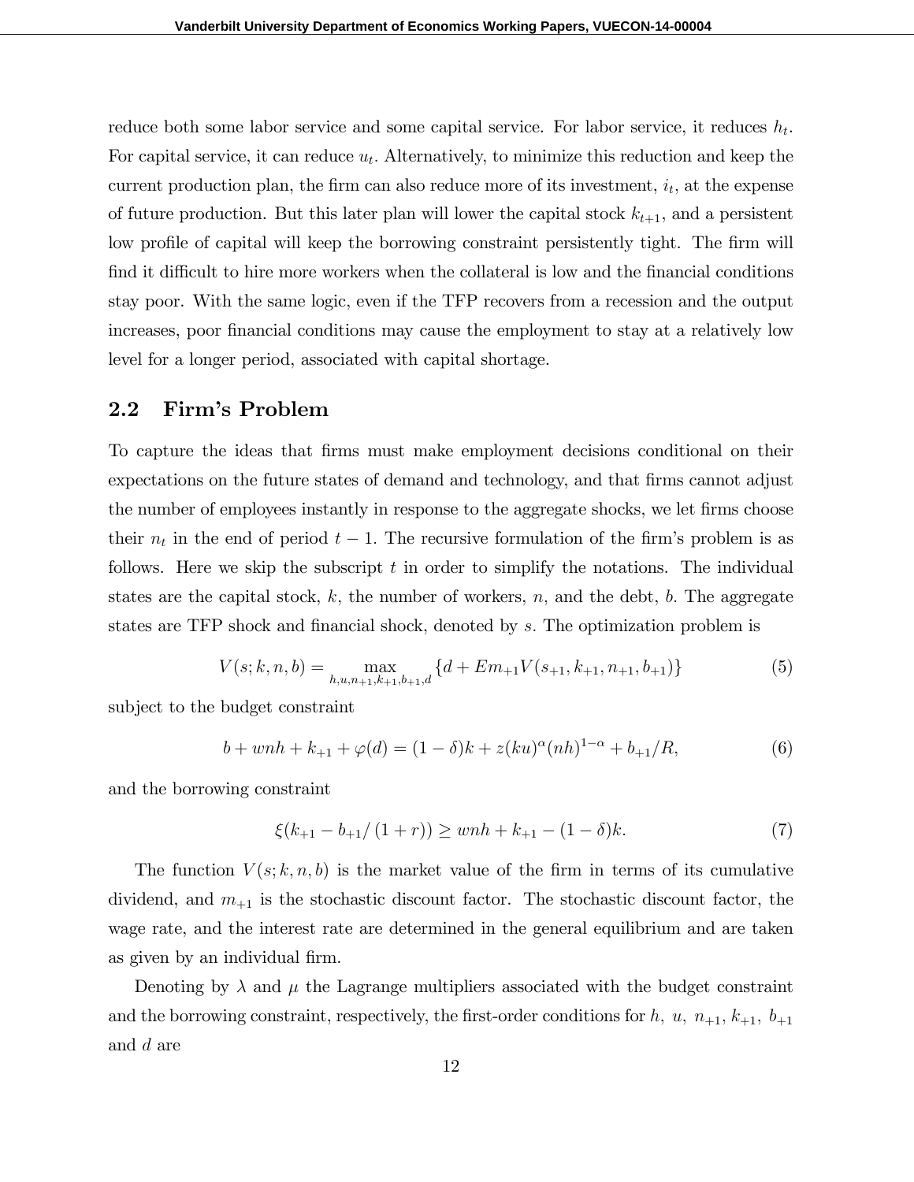reduce both some labor service and some capital service. For labor service, it reduces $h_t$. For capital service, it can reduce $u_t$. Alternatively, to minimize this reduction and keep the current production plan, the firm can also reduce more of its investment, $i_t$, at the expense of future production. But this later plan will lower the capital stock $k_{t+1}$, and a persistent low profile of capital will keep the borrowing constraint persistently tight. The firm will find it difficult to hire more workers when the collateral is low and the financial conditions stay poor. With the same logic, even if the TFP recovers from a recession and the output increases, poor financial conditions may cause the employment to stay at a relatively low level for a longer period, associated with capital shortage.

## 2.2 Firm's Problem

To capture the ideas that firms must make employment decisions conditional on their expectations on the future states of demand and technology, and that firms cannot adjust the number of employees instantly in response to the aggregate shocks, we let firms choose their $n_t$ in the end of period $t-1$. The recursive formulation of the firm's problem is as follows. Here we skip the subscript $t$ in order to simplify the notations. The individual states are the capital stock, $k$, the number of workers, $n$, and the debt, $b$. The aggregate states are TFP shock and financial shock, denoted by $s$. The optimization problem is

$$V(s;k,n,b) = \max_{h,u,n_{+1},k_{+1},b_{+1},d} \{d + Em_{+1}V(s_{+1},k_{+1},n_{+1},b_{+1})\} \tag{5}$$

subject to the budget constraint

$$b + wnh + k_{+1} + \varphi(d) = (1-\delta)k + z(ku)^{\alpha}(nh)^{1-\alpha} + b_{+1}/R, \tag{6}$$

and the borrowing constraint

$$\xi(k_{+1} - b_{+1}/(1+r)) \geq wnh + k_{+1} - (1-\delta)k. \tag{7}$$

The function $V(s;k,n,b)$ is the market value of the firm in terms of its cumulative dividend, and $m_{+1}$ is the stochastic discount factor. The stochastic discount factor, the wage rate, and the interest rate are determined in the general equilibrium and are taken as given by an individual firm.

Denoting by $\lambda$ and $\mu$ the Lagrange multipliers associated with the budget constraint and the borrowing constraint, respectively, the first-order conditions for $h$, $u$, $n_{+1}$, $k_{+1}$, $b_{+1}$ and $d$ are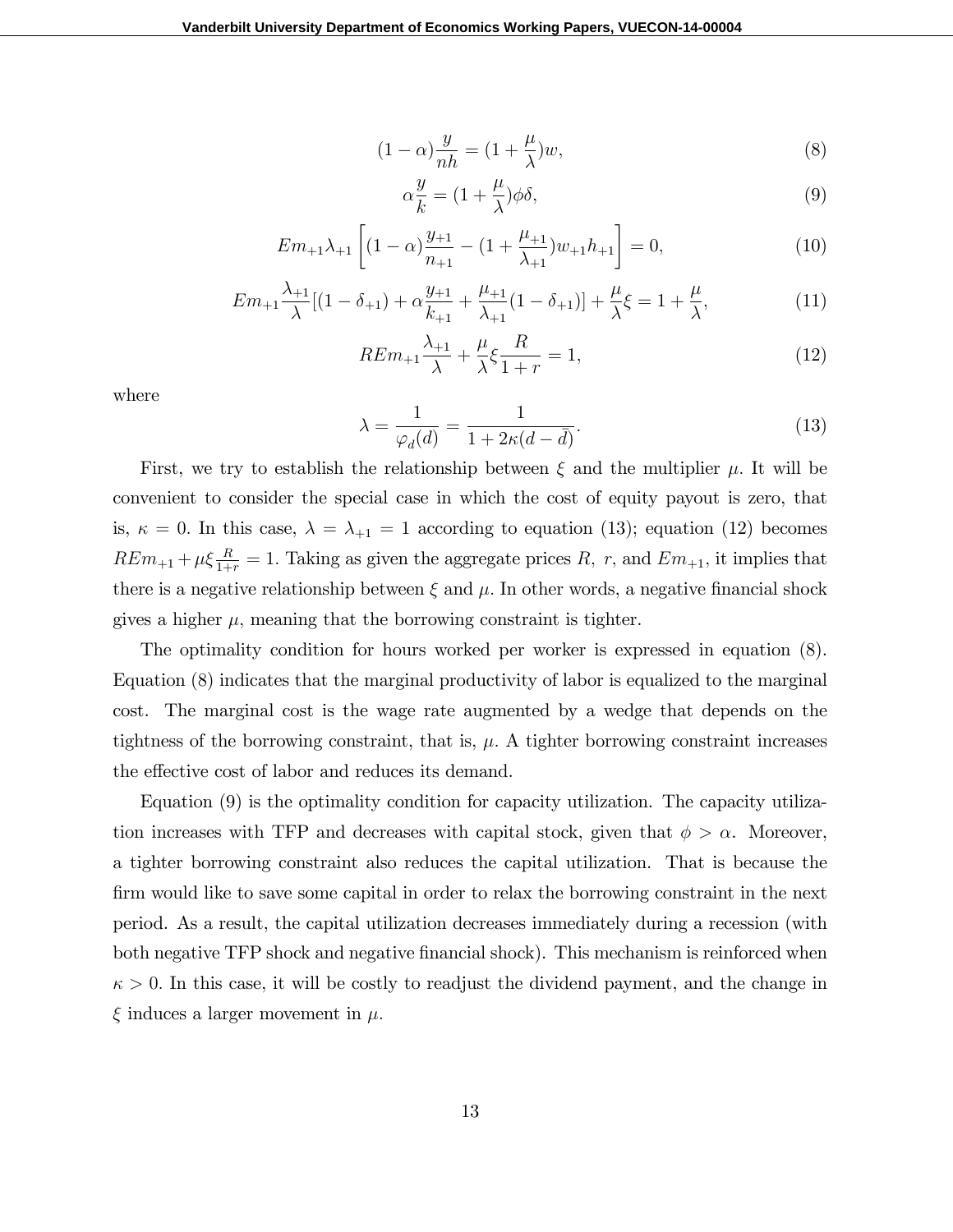$$(1-\alpha)\frac{y}{nh} = (1+\frac{\mu}{\lambda})w, \tag{8}$$

$$\alpha\frac{y}{k} = (1+\frac{\mu}{\lambda})\phi\delta, \tag{9}$$

$$Em_{+1}\lambda_{+1}\left[(1-\alpha)\frac{y_{+1}}{n_{+1}} - (1+\frac{\mu_{+1}}{\lambda_{+1}})w_{+1}h_{+1}\right] = 0, \tag{10}$$

$$Em_{+1}\frac{\lambda_{+1}}{\lambda}[(1-\delta_{+1}) + \alpha\frac{y_{+1}}{k_{+1}} + \frac{\mu_{+1}}{\lambda_{+1}}(1-\delta_{+1})] + \frac{\mu}{\lambda}\xi = 1 + \frac{\mu}{\lambda}, \tag{11}$$

$$REm_{+1}\frac{\lambda_{+1}}{\lambda} + \frac{\mu}{\lambda}\xi\frac{R}{1+r} = 1, \tag{12}$$

where

$$\lambda = \frac{1}{\varphi_d(d)} = \frac{1}{1+2\kappa(d-\bar{d})}. \tag{13}$$

First, we try to establish the relationship between $\xi$ and the multiplier $\mu$. It will be convenient to consider the special case in which the cost of equity payout is zero, that is, $\kappa = 0$. In this case, $\lambda = \lambda_{+1} = 1$ according to equation (13); equation (12) becomes $REm_{+1} + \mu\xi\frac{R}{1+r} = 1$. Taking as given the aggregate prices $R$, $r$, and $Em_{+1}$, it implies that there is a negative relationship between $\xi$ and $\mu$. In other words, a negative financial shock gives a higher $\mu$, meaning that the borrowing constraint is tighter.

The optimality condition for hours worked per worker is expressed in equation (8). Equation (8) indicates that the marginal productivity of labor is equalized to the marginal cost. The marginal cost is the wage rate augmented by a wedge that depends on the tightness of the borrowing constraint, that is, $\mu$. A tighter borrowing constraint increases the effective cost of labor and reduces its demand.

Equation (9) is the optimality condition for capacity utilization. The capacity utilization increases with TFP and decreases with capital stock, given that $\phi > \alpha$. Moreover, a tighter borrowing constraint also reduces the capital utilization. That is because the firm would like to save some capital in order to relax the borrowing constraint in the next period. As a result, the capital utilization decreases immediately during a recession (with both negative TFP shock and negative financial shock). This mechanism is reinforced when $\kappa > 0$. In this case, it will be costly to readjust the dividend payment, and the change in $\xi$ induces a larger movement in $\mu$.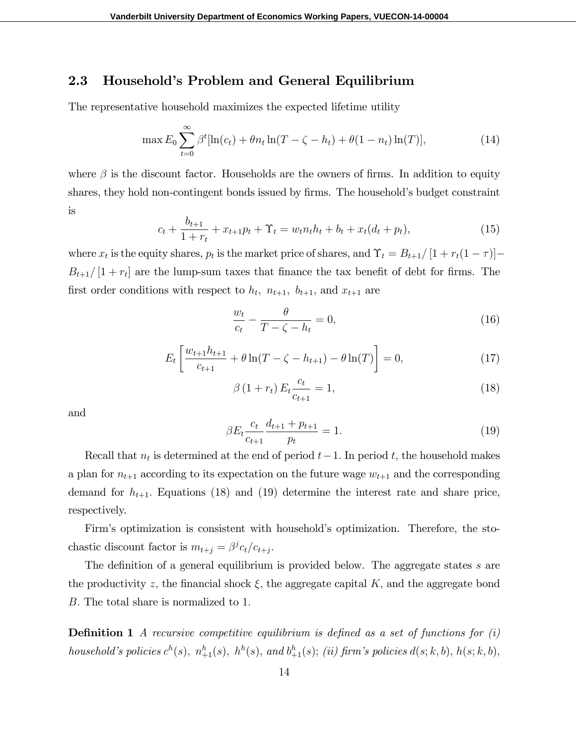## 2.3 Household's Problem and General Equilibrium

The representative household maximizes the expected lifetime utility

$$\max E_0 \sum_{t=0}^{\infty} \beta^t [\ln(c_t) + \theta n_t \ln(T - \zeta - h_t) + \theta(1 - n_t)\ln(T)], \tag{14}$$

where $\beta$ is the discount factor. Households are the owners of firms. In addition to equity shares, they hold non-contingent bonds issued by firms. The household's budget constraint is

$$c_t + \frac{b_{t+1}}{1 + r_t} + x_{t+1} p_t + \Upsilon_t = w_t n_t h_t + b_t + x_t (d_t + p_t), \tag{15}$$

where $x_t$ is the equity shares, $p_t$ is the market price of shares, and $\Upsilon_t = B_{t+1}/\left[1 + r_t(1 - \tau)\right] - B_{t+1}/\left[1 + r_t\right]$ are the lump-sum taxes that finance the tax benefit of debt for firms. The first order conditions with respect to $h_t$, $n_{t+1}$, $b_{t+1}$, and $x_{t+1}$ are

$$\frac{w_t}{c_t} - \frac{\theta}{T - \zeta - h_t} = 0, \tag{16}$$

$$E_t \left[ \frac{w_{t+1} h_{t+1}}{c_{t+1}} + \theta \ln(T - \zeta - h_{t+1}) - \theta \ln(T) \right] = 0, \tag{17}$$

$$\beta \left(1 + r_t\right) E_t \frac{c_t}{c_{t+1}} = 1, \tag{18}$$

and

$$\beta E_t \frac{c_t}{c_{t+1}} \frac{d_{t+1} + p_{t+1}}{p_t} = 1. \tag{19}$$

Recall that $n_t$ is determined at the end of period $t-1$. In period $t$, the household makes a plan for $n_{t+1}$ according to its expectation on the future wage $w_{t+1}$ and the corresponding demand for $h_{t+1}$. Equations (18) and (19) determine the interest rate and share price, respectively.

Firm's optimization is consistent with household's optimization. Therefore, the stochastic discount factor is $m_{t+j} = \beta^j c_t / c_{t+j}$.

The definition of a general equilibrium is provided below. The aggregate states $s$ are the productivity $z$, the financial shock $\xi$, the aggregate capital $K$, and the aggregate bond $B$. The total share is normalized to 1.

**Definition 1** *A recursive competitive equilibrium is defined as a set of functions for (i) household's policies $c^h(s)$, $n^h_{+1}(s)$, $h^h(s)$, and $b^h_{+1}(s)$; (ii) firm's policies $d(s; k, b)$, $h(s; k, b)$,*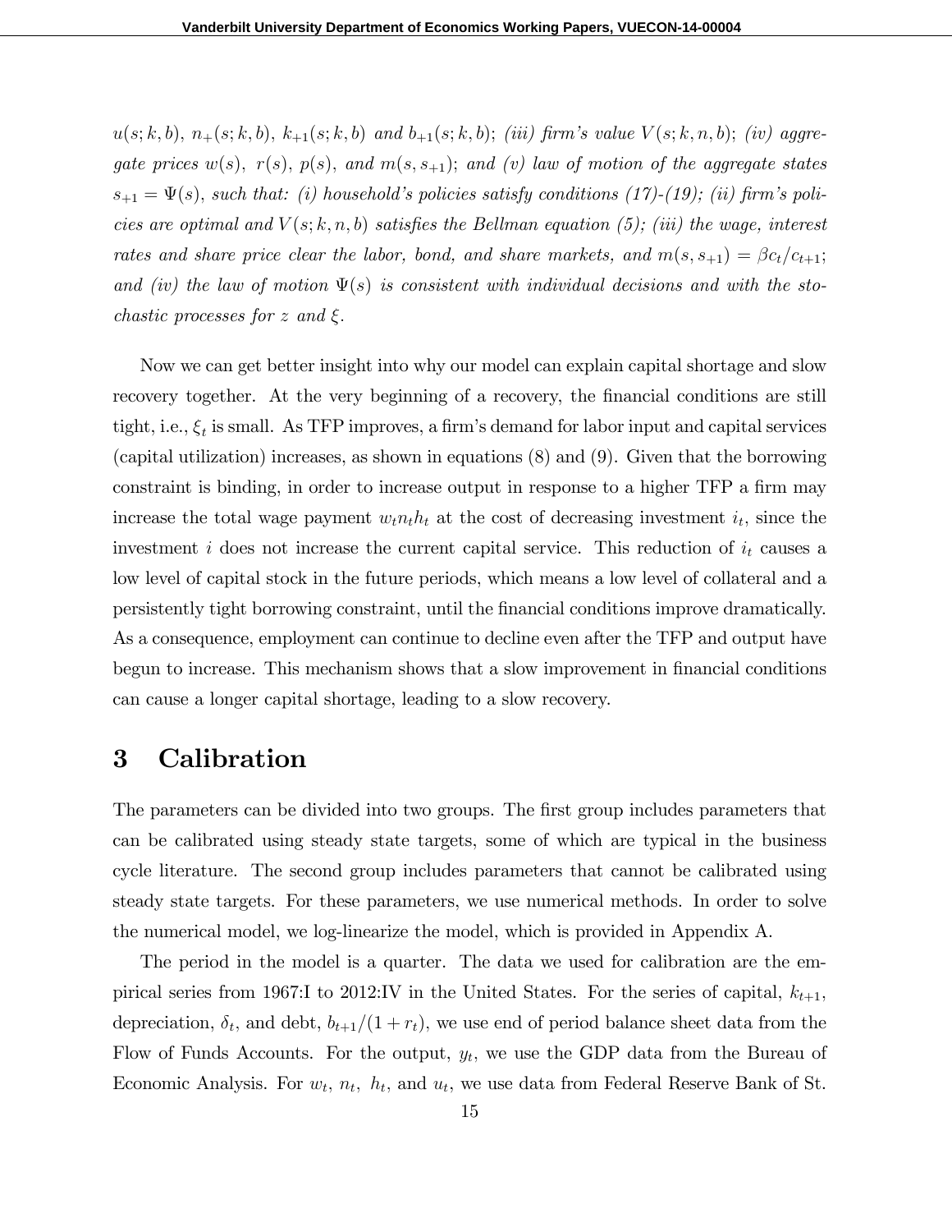*$u(s;k,b)$, $n_{+}(s;k,b)$, $k_{+1}(s;k,b)$ and $b_{+1}(s;k,b)$; (iii) firm's value $V(s;k,n,b)$; (iv) aggregate prices $w(s)$, $r(s)$, $p(s)$, and $m(s,s_{+1})$; and (v) law of motion of the aggregate states $s_{+1} = \Psi(s)$, such that: (i) household's policies satisfy conditions (17)-(19); (ii) firm's policies are optimal and $V(s;k,n,b)$ satisfies the Bellman equation (5); (iii) the wage, interest rates and share price clear the labor, bond, and share markets, and $m(s,s_{+1}) = \beta c_t/c_{t+1}$; and (iv) the law of motion $\Psi(s)$ is consistent with individual decisions and with the stochastic processes for $z$ and $\xi$.*

Now we can get better insight into why our model can explain capital shortage and slow recovery together. At the very beginning of a recovery, the financial conditions are still tight, i.e., $\xi_t$ is small. As TFP improves, a firm's demand for labor input and capital services (capital utilization) increases, as shown in equations (8) and (9). Given that the borrowing constraint is binding, in order to increase output in response to a higher TFP a firm may increase the total wage payment $w_t n_t h_t$ at the cost of decreasing investment $i_t$, since the investment $i$ does not increase the current capital service. This reduction of $i_t$ causes a low level of capital stock in the future periods, which means a low level of collateral and a persistently tight borrowing constraint, until the financial conditions improve dramatically. As a consequence, employment can continue to decline even after the TFP and output have begun to increase. This mechanism shows that a slow improvement in financial conditions can cause a longer capital shortage, leading to a slow recovery.

# 3 Calibration

The parameters can be divided into two groups. The first group includes parameters that can be calibrated using steady state targets, some of which are typical in the business cycle literature. The second group includes parameters that cannot be calibrated using steady state targets. For these parameters, we use numerical methods. In order to solve the numerical model, we log-linearize the model, which is provided in Appendix A.

The period in the model is a quarter. The data we used for calibration are the empirical series from 1967:I to 2012:IV in the United States. For the series of capital, $k_{t+1}$, depreciation, $\delta_t$, and debt, $b_{t+1}/(1+r_t)$, we use end of period balance sheet data from the Flow of Funds Accounts. For the output, $y_t$, we use the GDP data from the Bureau of Economic Analysis. For $w_t$, $n_t$, $h_t$, and $u_t$, we use data from Federal Reserve Bank of St.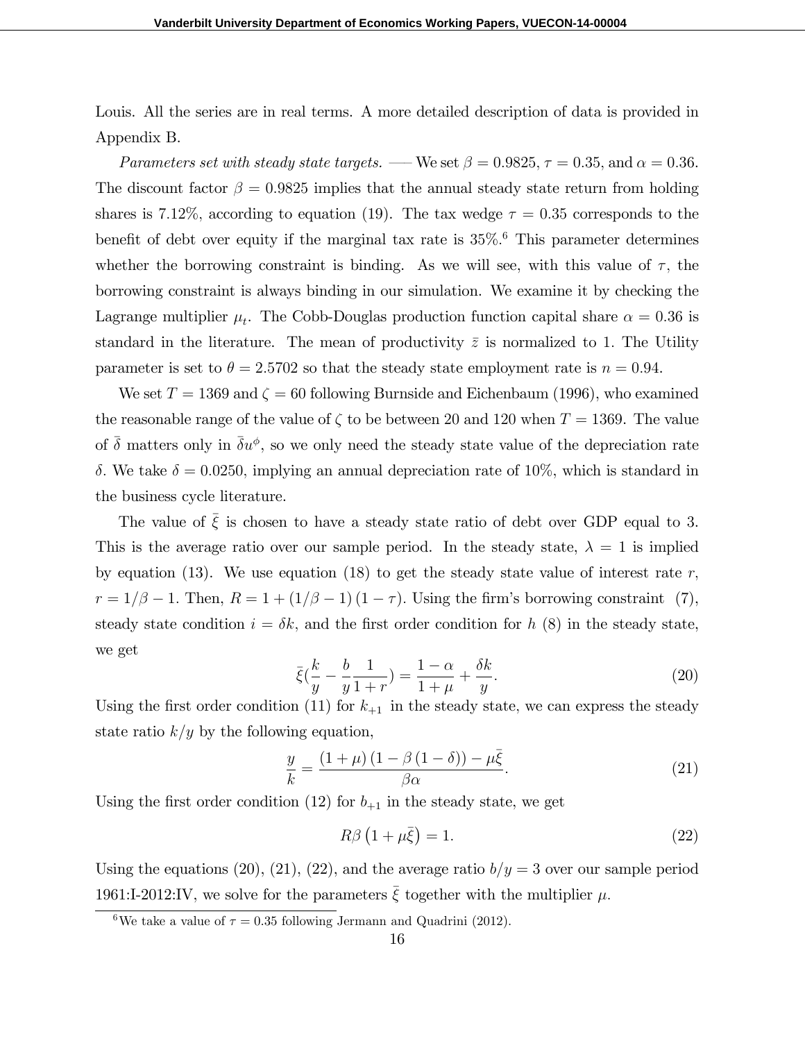Louis. All the series are in real terms. A more detailed description of data is provided in Appendix B.

*Parameters set with steady state targets.* — We set $\beta = 0.9825$, $\tau = 0.35$, and $\alpha = 0.36$. The discount factor $\beta = 0.9825$ implies that the annual steady state return from holding shares is 7.12%, according to equation (19). The tax wedge $\tau = 0.35$ corresponds to the benefit of debt over equity if the marginal tax rate is 35%.[6] This parameter determines whether the borrowing constraint is binding. As we will see, with this value of $\tau$, the borrowing constraint is always binding in our simulation. We examine it by checking the Lagrange multiplier $\mu_t$. The Cobb-Douglas production function capital share $\alpha = 0.36$ is standard in the literature. The mean of productivity $\bar{z}$ is normalized to 1. The Utility parameter is set to $\theta = 2.5702$ so that the steady state employment rate is $n = 0.94$.

We set $T = 1369$ and $\zeta = 60$ following Burnside and Eichenbaum (1996), who examined the reasonable range of the value of $\zeta$ to be between 20 and 120 when $T = 1369$. The value of $\bar{\delta}$ matters only in $\bar{\delta} u^{\phi}$, so we only need the steady state value of the depreciation rate $\delta$. We take $\delta = 0.0250$, implying an annual depreciation rate of 10%, which is standard in the business cycle literature.

The value of $\bar{\xi}$ is chosen to have a steady state ratio of debt over GDP equal to 3. This is the average ratio over our sample period. In the steady state, $\lambda = 1$ is implied by equation (13). We use equation (18) to get the steady state value of interest rate $r$, $r = 1/\beta - 1$. Then, $R = 1 + (1/\beta - 1)(1 - \tau)$. Using the firm's borrowing constraint (7), steady state condition $i = \delta k$, and the first order condition for $h$ (8) in the steady state, we get

$$\bar{\xi}\left(\frac{k}{y} - \frac{b}{y}\frac{1}{1+r}\right) = \frac{1-\alpha}{1+\mu} + \frac{\delta k}{y}. \tag{20}$$

Using the first order condition (11) for $k_{+1}$ in the steady state, we can express the steady state ratio $k/y$ by the following equation,

$$\frac{y}{k} = \frac{(1+\mu)(1-\beta(1-\delta)) - \mu\bar{\xi}}{\beta\alpha}. \tag{21}$$

Using the first order condition (12) for $b_{+1}$ in the steady state, we get

$$R\beta\left(1 + \mu\bar{\xi}\right) = 1. \tag{22}$$

Using the equations (20), (21), (22), and the average ratio $b/y = 3$ over our sample period 1961:I-2012:IV, we solve for the parameters $\bar{\xi}$ together with the multiplier $\mu$.

[6] We take a value of $\tau = 0.35$ following Jermann and Quadrini (2012).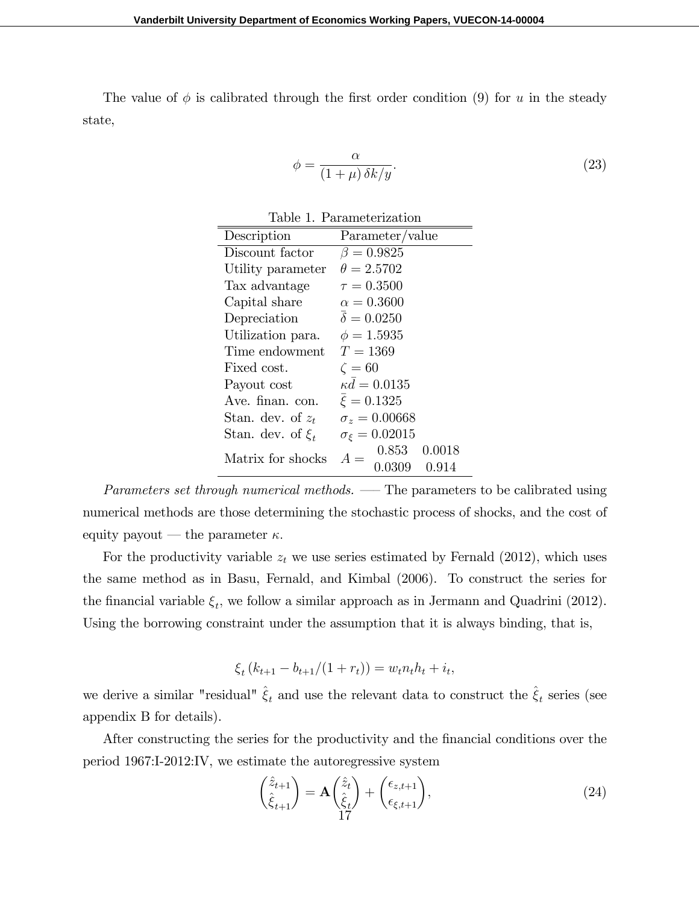The value of $\phi$ is calibrated through the first order condition (9) for $u$ in the steady state,

$$\phi = \frac{\alpha}{(1+\mu)\,\delta k/y}. \tag{23}$$

Table 1. Parameterization

| Description | Parameter/value |
|---|---|
| Discount factor | $\beta = 0.9825$ |
| Utility parameter | $\theta = 2.5702$ |
| Tax advantage | $\tau = 0.3500$ |
| Capital share | $\alpha = 0.3600$ |
| Depreciation | $\bar{\delta} = 0.0250$ |
| Utilization para. | $\phi = 1.5935$ |
| Time endowment | $T = 1369$ |
| Fixed cost. | $\zeta = 60$ |
| Payout cost | $\kappa \bar{d} = 0.0135$ |
| Ave. finan. con. | $\bar{\xi} = 0.1325$ |
| Stan. dev. of $z_t$ | $\sigma_z = 0.00668$ |
| Stan. dev. of $\xi_t$ | $\sigma_\xi = 0.02015$ |
| Matrix for shocks | $A = \begin{matrix} 0.853 & 0.0018 \\ 0.0309 & 0.914 \end{matrix}$ |

*Parameters set through numerical methods.* —— The parameters to be calibrated using numerical methods are those determining the stochastic process of shocks, and the cost of equity payout — the parameter $\kappa$.

For the productivity variable $z_t$ we use series estimated by Fernald (2012), which uses the same method as in Basu, Fernald, and Kimbal (2006). To construct the series for the financial variable $\xi_t$, we follow a similar approach as in Jermann and Quadrini (2012). Using the borrowing constraint under the assumption that it is always binding, that is,

$$\xi_t \left(k_{t+1} - b_{t+1}/(1+r_t)\right) = w_t n_t h_t + i_t,$$

we derive a similar "residual" $\hat{\xi}_t$ and use the relevant data to construct the $\hat{\xi}_t$ series (see appendix B for details).

After constructing the series for the productivity and the financial conditions over the period 1967:I-2012:IV, we estimate the autoregressive system

$$\begin{pmatrix} \hat{z}_{t+1} \\ \hat{\xi}_{t+1} \end{pmatrix} = \mathbf{A} \begin{pmatrix} \hat{z}_t \\ \hat{\xi}_t \end{pmatrix} + \begin{pmatrix} \epsilon_{z,t+1} \\ \epsilon_{\xi,t+1} \end{pmatrix}, \tag{24}$$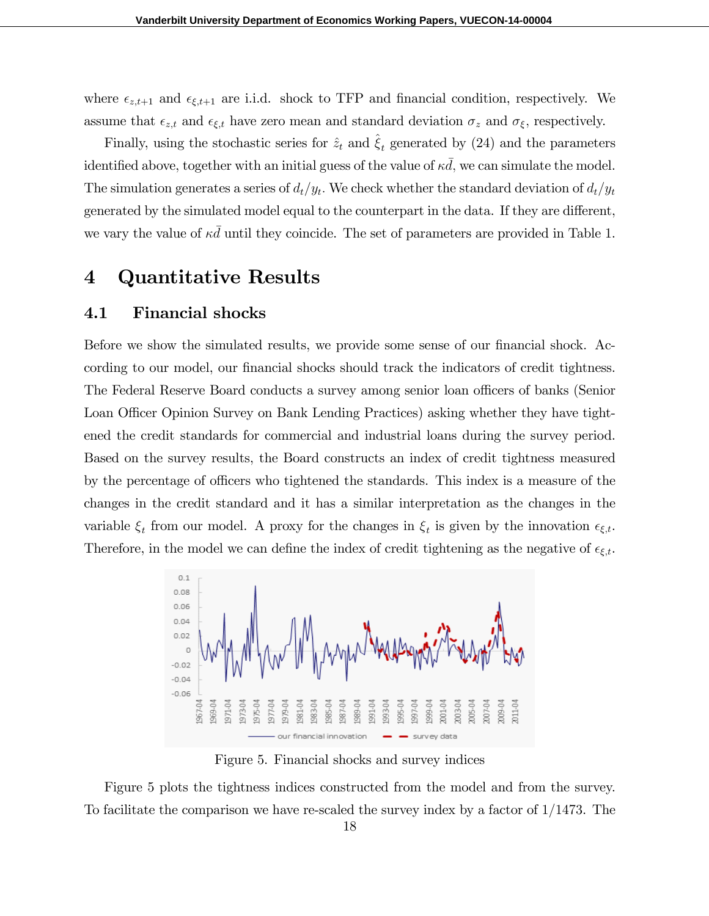where $\epsilon_{z,t+1}$ and $\epsilon_{\xi,t+1}$ are i.i.d. shock to TFP and financial condition, respectively. We assume that $\epsilon_{z,t}$ and $\epsilon_{\xi,t}$ have zero mean and standard deviation $\sigma_z$ and $\sigma_\xi$, respectively.

Finally, using the stochastic series for $\hat{z}_t$ and $\hat{\xi}_t$ generated by (24) and the parameters identified above, together with an initial guess of the value of $\kappa\bar{d}$, we can simulate the model. The simulation generates a series of $d_t/y_t$. We check whether the standard deviation of $d_t/y_t$ generated by the simulated model equal to the counterpart in the data. If they are different, we vary the value of $\kappa\bar{d}$ until they coincide. The set of parameters are provided in Table 1.

# 4 Quantitative Results

## 4.1 Financial shocks

Before we show the simulated results, we provide some sense of our financial shock. According to our model, our financial shocks should track the indicators of credit tightness. The Federal Reserve Board conducts a survey among senior loan officers of banks (Senior Loan Officer Opinion Survey on Bank Lending Practices) asking whether they have tightened the credit standards for commercial and industrial loans during the survey period. Based on the survey results, the Board constructs an index of credit tightness measured by the percentage of officers who tightened the standards. This index is a measure of the changes in the credit standard and it has a similar interpretation as the changes in the variable $\xi_t$ from our model. A proxy for the changes in $\xi_t$ is given by the innovation $\epsilon_{\xi,t}$. Therefore, in the model we can define the index of credit tightening as the negative of $\epsilon_{\xi,t}$.

Figure 5. Financial shocks and survey indices

Figure 5 plots the tightness indices constructed from the model and from the survey. To facilitate the comparison we have re-scaled the survey index by a factor of 1/1473. The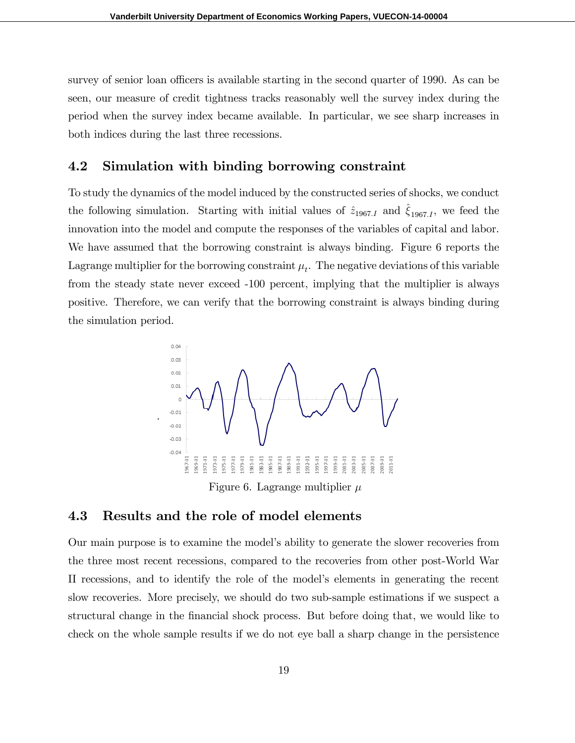survey of senior loan officers is available starting in the second quarter of 1990. As can be seen, our measure of credit tightness tracks reasonably well the survey index during the period when the survey index became available. In particular, we see sharp increases in both indices during the last three recessions.

## 4.2 Simulation with binding borrowing constraint

To study the dynamics of the model induced by the constructed series of shocks, we conduct the following simulation. Starting with initial values of $\hat{z}_{1967.I}$ and $\hat{\xi}_{1967.I}$, we feed the innovation into the model and compute the responses of the variables of capital and labor. We have assumed that the borrowing constraint is always binding. Figure 6 reports the Lagrange multiplier for the borrowing constraint $\mu_t$. The negative deviations of this variable from the steady state never exceed -100 percent, implying that the multiplier is always positive. Therefore, we can verify that the borrowing constraint is always binding during the simulation period.

Figure 6. Lagrange multiplier $\mu$

## 4.3 Results and the role of model elements

Our main purpose is to examine the model's ability to generate the slower recoveries from the three most recent recessions, compared to the recoveries from other post-World War II recessions, and to identify the role of the model's elements in generating the recent slow recoveries. More precisely, we should do two sub-sample estimations if we suspect a structural change in the financial shock process. But before doing that, we would like to check on the whole sample results if we do not eye ball a sharp change in the persistence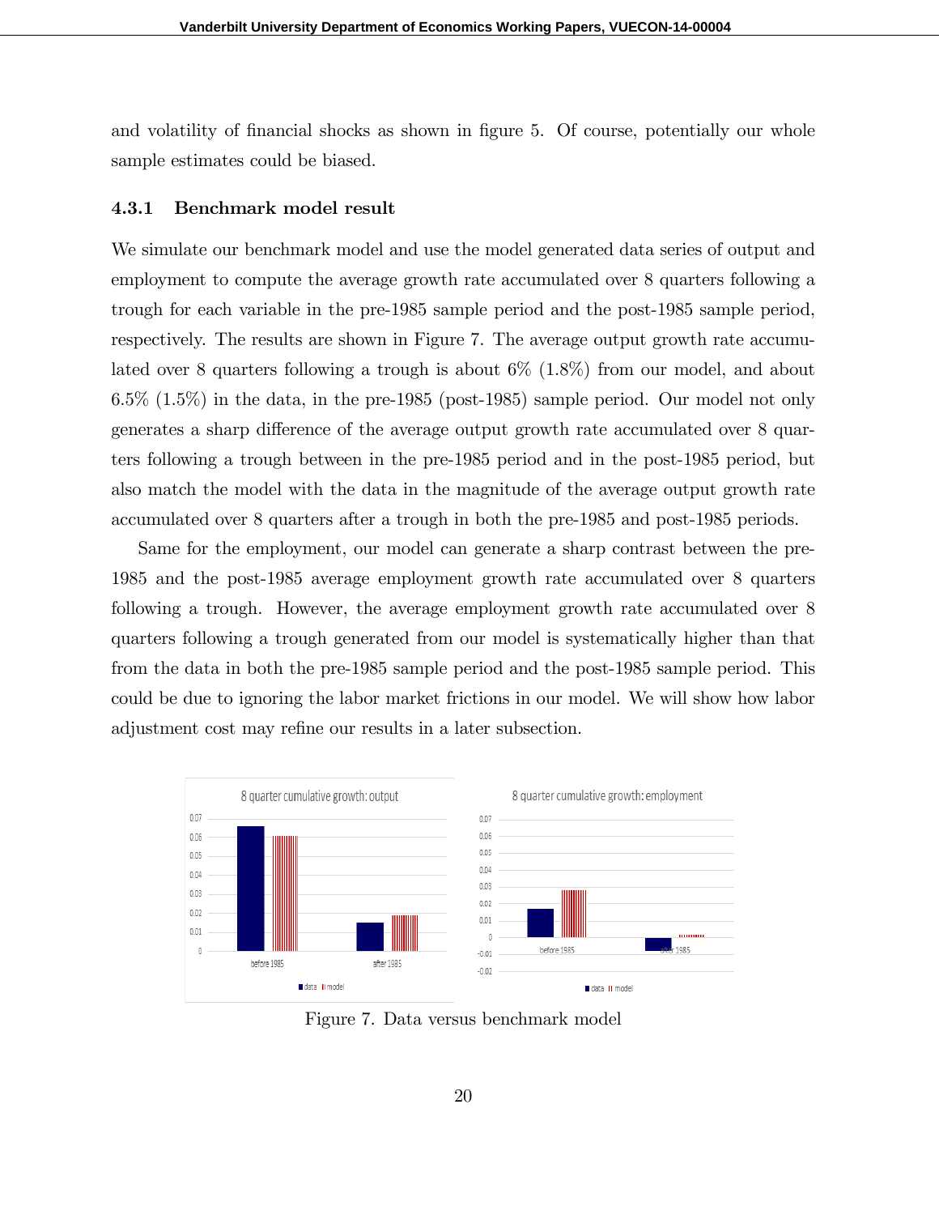and volatility of financial shocks as shown in figure 5. Of course, potentially our whole sample estimates could be biased.

#### 4.3.1 Benchmark model result

We simulate our benchmark model and use the model generated data series of output and employment to compute the average growth rate accumulated over 8 quarters following a trough for each variable in the pre-1985 sample period and the post-1985 sample period, respectively. The results are shown in Figure 7. The average output growth rate accumulated over 8 quarters following a trough is about 6% (1.8%) from our model, and about 6.5% (1.5%) in the data, in the pre-1985 (post-1985) sample period. Our model not only generates a sharp difference of the average output growth rate accumulated over 8 quarters following a trough between in the pre-1985 period and in the post-1985 period, but also match the model with the data in the magnitude of the average output growth rate accumulated over 8 quarters after a trough in both the pre-1985 and post-1985 periods.

Same for the employment, our model can generate a sharp contrast between the pre-1985 and the post-1985 average employment growth rate accumulated over 8 quarters following a trough. However, the average employment growth rate accumulated over 8 quarters following a trough generated from our model is systematically higher than that from the data in both the pre-1985 sample period and the post-1985 sample period. This could be due to ignoring the labor market frictions in our model. We will show how labor adjustment cost may refine our results in a later subsection.

Figure 7. Data versus benchmark model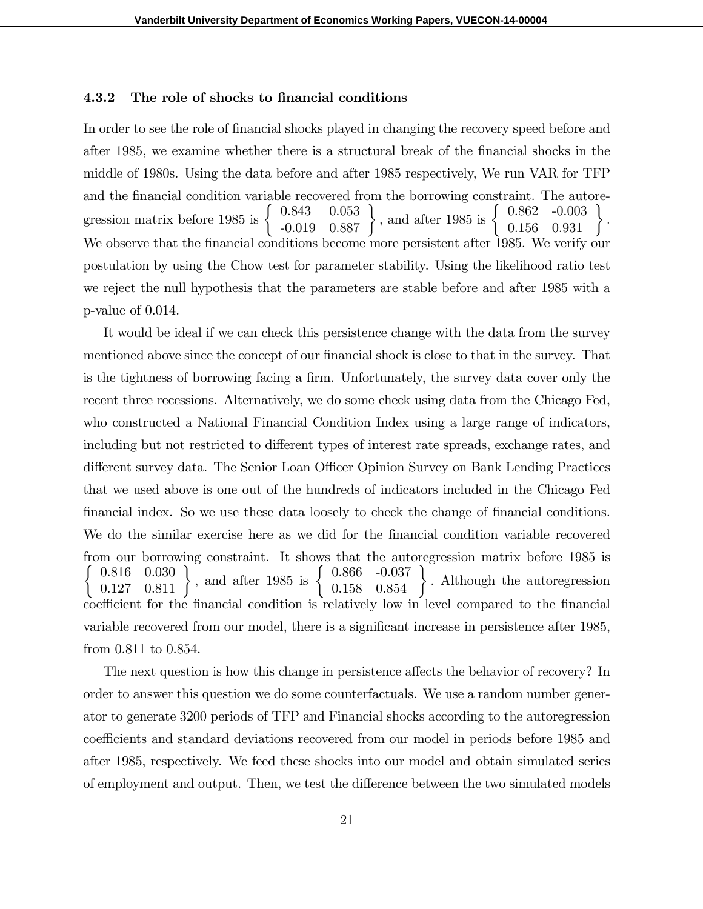### 4.3.2 The role of shocks to financial conditions

In order to see the role of financial shocks played in changing the recovery speed before and after 1985, we examine whether there is a structural break of the financial shocks in the middle of 1980s. Using the data before and after 1985 respectively, We run VAR for TFP and the financial condition variable recovered from the borrowing constraint. The autoregression matrix before 1985 is $\left\{ \begin{array}{cc} 0.843 & 0.053 \\ -0.019 & 0.887 \end{array} \right\}$, and after 1985 is $\left\{ \begin{array}{cc} 0.862 & -0.003 \\ 0.156 & 0.931 \end{array} \right\}$. We observe that the financial conditions become more persistent after 1985. We verify our postulation by using the Chow test for parameter stability. Using the likelihood ratio test we reject the null hypothesis that the parameters are stable before and after 1985 with a p-value of 0.014.

It would be ideal if we can check this persistence change with the data from the survey mentioned above since the concept of our financial shock is close to that in the survey. That is the tightness of borrowing facing a firm. Unfortunately, the survey data cover only the recent three recessions. Alternatively, we do some check using data from the Chicago Fed, who constructed a National Financial Condition Index using a large range of indicators, including but not restricted to different types of interest rate spreads, exchange rates, and different survey data. The Senior Loan Officer Opinion Survey on Bank Lending Practices that we used above is one out of the hundreds of indicators included in the Chicago Fed financial index. So we use these data loosely to check the change of financial conditions. We do the similar exercise here as we did for the financial condition variable recovered from our borrowing constraint. It shows that the autoregression matrix before 1985 is $\left\{ \begin{array}{cc} 0.816 & 0.030 \\ 0.127 & 0.811 \end{array} \right\}$, and after 1985 is $\left\{ \begin{array}{cc} 0.866 & -0.037 \\ 0.158 & 0.854 \end{array} \right\}$. Although the autoregression coefficient for the financial condition is relatively low in level compared to the financial variable recovered from our model, there is a significant increase in persistence after 1985, from 0.811 to 0.854.

The next question is how this change in persistence affects the behavior of recovery? In order to answer this question we do some counterfactuals. We use a random number generator to generate 3200 periods of TFP and Financial shocks according to the autoregression coefficients and standard deviations recovered from our model in periods before 1985 and after 1985, respectively. We feed these shocks into our model and obtain simulated series of employment and output. Then, we test the difference between the two simulated models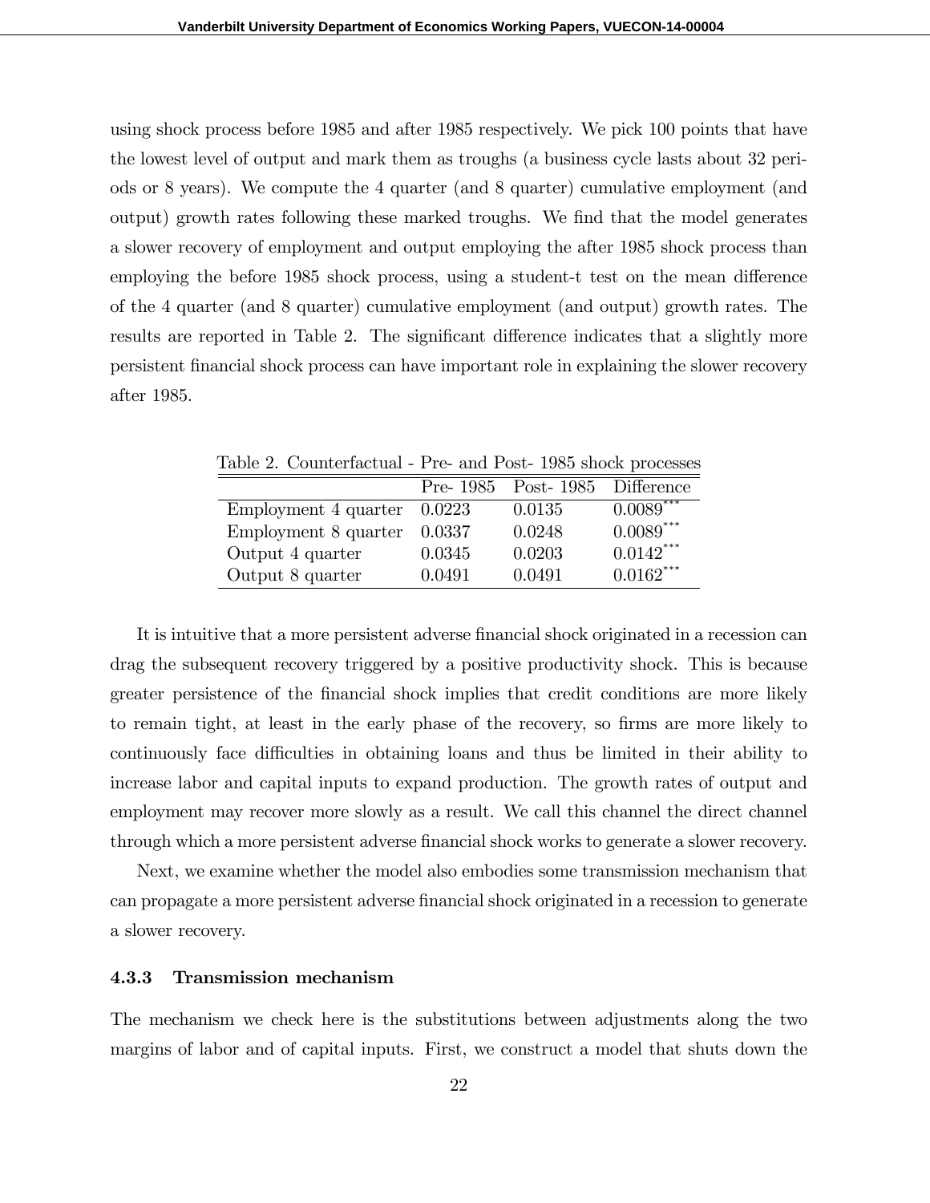using shock process before 1985 and after 1985 respectively. We pick 100 points that have the lowest level of output and mark them as troughs (a business cycle lasts about 32 periods or 8 years). We compute the 4 quarter (and 8 quarter) cumulative employment (and output) growth rates following these marked troughs. We find that the model generates a slower recovery of employment and output employing the after 1985 shock process than employing the before 1985 shock process, using a student-t test on the mean difference of the 4 quarter (and 8 quarter) cumulative employment (and output) growth rates. The results are reported in Table 2. The significant difference indicates that a slightly more persistent financial shock process can have important role in explaining the slower recovery after 1985.

Table 2. Counterfactual - Pre- and Post- 1985 shock processes

| | Pre- 1985 | Post- 1985 | Difference |
|---|---|---|---|
| Employment 4 quarter | 0.0223 | 0.0135 | 0.0089*** |
| Employment 8 quarter | 0.0337 | 0.0248 | 0.0089*** |
| Output 4 quarter | 0.0345 | 0.0203 | 0.0142*** |
| Output 8 quarter | 0.0491 | 0.0491 | 0.0162*** |

It is intuitive that a more persistent adverse financial shock originated in a recession can drag the subsequent recovery triggered by a positive productivity shock. This is because greater persistence of the financial shock implies that credit conditions are more likely to remain tight, at least in the early phase of the recovery, so firms are more likely to continuously face difficulties in obtaining loans and thus be limited in their ability to increase labor and capital inputs to expand production. The growth rates of output and employment may recover more slowly as a result. We call this channel the direct channel through which a more persistent adverse financial shock works to generate a slower recovery.

Next, we examine whether the model also embodies some transmission mechanism that can propagate a more persistent adverse financial shock originated in a recession to generate a slower recovery.

#### 4.3.3 Transmission mechanism

The mechanism we check here is the substitutions between adjustments along the two margins of labor and of capital inputs. First, we construct a model that shuts down the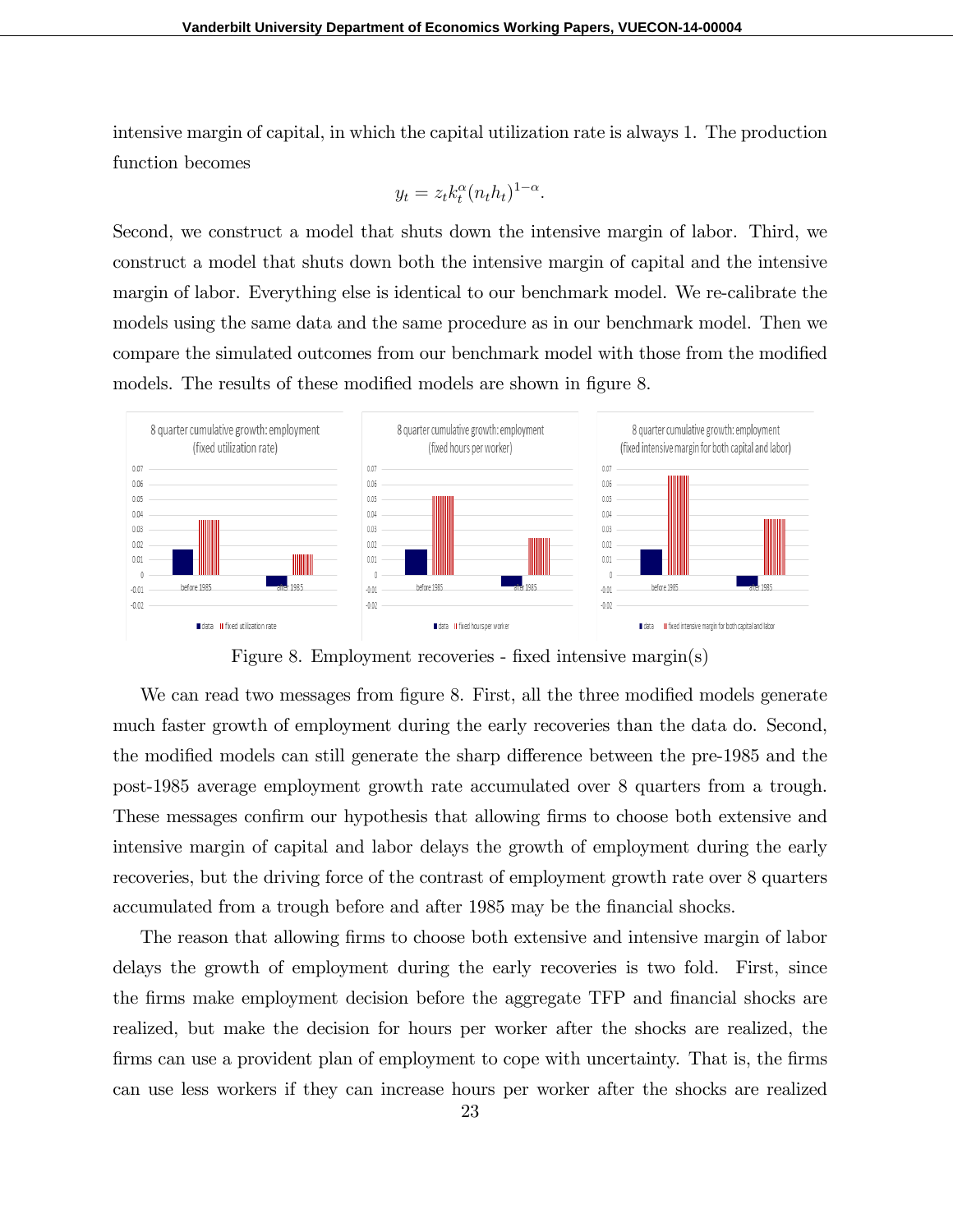intensive margin of capital, in which the capital utilization rate is always 1. The production function becomes

$$y_t = z_t k_t^{\alpha} (n_t h_t)^{1-\alpha}.$$

Second, we construct a model that shuts down the intensive margin of labor. Third, we construct a model that shuts down both the intensive margin of capital and the intensive margin of labor. Everything else is identical to our benchmark model. We re-calibrate the models using the same data and the same procedure as in our benchmark model. Then we compare the simulated outcomes from our benchmark model with those from the modified models. The results of these modified models are shown in figure 8.

Figure 8. Employment recoveries - fixed intensive margin(s)

We can read two messages from figure 8. First, all the three modified models generate much faster growth of employment during the early recoveries than the data do. Second, the modified models can still generate the sharp difference between the pre-1985 and the post-1985 average employment growth rate accumulated over 8 quarters from a trough. These messages confirm our hypothesis that allowing firms to choose both extensive and intensive margin of capital and labor delays the growth of employment during the early recoveries, but the driving force of the contrast of employment growth rate over 8 quarters accumulated from a trough before and after 1985 may be the financial shocks.

The reason that allowing firms to choose both extensive and intensive margin of labor delays the growth of employment during the early recoveries is two fold. First, since the firms make employment decision before the aggregate TFP and financial shocks are realized, but make the decision for hours per worker after the shocks are realized, the firms can use a provident plan of employment to cope with uncertainty. That is, the firms can use less workers if they can increase hours per worker after the shocks are realized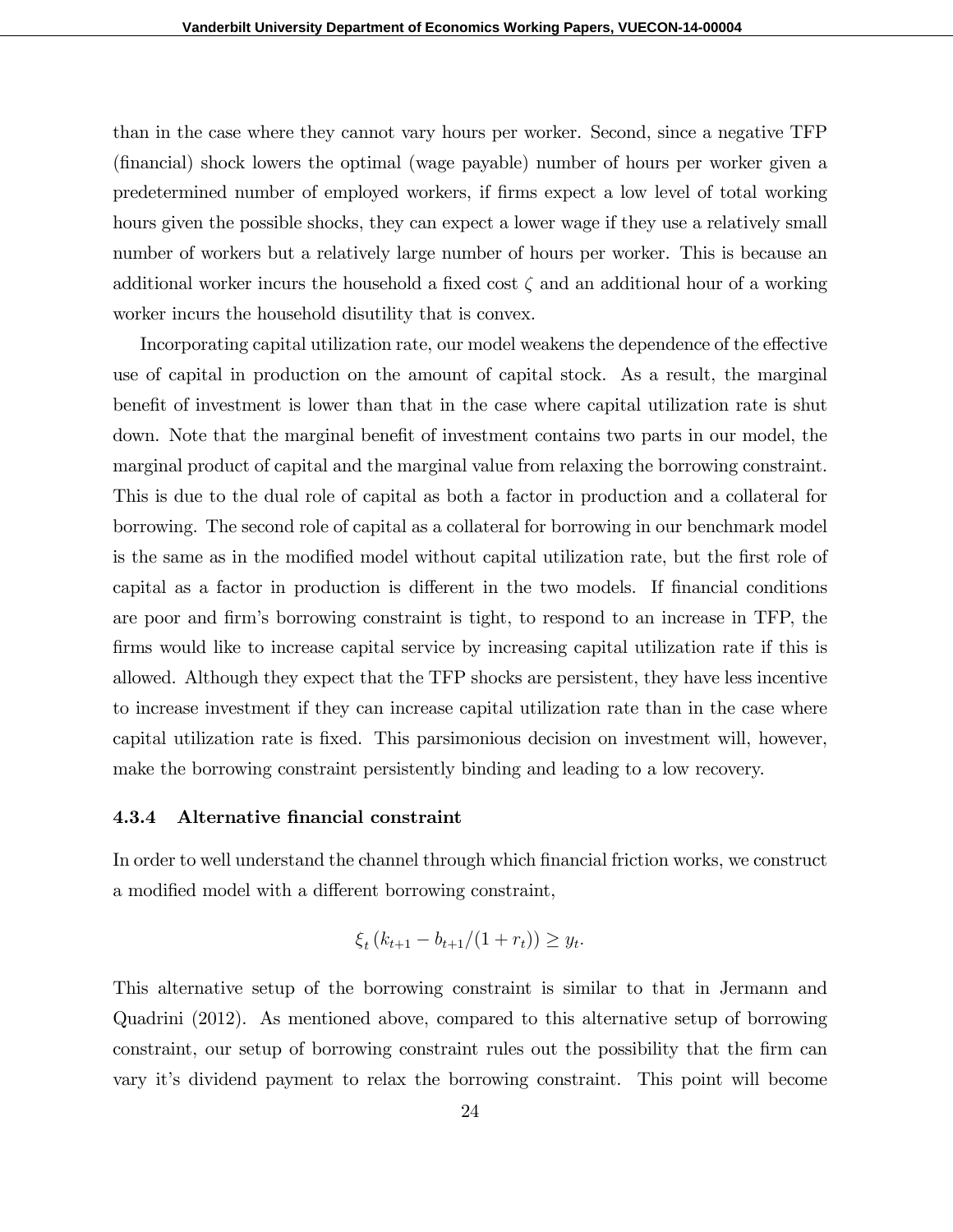than in the case where they cannot vary hours per worker. Second, since a negative TFP (financial) shock lowers the optimal (wage payable) number of hours per worker given a predetermined number of employed workers, if firms expect a low level of total working hours given the possible shocks, they can expect a lower wage if they use a relatively small number of workers but a relatively large number of hours per worker. This is because an additional worker incurs the household a fixed cost $\zeta$ and an additional hour of a working worker incurs the household disutility that is convex.

Incorporating capital utilization rate, our model weakens the dependence of the effective use of capital in production on the amount of capital stock. As a result, the marginal benefit of investment is lower than that in the case where capital utilization rate is shut down. Note that the marginal benefit of investment contains two parts in our model, the marginal product of capital and the marginal value from relaxing the borrowing constraint. This is due to the dual role of capital as both a factor in production and a collateral for borrowing. The second role of capital as a collateral for borrowing in our benchmark model is the same as in the modified model without capital utilization rate, but the first role of capital as a factor in production is different in the two models. If financial conditions are poor and firm's borrowing constraint is tight, to respond to an increase in TFP, the firms would like to increase capital service by increasing capital utilization rate if this is allowed. Although they expect that the TFP shocks are persistent, they have less incentive to increase investment if they can increase capital utilization rate than in the case where capital utilization rate is fixed. This parsimonious decision on investment will, however, make the borrowing constraint persistently binding and leading to a low recovery.

#### 4.3.4 Alternative financial constraint

In order to well understand the channel through which financial friction works, we construct a modified model with a different borrowing constraint,

$$\xi_t \left( k_{t+1} - b_{t+1}/(1 + r_t) \right) \geq y_t.$$

This alternative setup of the borrowing constraint is similar to that in Jermann and Quadrini (2012). As mentioned above, compared to this alternative setup of borrowing constraint, our setup of borrowing constraint rules out the possibility that the firm can vary it's dividend payment to relax the borrowing constraint. This point will become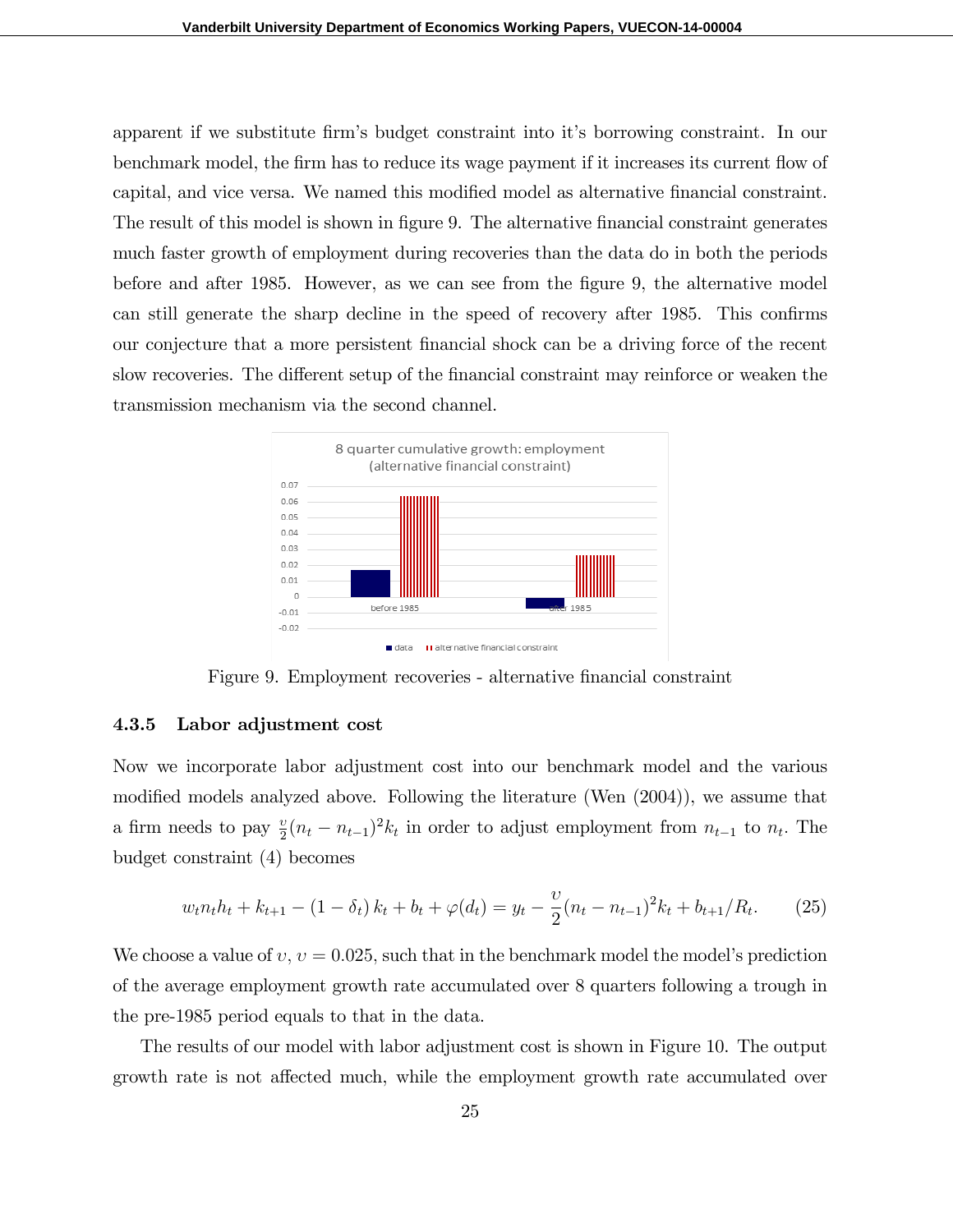apparent if we substitute firm's budget constraint into it's borrowing constraint. In our benchmark model, the firm has to reduce its wage payment if it increases its current flow of capital, and vice versa. We named this modified model as alternative financial constraint. The result of this model is shown in figure 9. The alternative financial constraint generates much faster growth of employment during recoveries than the data do in both the periods before and after 1985. However, as we can see from the figure 9, the alternative model can still generate the sharp decline in the speed of recovery after 1985. This confirms our conjecture that a more persistent financial shock can be a driving force of the recent slow recoveries. The different setup of the financial constraint may reinforce or weaken the transmission mechanism via the second channel.

Figure 9. Employment recoveries - alternative financial constraint

### 4.3.5 Labor adjustment cost

Now we incorporate labor adjustment cost into our benchmark model and the various modified models analyzed above. Following the literature (Wen (2004)), we assume that a firm needs to pay $\frac{\upsilon}{2}(n_t - n_{t-1})^2 k_t$ in order to adjust employment from $n_{t-1}$ to $n_t$. The budget constraint (4) becomes

$$w_t n_t h_t + k_{t+1} - (1 - \delta_t) k_t + b_t + \varphi(d_t) = y_t - \frac{\upsilon}{2}(n_t - n_{t-1})^2 k_t + b_{t+1}/R_t. \tag{25}$$

We choose a value of $\upsilon$, $\upsilon = 0.025$, such that in the benchmark model the model's prediction of the average employment growth rate accumulated over 8 quarters following a trough in the pre-1985 period equals to that in the data.

The results of our model with labor adjustment cost is shown in Figure 10. The output growth rate is not affected much, while the employment growth rate accumulated over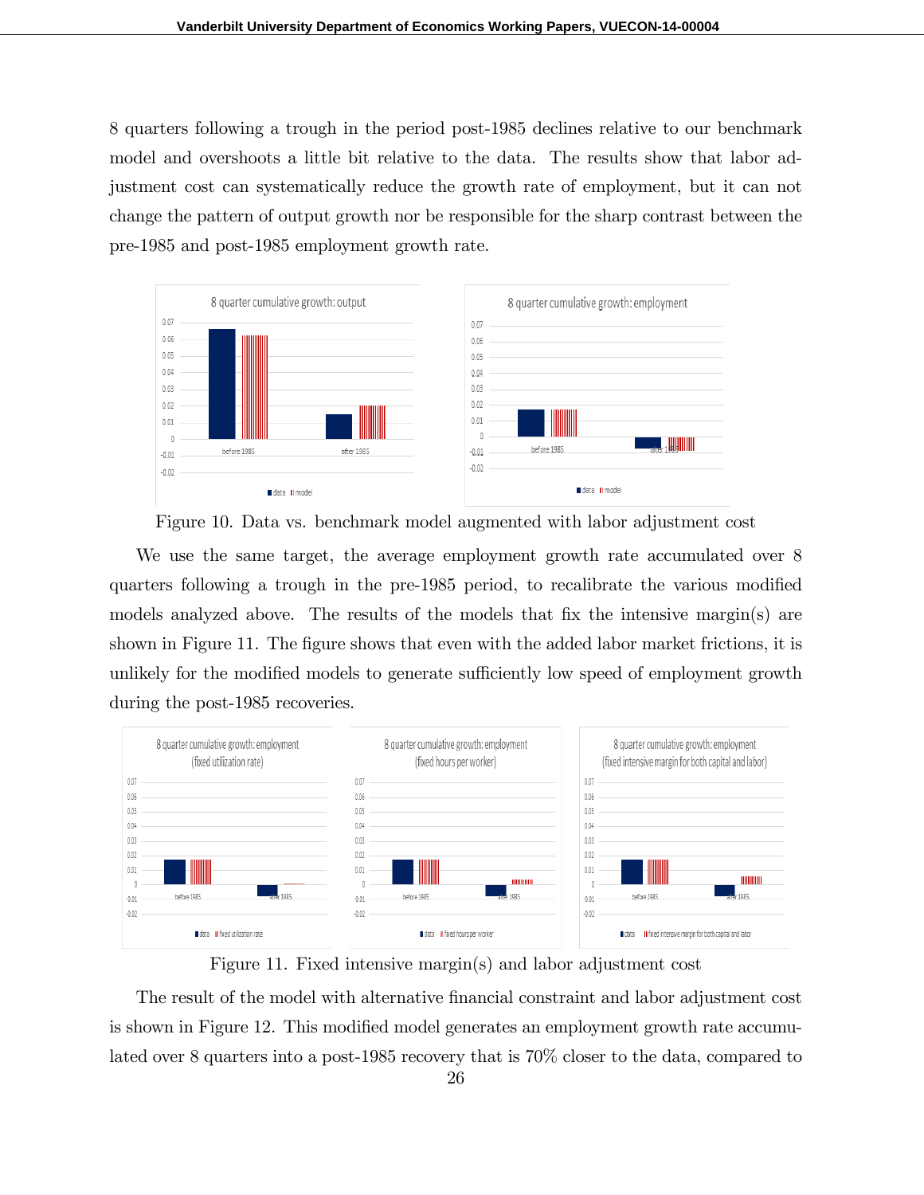8 quarters following a trough in the period post-1985 declines relative to our benchmark model and overshoots a little bit relative to the data. The results show that labor adjustment cost can systematically reduce the growth rate of employment, but it can not change the pattern of output growth nor be responsible for the sharp contrast between the pre-1985 and post-1985 employment growth rate.

Figure 10. Data vs. benchmark model augmented with labor adjustment cost

We use the same target, the average employment growth rate accumulated over 8 quarters following a trough in the pre-1985 period, to recalibrate the various modified models analyzed above. The results of the models that fix the intensive margin(s) are shown in Figure 11. The figure shows that even with the added labor market frictions, it is unlikely for the modified models to generate sufficiently low speed of employment growth during the post-1985 recoveries.

Figure 11. Fixed intensive margin(s) and labor adjustment cost

The result of the model with alternative financial constraint and labor adjustment cost is shown in Figure 12. This modified model generates an employment growth rate accumulated over 8 quarters into a post-1985 recovery that is 70% closer to the data, compared to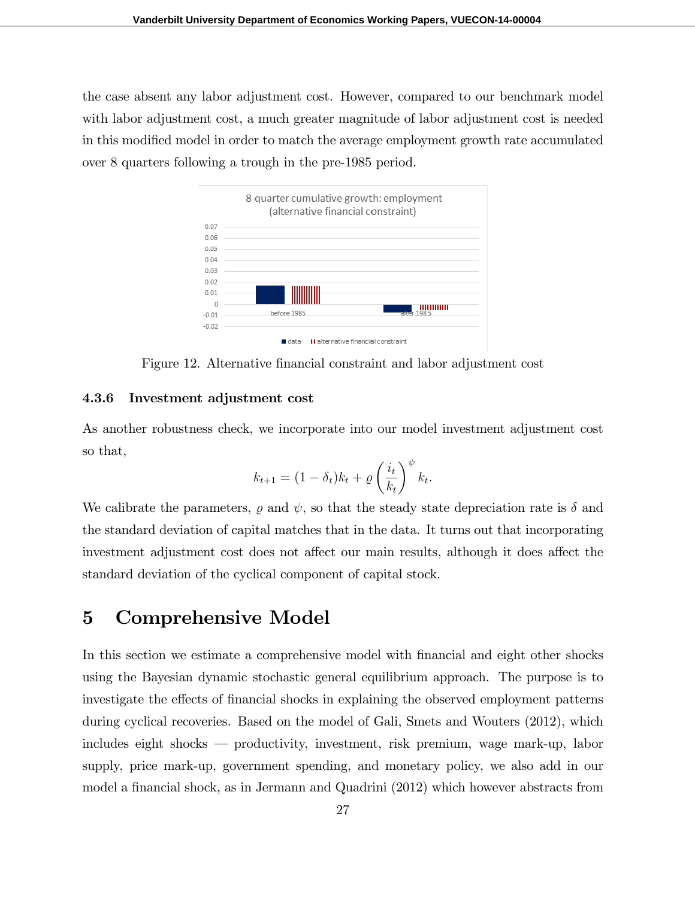the case absent any labor adjustment cost. However, compared to our benchmark model with labor adjustment cost, a much greater magnitude of labor adjustment cost is needed in this modified model in order to match the average employment growth rate accumulated over 8 quarters following a trough in the pre-1985 period.

Figure 12. Alternative financial constraint and labor adjustment cost

### 4.3.6 Investment adjustment cost

As another robustness check, we incorporate into our model investment adjustment cost so that,

$$k_{t+1} = (1 - \delta_t)k_t + \varrho \left(\frac{i_t}{k_t}\right)^{\psi} k_t.$$

We calibrate the parameters, $\varrho$ and $\psi$, so that the steady state depreciation rate is $\delta$ and the standard deviation of capital matches that in the data. It turns out that incorporating investment adjustment cost does not affect our main results, although it does affect the standard deviation of the cyclical component of capital stock.

## 5 Comprehensive Model

In this section we estimate a comprehensive model with financial and eight other shocks using the Bayesian dynamic stochastic general equilibrium approach. The purpose is to investigate the effects of financial shocks in explaining the observed employment patterns during cyclical recoveries. Based on the model of Gali, Smets and Wouters (2012), which includes eight shocks — productivity, investment, risk premium, wage mark-up, labor supply, price mark-up, government spending, and monetary policy, we also add in our model a financial shock, as in Jermann and Quadrini (2012) which however abstracts from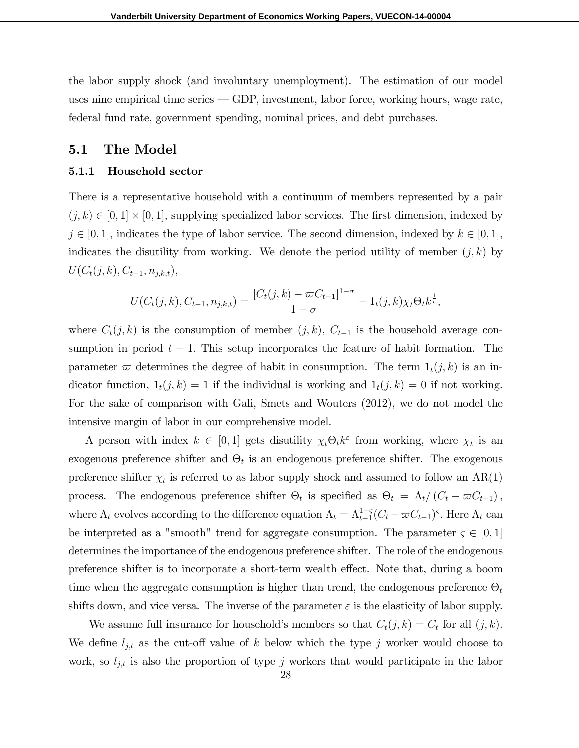the labor supply shock (and involuntary unemployment). The estimation of our model uses nine empirical time series — GDP, investment, labor force, working hours, wage rate, federal fund rate, government spending, nominal prices, and debt purchases.

## 5.1 The Model

### 5.1.1 Household sector

There is a representative household with a continuum of members represented by a pair $(j, k) \in [0, 1] \times [0, 1]$, supplying specialized labor services. The first dimension, indexed by $j \in [0, 1]$, indicates the type of labor service. The second dimension, indexed by $k \in [0, 1]$, indicates the disutility from working. We denote the period utility of member $(j, k)$ by $U(C_t(j, k), C_{t-1}, n_{j,k,t})$,

$$U(C_t(j,k), C_{t-1}, n_{j,k,t}) = \frac{[C_t(j,k) - \varpi C_{t-1}]^{1-\sigma}}{1-\sigma} - 1_t(j,k)\chi_t \Theta_t k^{\frac{1}{\epsilon}},$$

where $C_t(j, k)$ is the consumption of member $(j, k)$, $C_{t-1}$ is the household average consumption in period $t - 1$. This setup incorporates the feature of habit formation. The parameter $\varpi$ determines the degree of habit in consumption. The term $1_t(j, k)$ is an indicator function, $1_t(j, k) = 1$ if the individual is working and $1_t(j, k) = 0$ if not working. For the sake of comparison with Gali, Smets and Wouters (2012), we do not model the intensive margin of labor in our comprehensive model.

A person with index $k \in [0, 1]$ gets disutility $\chi_t \Theta_t k^{\varepsilon}$ from working, where $\chi_t$ is an exogenous preference shifter and $\Theta_t$ is an endogenous preference shifter. The exogenous preference shifter $\chi_t$ is referred to as labor supply shock and assumed to follow an AR(1) process. The endogenous preference shifter $\Theta_t$ is specified as $\Theta_t = \Lambda_t / (C_t - \varpi C_{t-1})$, where $\Lambda_t$ evolves according to the difference equation $\Lambda_t = \Lambda_{t-1}^{1-\varsigma}(C_t - \varpi C_{t-1})^{\varsigma}$. Here $\Lambda_t$ can be interpreted as a "smooth" trend for aggregate consumption. The parameter $\varsigma \in [0, 1]$ determines the importance of the endogenous preference shifter. The role of the endogenous preference shifter is to incorporate a short-term wealth effect. Note that, during a boom time when the aggregate consumption is higher than trend, the endogenous preference $\Theta_t$ shifts down, and vice versa. The inverse of the parameter $\varepsilon$ is the elasticity of labor supply.

We assume full insurance for household's members so that $C_t(j, k) = C_t$ for all $(j, k)$. We define $l_{j,t}$ as the cut-off value of $k$ below which the type $j$ worker would choose to work, so $l_{j,t}$ is also the proportion of type $j$ workers that would participate in the labor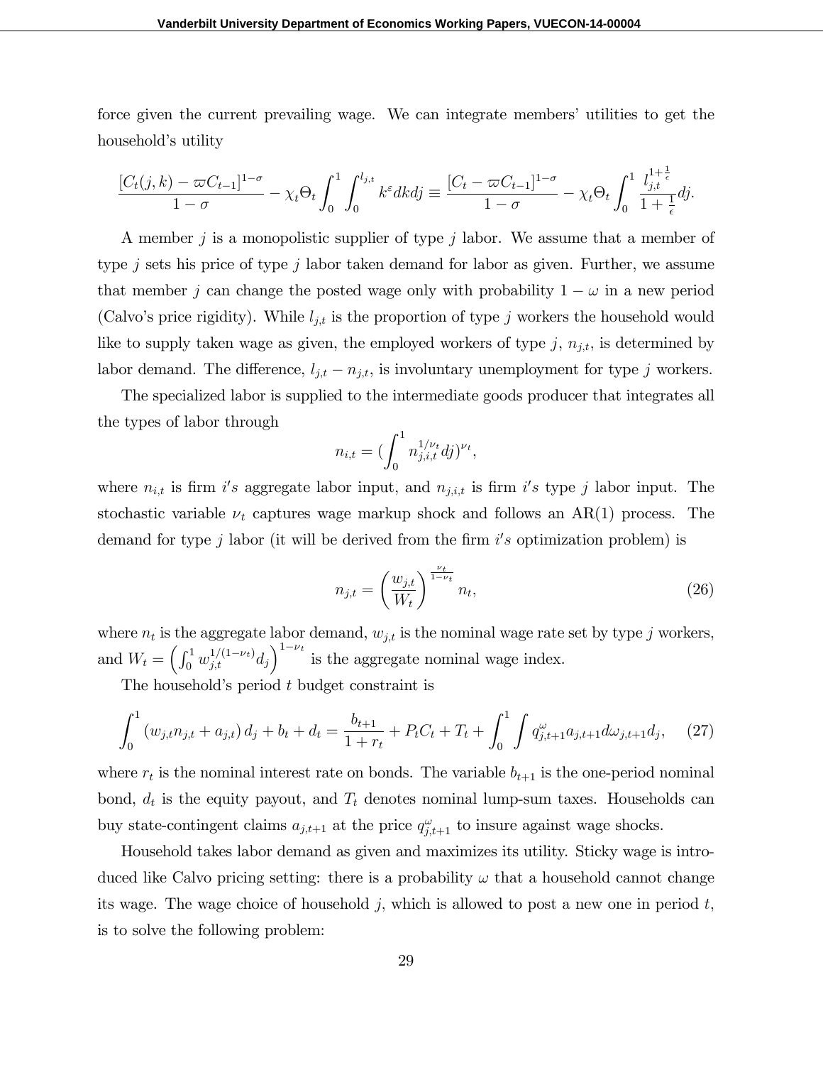force given the current prevailing wage. We can integrate members' utilities to get the household's utility

$$\frac{[C_t(j,k) - \varpi C_{t-1}]^{1-\sigma}}{1-\sigma} - \chi_t \Theta_t \int_0^1 \int_0^{l_{j,t}} k^{\varepsilon} dk dj \equiv \frac{[C_t - \varpi C_{t-1}]^{1-\sigma}}{1-\sigma} - \chi_t \Theta_t \int_0^1 \frac{l_{j,t}^{1+\frac{1}{\epsilon}}}{1+\frac{1}{\epsilon}} dj.$$

A member $j$ is a monopolistic supplier of type $j$ labor. We assume that a member of type $j$ sets his price of type $j$ labor taken demand for labor as given. Further, we assume that member $j$ can change the posted wage only with probability $1-\omega$ in a new period (Calvo's price rigidity). While $l_{j,t}$ is the proportion of type $j$ workers the household would like to supply taken wage as given, the employed workers of type $j$, $n_{j,t}$, is determined by labor demand. The difference, $l_{j,t} - n_{j,t}$, is involuntary unemployment for type $j$ workers.

The specialized labor is supplied to the intermediate goods producer that integrates all the types of labor through

$$n_{i,t} = (\int_0^1 n_{j,i,t}^{1/\nu_t} dj)^{\nu_t},$$

where $n_{i,t}$ is firm $i's$ aggregate labor input, and $n_{j,i,t}$ is firm $i's$ type $j$ labor input. The stochastic variable $\nu_t$ captures wage markup shock and follows an AR(1) process. The demand for type $j$ labor (it will be derived from the firm $i's$ optimization problem) is

$$n_{j,t} = \left(\frac{w_{j,t}}{W_t}\right)^{\frac{\nu_t}{1-\nu_t}} n_t, \tag{26}$$

where $n_t$ is the aggregate labor demand, $w_{j,t}$ is the nominal wage rate set by type $j$ workers, and $W_t = \left(\int_0^1 w_{j,t}^{1/(1-\nu_t)} d_j\right)^{1-\nu_t}$ is the aggregate nominal wage index.

The household's period $t$ budget constraint is

$$\int_0^1 (w_{j,t} n_{j,t} + a_{j,t}) \, d_j + b_t + d_t = \frac{b_{t+1}}{1+r_t} + P_t C_t + T_t + \int_0^1 \int q_{j,t+1}^{\omega} a_{j,t+1} d\omega_{j,t+1} d_j, \tag{27}$$

where $r_t$ is the nominal interest rate on bonds. The variable $b_{t+1}$ is the one-period nominal bond, $d_t$ is the equity payout, and $T_t$ denotes nominal lump-sum taxes. Households can buy state-contingent claims $a_{j,t+1}$ at the price $q_{j,t+1}^{\omega}$ to insure against wage shocks.

Household takes labor demand as given and maximizes its utility. Sticky wage is introduced like Calvo pricing setting: there is a probability $\omega$ that a household cannot change its wage. The wage choice of household $j$, which is allowed to post a new one in period $t$, is to solve the following problem: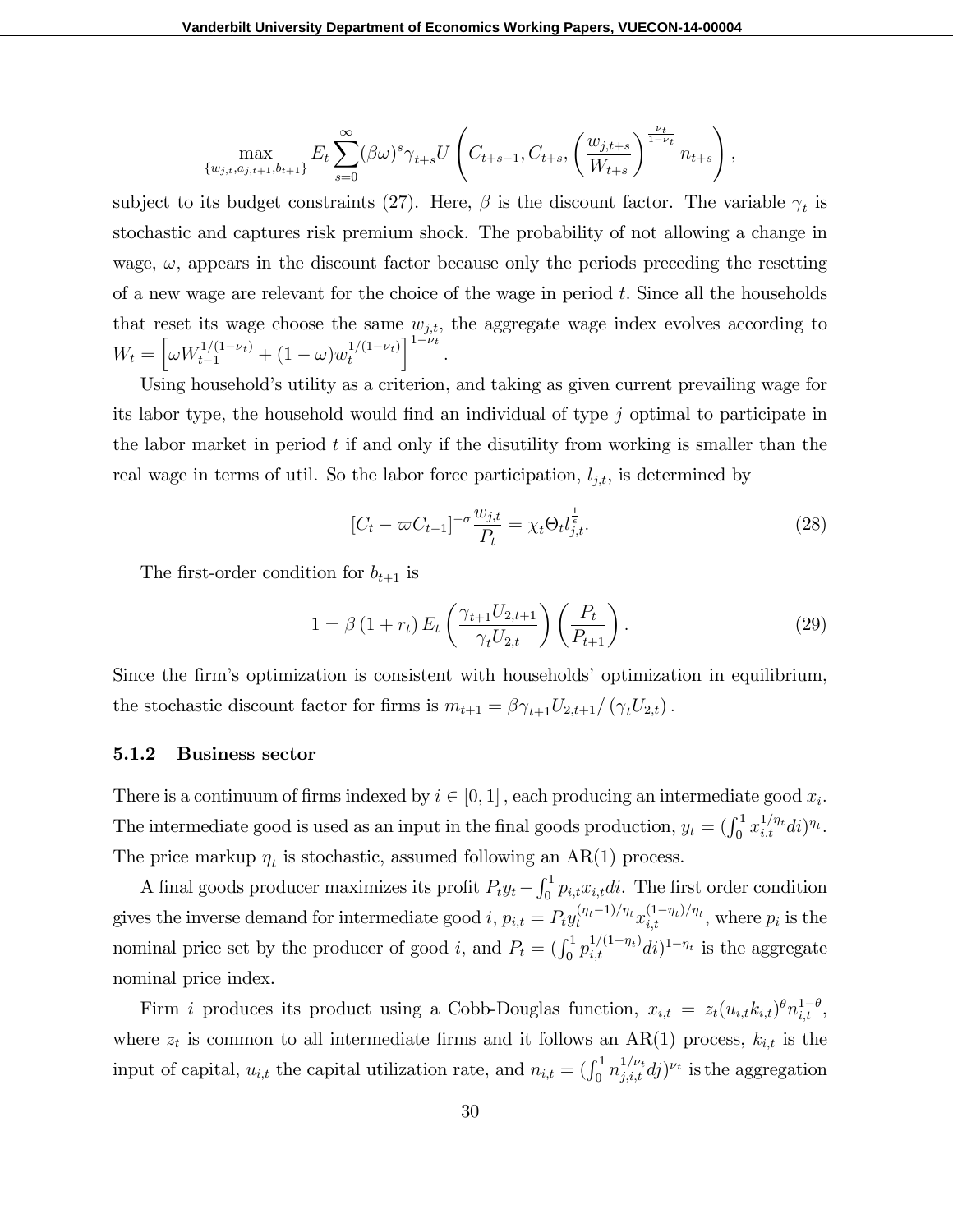$$\max_{\{w_{j,t},a_{j,t+1},b_{t+1}\}} E_t \sum_{s=0}^{\infty} (\beta\omega)^s \gamma_{t+s} U\left(C_{t+s-1}, C_{t+s}, \left(\frac{w_{j,t+s}}{W_{t+s}}\right)^{\frac{\nu_t}{1-\nu_t}} n_{t+s}\right),$$

subject to its budget constraints (27). Here, $\beta$ is the discount factor. The variable $\gamma_t$ is stochastic and captures risk premium shock. The probability of not allowing a change in wage, $\omega$, appears in the discount factor because only the periods preceding the resetting of a new wage are relevant for the choice of the wage in period $t$. Since all the households that reset its wage choose the same $w_{j,t}$, the aggregate wage index evolves according to $W_t = \left[\omega W_{t-1}^{1/(1-\nu_t)} + (1-\omega) w_t^{1/(1-\nu_t)}\right]^{1-\nu_t}$.

Using household's utility as a criterion, and taking as given current prevailing wage for its labor type, the household would find an individual of type $j$ optimal to participate in the labor market in period $t$ if and only if the disutility from working is smaller than the real wage in terms of util. So the labor force participation, $l_{j,t}$, is determined by

$$[C_t - \varpi C_{t-1}]^{-\sigma} \frac{w_{j,t}}{P_t} = \chi_t \Theta_t l_{j,t}^{\frac{1}{\epsilon}}. \tag{28}$$

The first-order condition for $b_{t+1}$ is

$$1 = \beta (1 + r_t) E_t \left(\frac{\gamma_{t+1} U_{2,t+1}}{\gamma_t U_{2,t}}\right) \left(\frac{P_t}{P_{t+1}}\right). \tag{29}$$

Since the firm's optimization is consistent with households' optimization in equilibrium, the stochastic discount factor for firms is $m_{t+1} = \beta \gamma_{t+1} U_{2,t+1} / (\gamma_t U_{2,t})$.

### 5.1.2 Business sector

There is a continuum of firms indexed by $i \in [0,1]$, each producing an intermediate good $x_i$. The intermediate good is used as an input in the final goods production, $y_t = (\int_0^1 x_{i,t}^{1/\eta_t} di)^{\eta_t}$. The price markup $\eta_t$ is stochastic, assumed following an AR(1) process.

A final goods producer maximizes its profit $P_t y_t - \int_0^1 p_{i,t} x_{i,t} di$. The first order condition gives the inverse demand for intermediate good $i$, $p_{i,t} = P_t y_t^{(\eta_t - 1)/\eta_t} x_{i,t}^{(1-\eta_t)/\eta_t}$, where $p_i$ is the nominal price set by the producer of good $i$, and $P_t = (\int_0^1 p_{i,t}^{1/(1-\eta_t)} di)^{1-\eta_t}$ is the aggregate nominal price index.

Firm $i$ produces its product using a Cobb-Douglas function, $x_{i,t} = z_t (u_{i,t} k_{i,t})^{\theta} n_{i,t}^{1-\theta}$, where $z_t$ is common to all intermediate firms and it follows an AR(1) process, $k_{i,t}$ is the input of capital, $u_{i,t}$ the capital utilization rate, and $n_{i,t} = (\int_0^1 n_{j,i,t}^{1/\nu_t} dj)^{\nu_t}$ is the aggregation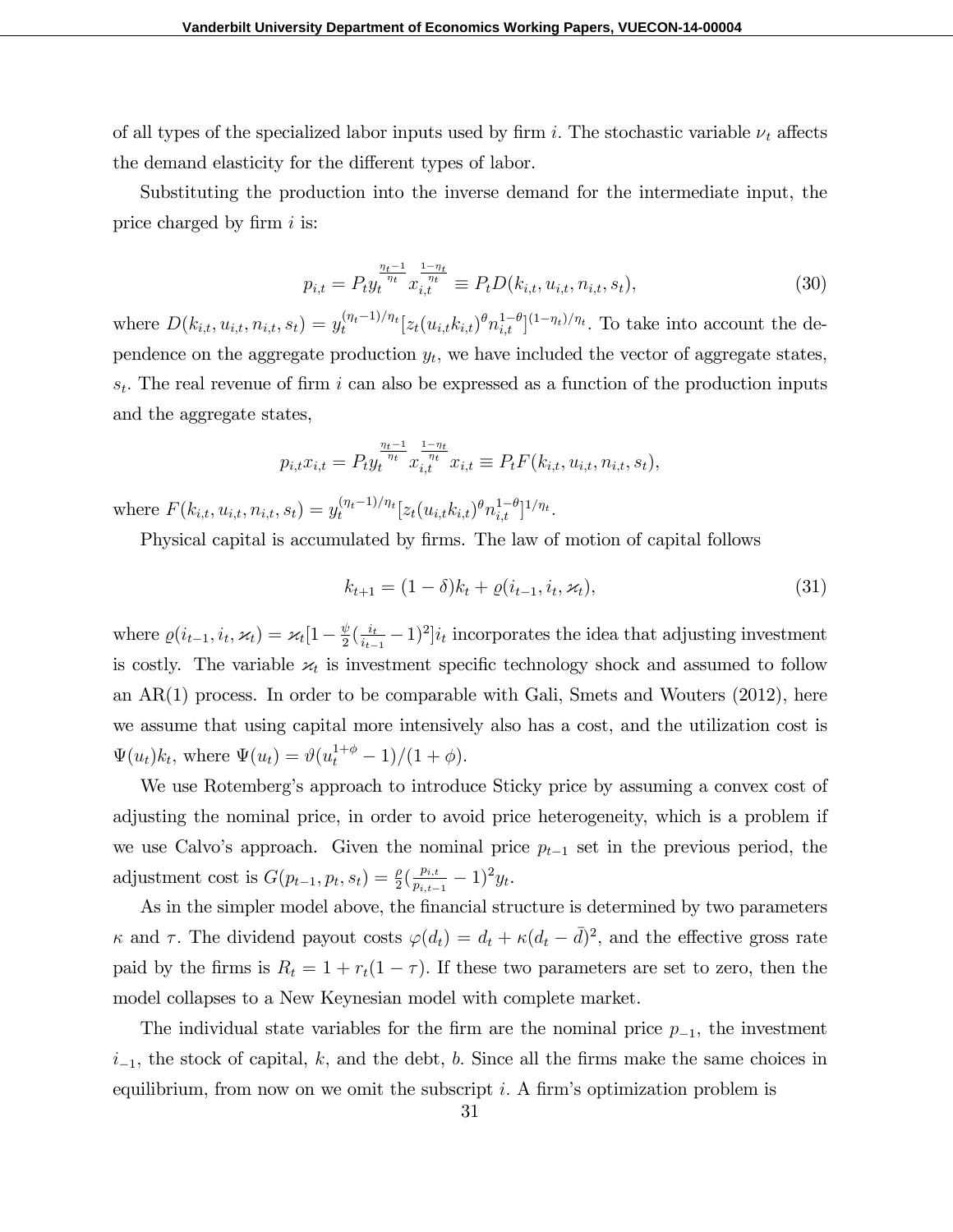of all types of the specialized labor inputs used by firm $i$. The stochastic variable $\nu_t$ affects the demand elasticity for the different types of labor.

Substituting the production into the inverse demand for the intermediate input, the price charged by firm $i$ is:

$$p_{i,t} = P_t y_t^{\frac{\eta_t - 1}{\eta_t}} x_{i,t}^{\frac{1-\eta_t}{\eta_t}} \equiv P_t D(k_{i,t}, u_{i,t}, n_{i,t}, s_t), \tag{30}$$

where $D(k_{i,t}, u_{i,t}, n_{i,t}, s_t) = y_t^{(\eta_t - 1)/\eta_t}[z_t(u_{i,t}k_{i,t})^\theta n_{i,t}^{1-\theta}]^{(1-\eta_t)/\eta_t}$. To take into account the dependence on the aggregate production $y_t$, we have included the vector of aggregate states, $s_t$. The real revenue of firm $i$ can also be expressed as a function of the production inputs and the aggregate states,

$$p_{i,t}x_{i,t} = P_t y_t^{\frac{\eta_t - 1}{\eta_t}} x_{i,t}^{\frac{1-\eta_t}{\eta_t}} x_{i,t} \equiv P_t F(k_{i,t}, u_{i,t}, n_{i,t}, s_t),$$

where $F(k_{i,t}, u_{i,t}, n_{i,t}, s_t) = y_t^{(\eta_t - 1)/\eta_t}[z_t(u_{i,t}k_{i,t})^\theta n_{i,t}^{1-\theta}]^{1/\eta_t}$.

Physical capital is accumulated by firms. The law of motion of capital follows

$$k_{t+1} = (1-\delta)k_t + \varrho(i_{t-1}, i_t, \varkappa_t), \tag{31}$$

where $\varrho(i_{t-1}, i_t, \varkappa_t) = \varkappa_t[1 - \frac{\psi}{2}(\frac{i_t}{i_{t-1}} - 1)^2]i_t$ incorporates the idea that adjusting investment is costly. The variable $\varkappa_t$ is investment specific technology shock and assumed to follow an AR(1) process. In order to be comparable with Gali, Smets and Wouters (2012), here we assume that using capital more intensively also has a cost, and the utilization cost is $\Psi(u_t)k_t$, where $\Psi(u_t) = \vartheta(u_t^{1+\phi} - 1)/(1+\phi)$.

We use Rotemberg's approach to introduce Sticky price by assuming a convex cost of adjusting the nominal price, in order to avoid price heterogeneity, which is a problem if we use Calvo's approach. Given the nominal price $p_{t-1}$ set in the previous period, the adjustment cost is $G(p_{t-1}, p_t, s_t) = \frac{\rho}{2}(\frac{p_{i,t}}{p_{i,t-1}} - 1)^2 y_t$.

As in the simpler model above, the financial structure is determined by two parameters $\kappa$ and $\tau$. The dividend payout costs $\varphi(d_t) = d_t + \kappa(d_t - \bar{d})^2$, and the effective gross rate paid by the firms is $R_t = 1 + r_t(1-\tau)$. If these two parameters are set to zero, then the model collapses to a New Keynesian model with complete market.

The individual state variables for the firm are the nominal price $p_{-1}$, the investment $i_{-1}$, the stock of capital, $k$, and the debt, $b$. Since all the firms make the same choices in equilibrium, from now on we omit the subscript $i$. A firm's optimization problem is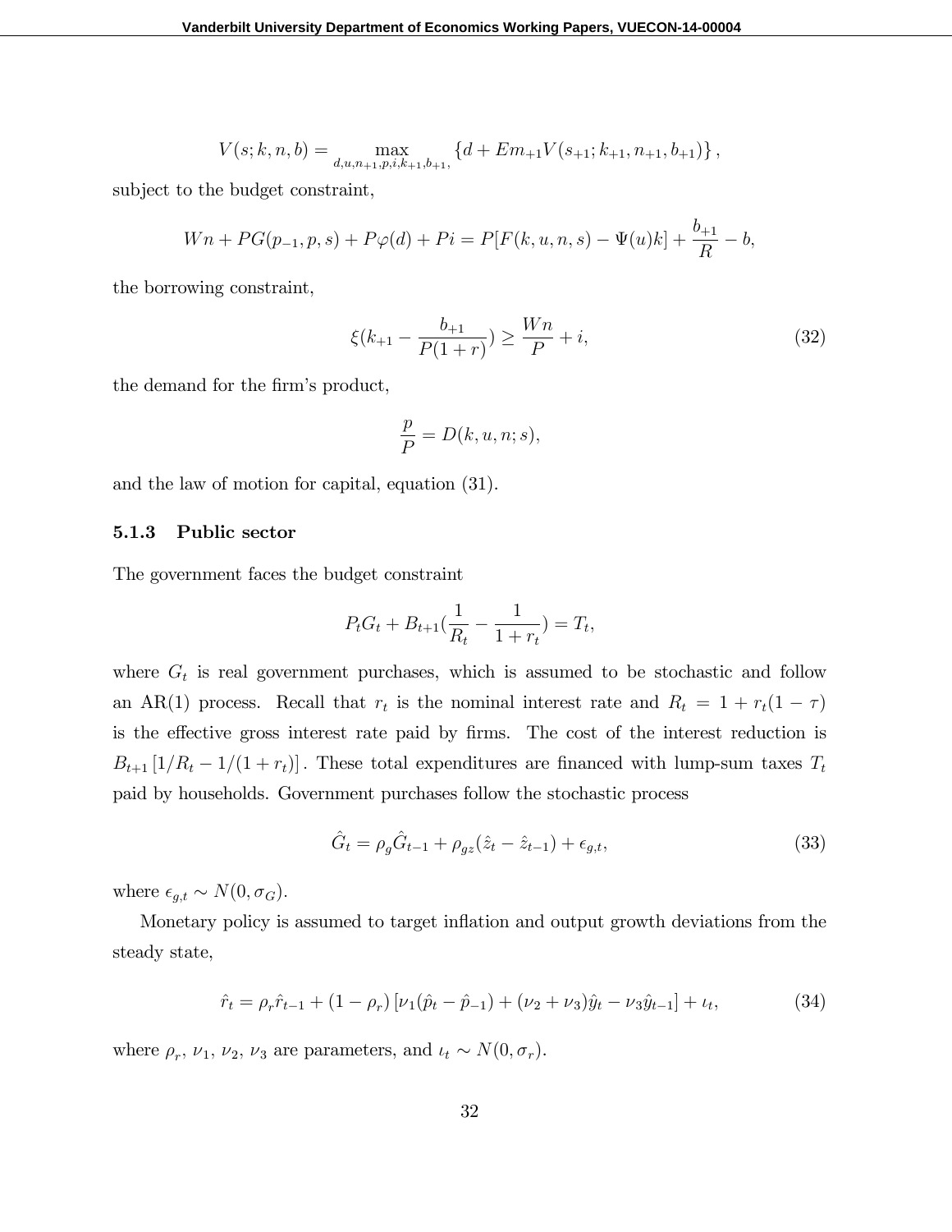$$V(s;k,n,b) = \max_{d,u,n_{+1},p,i,k_{+1},b_{+1},} \left\{ d + Em_{+1}V(s_{+1};k_{+1},n_{+1},b_{+1}) \right\},$$

subject to the budget constraint,

$$Wn + PG(p_{-1},p,s) + P\varphi(d) + Pi = P[F(k,u,n,s) - \Psi(u)k] + \frac{b_{+1}}{R} - b,$$

the borrowing constraint,

$$\xi(k_{+1} - \frac{b_{+1}}{P(1+r)}) \geq \frac{Wn}{P} + i, \tag{32}$$

the demand for the firm's product,

$$\frac{p}{P} = D(k,u,n;s),$$

and the law of motion for capital, equation (31).

### 5.1.3 Public sector

The government faces the budget constraint

$$P_t G_t + B_{t+1}(\frac{1}{R_t} - \frac{1}{1+r_t}) = T_t,$$

where $G_t$ is real government purchases, which is assumed to be stochastic and follow an AR(1) process. Recall that $r_t$ is the nominal interest rate and $R_t = 1 + r_t(1-\tau)$ is the effective gross interest rate paid by firms. The cost of the interest reduction is $B_{t+1}\left[1/R_t - 1/(1+r_t)\right]$. These total expenditures are financed with lump-sum taxes $T_t$ paid by households. Government purchases follow the stochastic process

$$\hat{G}_t = \rho_g \hat{G}_{t-1} + \rho_{gz}(\hat{z}_t - \hat{z}_{t-1}) + \epsilon_{g,t}, \tag{33}$$

where $\epsilon_{g,t} \sim N(0, \sigma_G)$.

Monetary policy is assumed to target inflation and output growth deviations from the steady state,

$$\hat{r}_t = \rho_r \hat{r}_{t-1} + (1-\rho_r)\left[\nu_1(\hat{p}_t - \hat{p}_{-1}) + (\nu_2 + \nu_3)\hat{y}_t - \nu_3 \hat{y}_{t-1}\right] + \iota_t, \tag{34}$$

where $\rho_r$, $\nu_1$, $\nu_2$, $\nu_3$ are parameters, and $\iota_t \sim N(0, \sigma_r)$.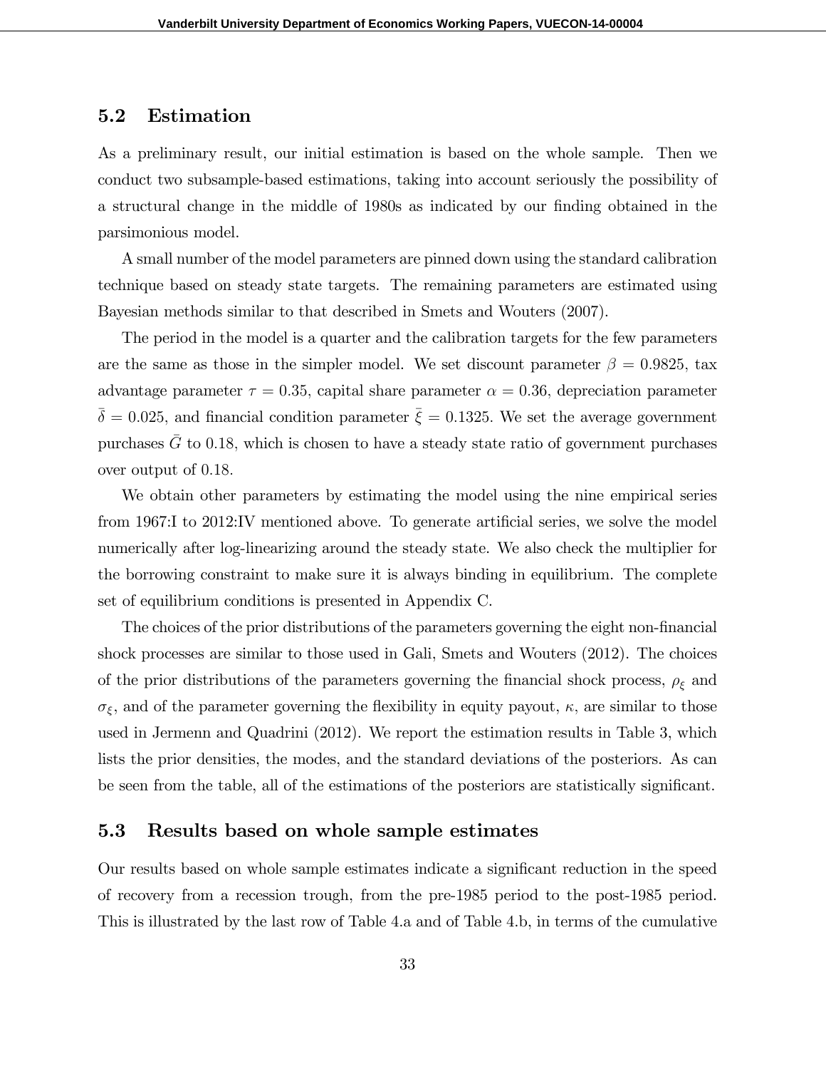## 5.2 Estimation

As a preliminary result, our initial estimation is based on the whole sample. Then we conduct two subsample-based estimations, taking into account seriously the possibility of a structural change in the middle of 1980s as indicated by our finding obtained in the parsimonious model.

A small number of the model parameters are pinned down using the standard calibration technique based on steady state targets. The remaining parameters are estimated using Bayesian methods similar to that described in Smets and Wouters (2007).

The period in the model is a quarter and the calibration targets for the few parameters are the same as those in the simpler model. We set discount parameter $\beta = 0.9825$, tax advantage parameter $\tau = 0.35$, capital share parameter $\alpha = 0.36$, depreciation parameter $\bar{\delta} = 0.025$, and financial condition parameter $\bar{\xi} = 0.1325$. We set the average government purchases $\bar{G}$ to 0.18, which is chosen to have a steady state ratio of government purchases over output of 0.18.

We obtain other parameters by estimating the model using the nine empirical series from 1967:I to 2012:IV mentioned above. To generate artificial series, we solve the model numerically after log-linearizing around the steady state. We also check the multiplier for the borrowing constraint to make sure it is always binding in equilibrium. The complete set of equilibrium conditions is presented in Appendix C.

The choices of the prior distributions of the parameters governing the eight non-financial shock processes are similar to those used in Gali, Smets and Wouters (2012). The choices of the prior distributions of the parameters governing the financial shock process, $\rho_\xi$ and $\sigma_\xi$, and of the parameter governing the flexibility in equity payout, $\kappa$, are similar to those used in Jermenn and Quadrini (2012). We report the estimation results in Table 3, which lists the prior densities, the modes, and the standard deviations of the posteriors. As can be seen from the table, all of the estimations of the posteriors are statistically significant.

## 5.3 Results based on whole sample estimates

Our results based on whole sample estimates indicate a significant reduction in the speed of recovery from a recession trough, from the pre-1985 period to the post-1985 period. This is illustrated by the last row of Table 4.a and of Table 4.b, in terms of the cumulative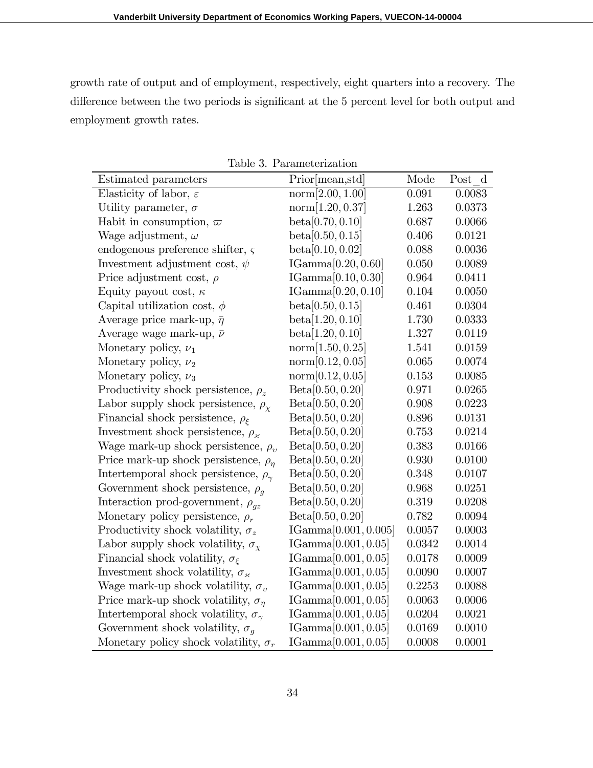growth rate of output and of employment, respectively, eight quarters into a recovery. The difference between the two periods is significant at the 5 percent level for both output and employment growth rates.

Table 3. Parameterization

| Estimated parameters | Prior[mean,std] | Mode | Post_d |
|---|---|---|---|
| Elasticity of labor, $\varepsilon$ | norm$[2.00, 1.00]$ | 0.091 | 0.0083 |
| Utility parameter, $\sigma$ | norm$[1.20, 0.37]$ | 1.263 | 0.0373 |
| Habit in consumption, $\varpi$ | beta$[0.70, 0.10]$ | 0.687 | 0.0066 |
| Wage adjustment, $\omega$ | beta$[0.50, 0.15]$ | 0.406 | 0.0121 |
| endogenous preference shifter, $\varsigma$ | beta$[0.10, 0.02]$ | 0.088 | 0.0036 |
| Investment adjustment cost, $\psi$ | IGamma$[0.20, 0.60]$ | 0.050 | 0.0089 |
| Price adjustment cost, $\rho$ | IGamma$[0.10, 0.30]$ | 0.964 | 0.0411 |
| Equity payout cost, $\kappa$ | IGamma$[0.20, 0.10]$ | 0.104 | 0.0050 |
| Capital utilization cost, $\phi$ | beta$[0.50, 0.15]$ | 0.461 | 0.0304 |
| Average price mark-up, $\bar{\eta}$ | beta$[1.20, 0.10]$ | 1.730 | 0.0333 |
| Average wage mark-up, $\bar{\nu}$ | beta$[1.20, 0.10]$ | 1.327 | 0.0119 |
| Monetary policy, $\nu_1$ | norm$[1.50, 0.25]$ | 1.541 | 0.0159 |
| Monetary policy, $\nu_2$ | norm$[0.12, 0.05]$ | 0.065 | 0.0074 |
| Monetary policy, $\nu_3$ | norm$[0.12, 0.05]$ | 0.153 | 0.0085 |
| Productivity shock persistence, $\rho_z$ | Beta$[0.50, 0.20]$ | 0.971 | 0.0265 |
| Labor supply shock persistence, $\rho_\chi$ | Beta$[0.50, 0.20]$ | 0.908 | 0.0223 |
| Financial shock persistence, $\rho_\xi$ | Beta$[0.50, 0.20]$ | 0.896 | 0.0131 |
| Investment shock persistence, $\rho_\varkappa$ | Beta$[0.50, 0.20]$ | 0.753 | 0.0214 |
| Wage mark-up shock persistence, $\rho_\upsilon$ | Beta$[0.50, 0.20]$ | 0.383 | 0.0166 |
| Price mark-up shock persistence, $\rho_\eta$ | Beta$[0.50, 0.20]$ | 0.930 | 0.0100 |
| Intertemporal shock persistence, $\rho_\gamma$ | Beta$[0.50, 0.20]$ | 0.348 | 0.0107 |
| Government shock persistence, $\rho_g$ | Beta$[0.50, 0.20]$ | 0.968 | 0.0251 |
| Interaction prod-government, $\rho_{gz}$ | Beta$[0.50, 0.20]$ | 0.319 | 0.0208 |
| Monetary policy persistence, $\rho_r$ | Beta$[0.50, 0.20]$ | 0.782 | 0.0094 |
| Productivity shock volatility, $\sigma_z$ | IGamma$[0.001, 0.005]$ | 0.0057 | 0.0003 |
| Labor supply shock volatility, $\sigma_\chi$ | IGamma$[0.001, 0.05]$ | 0.0342 | 0.0014 |
| Financial shock volatility, $\sigma_\xi$ | IGamma$[0.001, 0.05]$ | 0.0178 | 0.0009 |
| Investment shock volatility, $\sigma_\varkappa$ | IGamma$[0.001, 0.05]$ | 0.0090 | 0.0007 |
| Wage mark-up shock volatility, $\sigma_\upsilon$ | IGamma$[0.001, 0.05]$ | 0.2253 | 0.0088 |
| Price mark-up shock volatility, $\sigma_\eta$ | IGamma$[0.001, 0.05]$ | 0.0063 | 0.0006 |
| Intertemporal shock volatility, $\sigma_\gamma$ | IGamma$[0.001, 0.05]$ | 0.0204 | 0.0021 |
| Government shock volatility, $\sigma_g$ | IGamma$[0.001, 0.05]$ | 0.0169 | 0.0010 |
| Monetary policy shock volatility, $\sigma_r$ | IGamma$[0.001, 0.05]$ | 0.0008 | 0.0001 |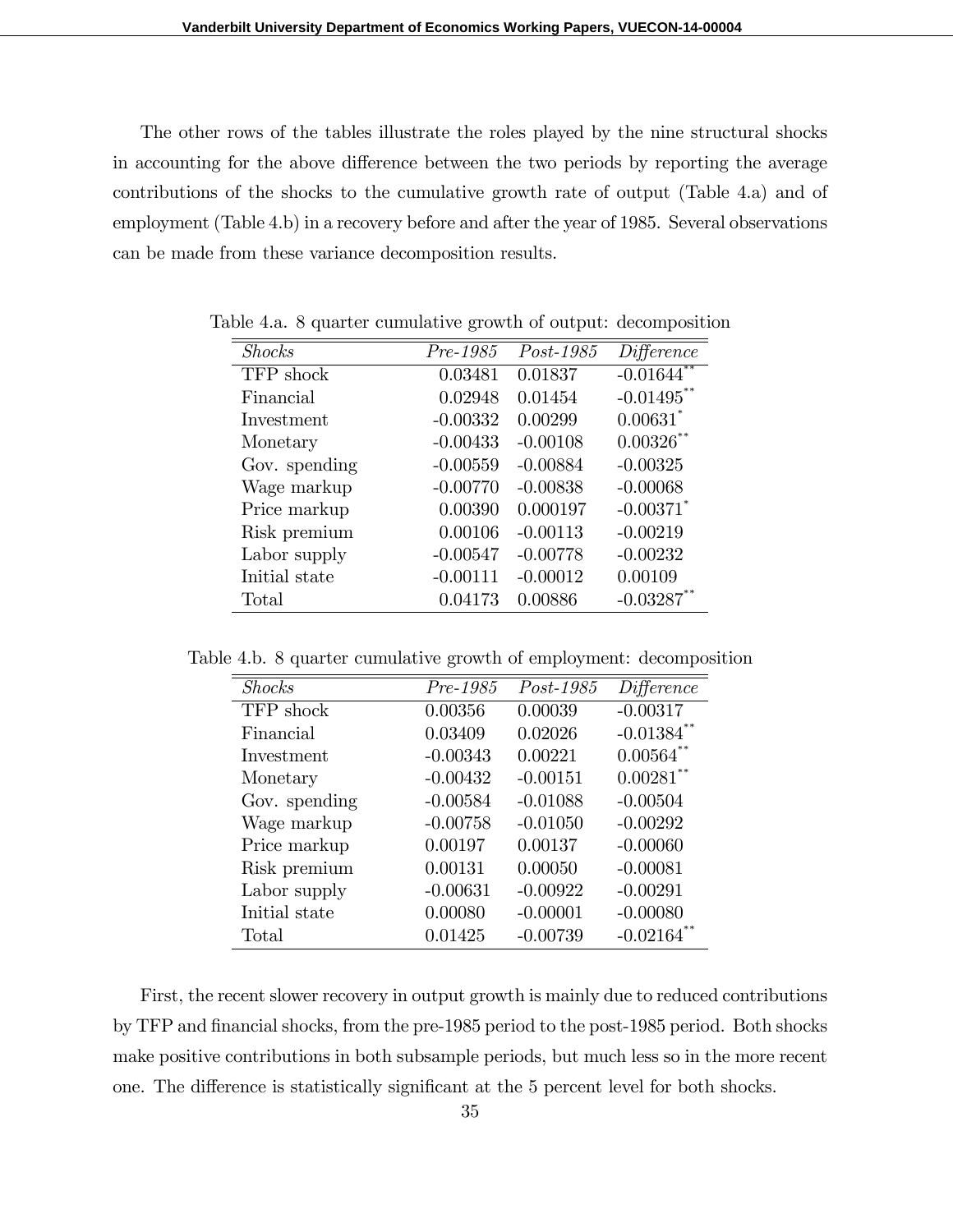The other rows of the tables illustrate the roles played by the nine structural shocks in accounting for the above difference between the two periods by reporting the average contributions of the shocks to the cumulative growth rate of output (Table 4.a) and of employment (Table 4.b) in a recovery before and after the year of 1985. Several observations can be made from these variance decomposition results.

Table 4.a. 8 quarter cumulative growth of output: decomposition

| *Shocks* | *Pre-1985* | *Post-1985* | *Difference* |
|---|---|---|---|
| TFP shock | 0.03481 | 0.01837 | -0.01644** |
| Financial | 0.02948 | 0.01454 | -0.01495** |
| Investment | -0.00332 | 0.00299 | 0.00631* |
| Monetary | -0.00433 | -0.00108 | 0.00326** |
| Gov. spending | -0.00559 | -0.00884 | -0.00325 |
| Wage markup | -0.00770 | -0.00838 | -0.00068 |
| Price markup | 0.00390 | 0.000197 | -0.00371* |
| Risk premium | 0.00106 | -0.00113 | -0.00219 |
| Labor supply | -0.00547 | -0.00778 | -0.00232 |
| Initial state | -0.00111 | -0.00012 | 0.00109 |
| Total | 0.04173 | 0.00886 | -0.03287** |

Table 4.b. 8 quarter cumulative growth of employment: decomposition

| *Shocks* | *Pre-1985* | *Post-1985* | *Difference* |
|---|---|---|---|
| TFP shock | 0.00356 | 0.00039 | -0.00317 |
| Financial | 0.03409 | 0.02026 | -0.01384** |
| Investment | -0.00343 | 0.00221 | 0.00564** |
| Monetary | -0.00432 | -0.00151 | 0.00281** |
| Gov. spending | -0.00584 | -0.01088 | -0.00504 |
| Wage markup | -0.00758 | -0.01050 | -0.00292 |
| Price markup | 0.00197 | 0.00137 | -0.00060 |
| Risk premium | 0.00131 | 0.00050 | -0.00081 |
| Labor supply | -0.00631 | -0.00922 | -0.00291 |
| Initial state | 0.00080 | -0.00001 | -0.00080 |
| Total | 0.01425 | -0.00739 | -0.02164** |

First, the recent slower recovery in output growth is mainly due to reduced contributions by TFP and financial shocks, from the pre-1985 period to the post-1985 period. Both shocks make positive contributions in both subsample periods, but much less so in the more recent one. The difference is statistically significant at the 5 percent level for both shocks.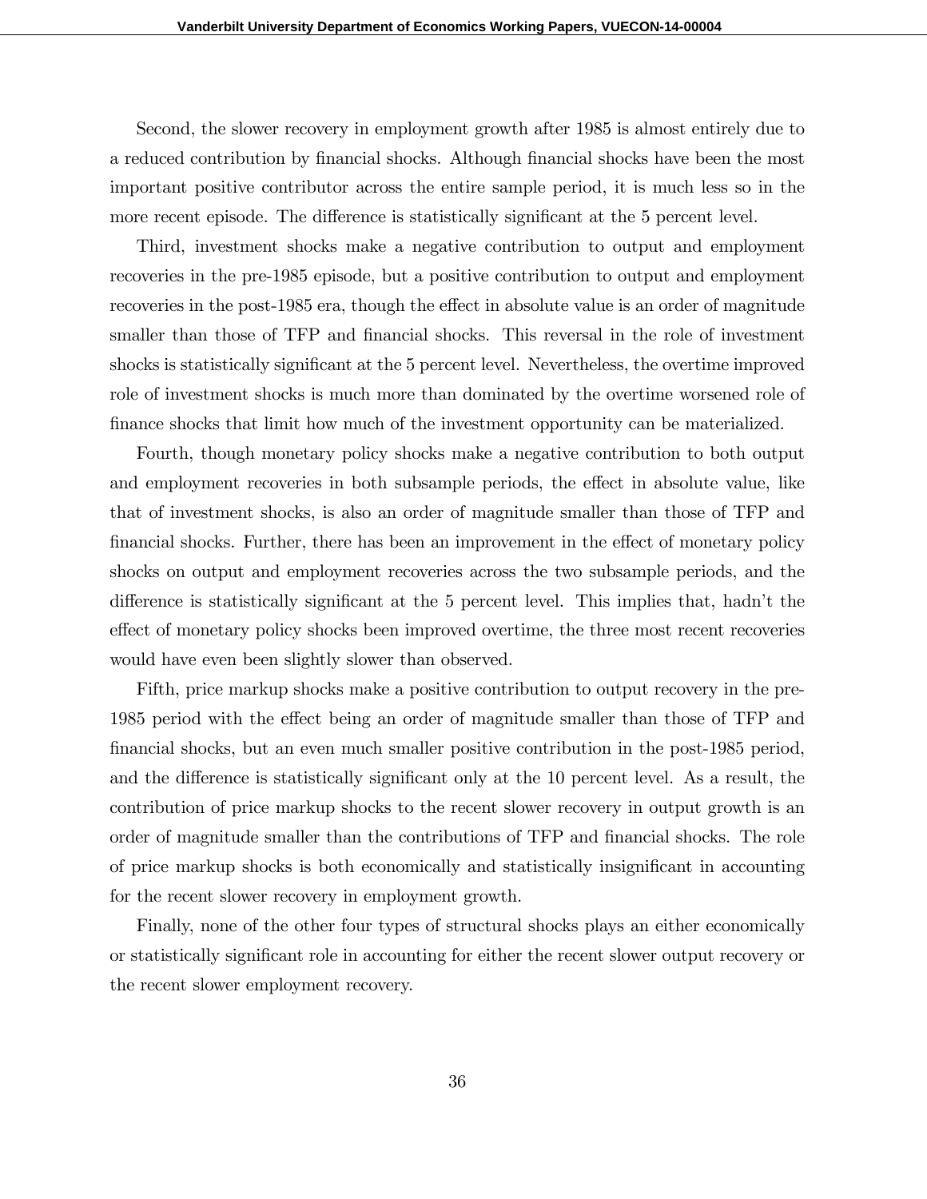Second, the slower recovery in employment growth after 1985 is almost entirely due to a reduced contribution by financial shocks. Although financial shocks have been the most important positive contributor across the entire sample period, it is much less so in the more recent episode. The difference is statistically significant at the 5 percent level.

Third, investment shocks make a negative contribution to output and employment recoveries in the pre-1985 episode, but a positive contribution to output and employment recoveries in the post-1985 era, though the effect in absolute value is an order of magnitude smaller than those of TFP and financial shocks. This reversal in the role of investment shocks is statistically significant at the 5 percent level. Nevertheless, the overtime improved role of investment shocks is much more than dominated by the overtime worsened role of finance shocks that limit how much of the investment opportunity can be materialized.

Fourth, though monetary policy shocks make a negative contribution to both output and employment recoveries in both subsample periods, the effect in absolute value, like that of investment shocks, is also an order of magnitude smaller than those of TFP and financial shocks. Further, there has been an improvement in the effect of monetary policy shocks on output and employment recoveries across the two subsample periods, and the difference is statistically significant at the 5 percent level. This implies that, hadn't the effect of monetary policy shocks been improved overtime, the three most recent recoveries would have even been slightly slower than observed.

Fifth, price markup shocks make a positive contribution to output recovery in the pre-1985 period with the effect being an order of magnitude smaller than those of TFP and financial shocks, but an even much smaller positive contribution in the post-1985 period, and the difference is statistically significant only at the 10 percent level. As a result, the contribution of price markup shocks to the recent slower recovery in output growth is an order of magnitude smaller than the contributions of TFP and financial shocks. The role of price markup shocks is both economically and statistically insignificant in accounting for the recent slower recovery in employment growth.

Finally, none of the other four types of structural shocks plays an either economically or statistically significant role in accounting for either the recent slower output recovery or the recent slower employment recovery.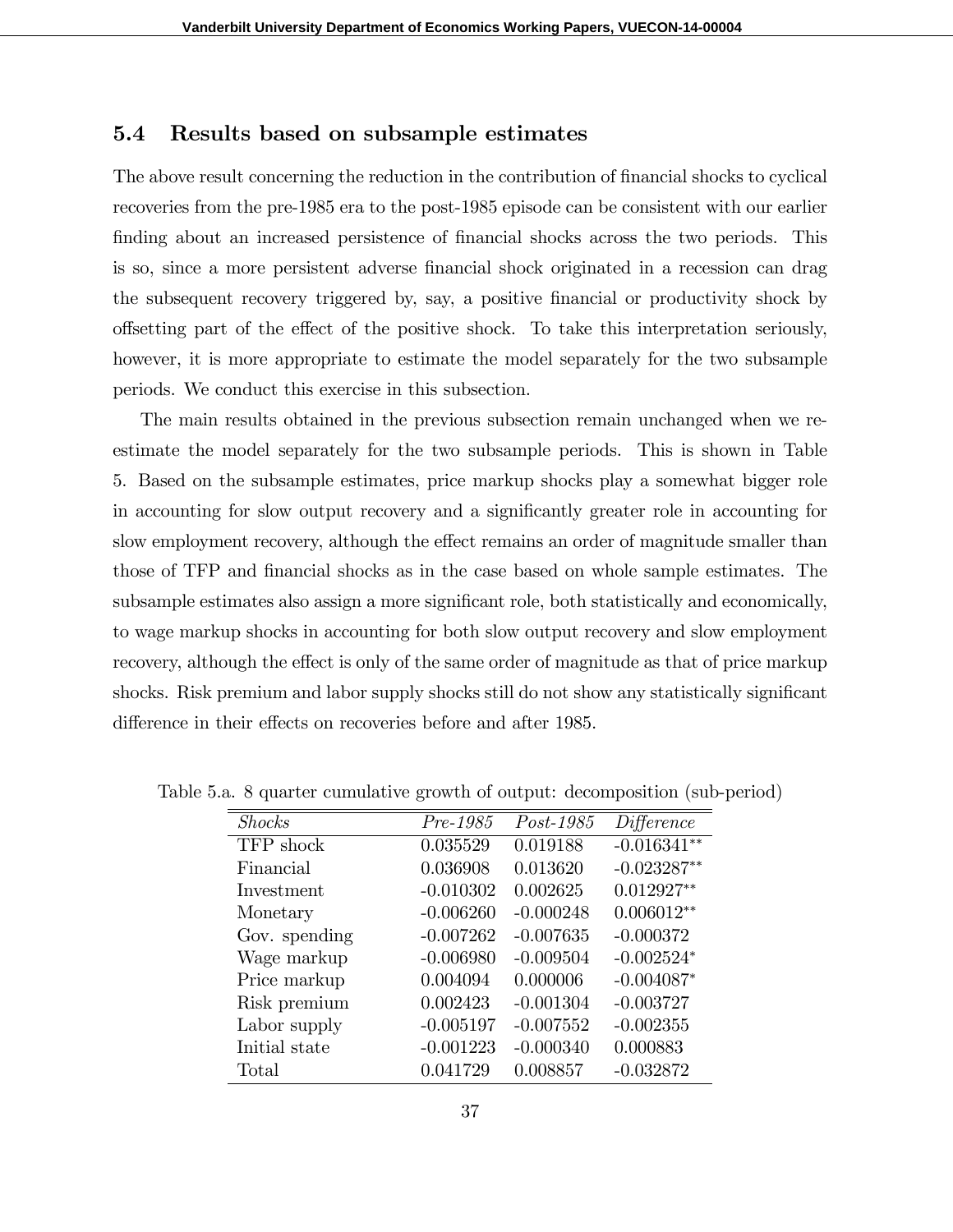### 5.4 Results based on subsample estimates

The above result concerning the reduction in the contribution of financial shocks to cyclical recoveries from the pre-1985 era to the post-1985 episode can be consistent with our earlier finding about an increased persistence of financial shocks across the two periods. This is so, since a more persistent adverse financial shock originated in a recession can drag the subsequent recovery triggered by, say, a positive financial or productivity shock by offsetting part of the effect of the positive shock. To take this interpretation seriously, however, it is more appropriate to estimate the model separately for the two subsample periods. We conduct this exercise in this subsection.

The main results obtained in the previous subsection remain unchanged when we re-estimate the model separately for the two subsample periods. This is shown in Table 5. Based on the subsample estimates, price markup shocks play a somewhat bigger role in accounting for slow output recovery and a significantly greater role in accounting for slow employment recovery, although the effect remains an order of magnitude smaller than those of TFP and financial shocks as in the case based on whole sample estimates. The subsample estimates also assign a more significant role, both statistically and economically, to wage markup shocks in accounting for both slow output recovery and slow employment recovery, although the effect is only of the same order of magnitude as that of price markup shocks. Risk premium and labor supply shocks still do not show any statistically significant difference in their effects on recoveries before and after 1985.

Table 5.a. 8 quarter cumulative growth of output: decomposition (sub-period)

| *Shocks* | *Pre-1985* | *Post-1985* | *Difference* |
|---|---|---|---|
| TFP shock | 0.035529 | 0.019188 | -0.016341** |
| Financial | 0.036908 | 0.013620 | -0.023287** |
| Investment | -0.010302 | 0.002625 | 0.012927** |
| Monetary | -0.006260 | -0.000248 | 0.006012** |
| Gov. spending | -0.007262 | -0.007635 | -0.000372 |
| Wage markup | -0.006980 | -0.009504 | -0.002524* |
| Price markup | 0.004094 | 0.000006 | -0.004087* |
| Risk premium | 0.002423 | -0.001304 | -0.003727 |
| Labor supply | -0.005197 | -0.007552 | -0.002355 |
| Initial state | -0.001223 | -0.000340 | 0.000883 |
| Total | 0.041729 | 0.008857 | -0.032872 |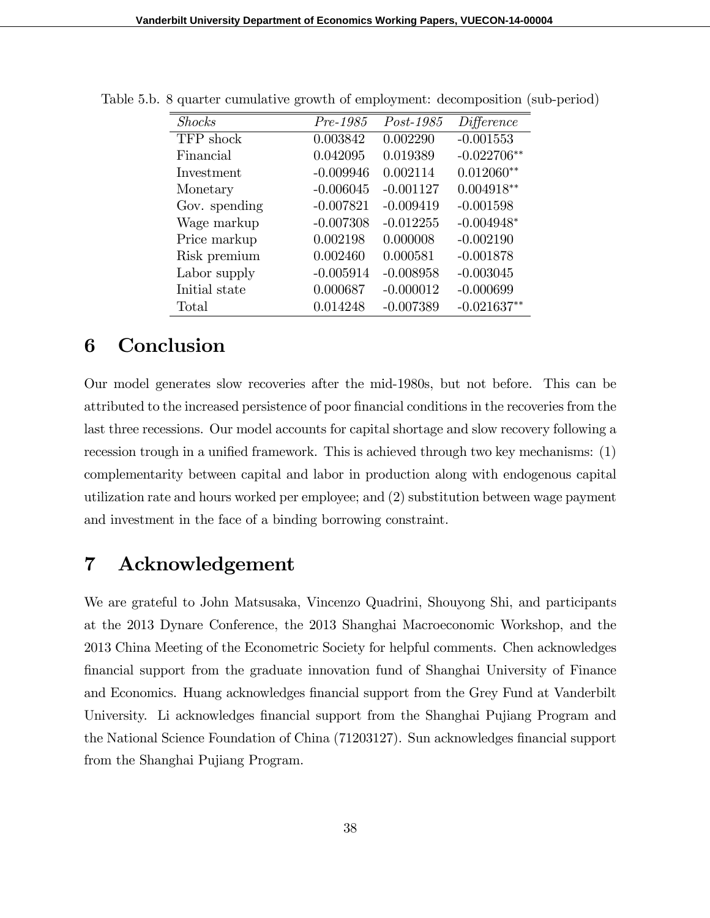Table 5.b. 8 quarter cumulative growth of employment: decomposition (sub-period)

| *Shocks* | *Pre-1985* | *Post-1985* | *Difference* |
|---|---|---|---|
| TFP shock | 0.003842 | 0.002290 | -0.001553 |
| Financial | 0.042095 | 0.019389 | -0.022706** |
| Investment | -0.009946 | 0.002114 | 0.012060** |
| Monetary | -0.006045 | -0.001127 | 0.004918** |
| Gov. spending | -0.007821 | -0.009419 | -0.001598 |
| Wage markup | -0.007308 | -0.012255 | -0.004948* |
| Price markup | 0.002198 | 0.000008 | -0.002190 |
| Risk premium | 0.002460 | 0.000581 | -0.001878 |
| Labor supply | -0.005914 | -0.008958 | -0.003045 |
| Initial state | 0.000687 | -0.000012 | -0.000699 |
| Total | 0.014248 | -0.007389 | -0.021637** |

# 6 Conclusion

Our model generates slow recoveries after the mid-1980s, but not before. This can be attributed to the increased persistence of poor financial conditions in the recoveries from the last three recessions. Our model accounts for capital shortage and slow recovery following a recession trough in a unified framework. This is achieved through two key mechanisms: (1) complementarity between capital and labor in production along with endogenous capital utilization rate and hours worked per employee; and (2) substitution between wage payment and investment in the face of a binding borrowing constraint.

# 7 Acknowledgement

We are grateful to John Matsusaka, Vincenzo Quadrini, Shouyong Shi, and participants at the 2013 Dynare Conference, the 2013 Shanghai Macroeconomic Workshop, and the 2013 China Meeting of the Econometric Society for helpful comments. Chen acknowledges financial support from the graduate innovation fund of Shanghai University of Finance and Economics. Huang acknowledges financial support from the Grey Fund at Vanderbilt University. Li acknowledges financial support from the Shanghai Pujiang Program and the National Science Foundation of China (71203127). Sun acknowledges financial support from the Shanghai Pujiang Program.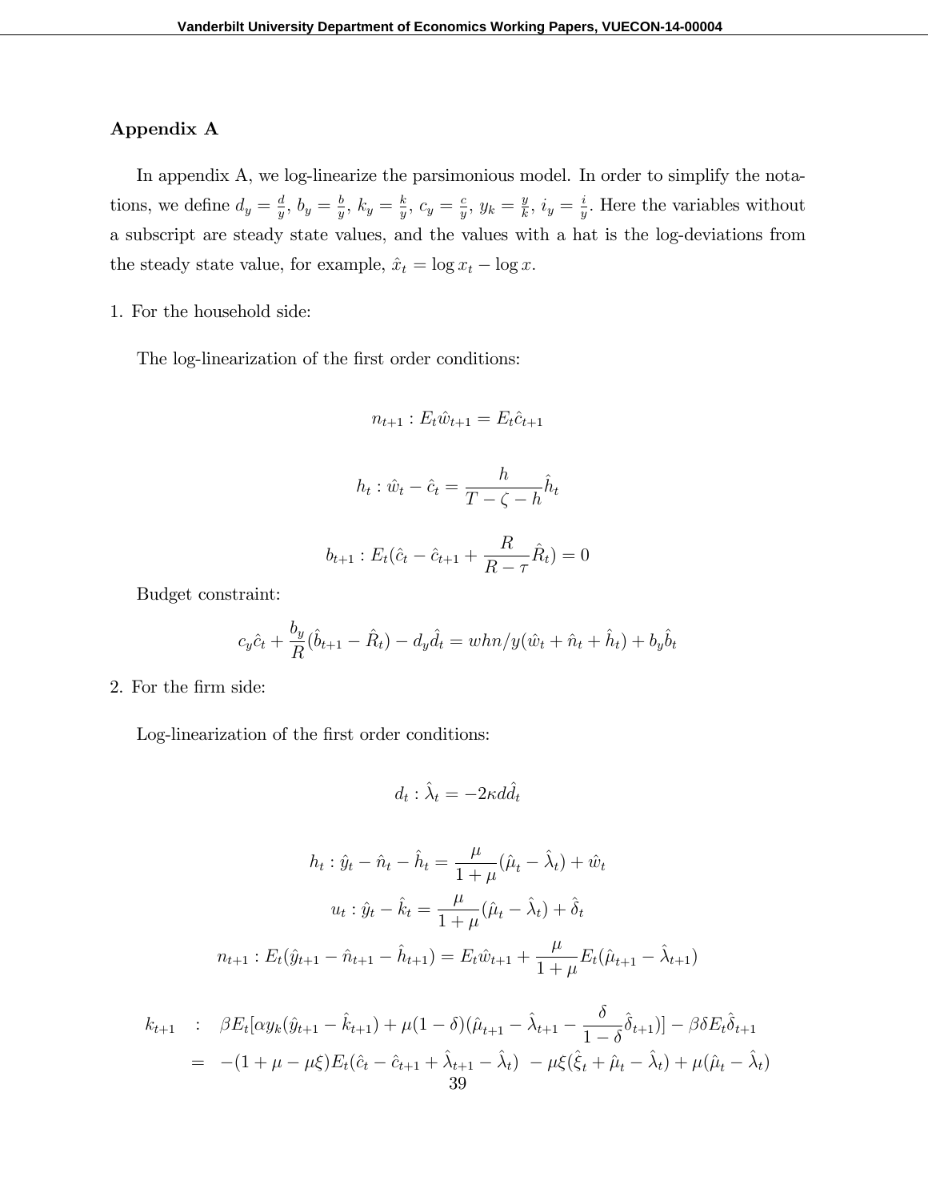## Appendix A

In appendix A, we log-linearize the parsimonious model. In order to simplify the notations, we define $d_y = \frac{d}{y}$, $b_y = \frac{b}{y}$, $k_y = \frac{k}{y}$, $c_y = \frac{c}{y}$, $y_k = \frac{y}{k}$, $i_y = \frac{i}{y}$. Here the variables without a subscript are steady state values, and the values with a hat is the log-deviations from the steady state value, for example, $\hat{x}_t = \log x_t - \log x$.

1. For the household side:

   The log-linearization of the first order conditions:

$$n_{t+1} : E_t \hat{w}_{t+1} = E_t \hat{c}_{t+1}$$

$$h_t : \hat{w}_t - \hat{c}_t = \frac{h}{T - \zeta - h} \hat{h}_t$$

$$b_{t+1} : E_t(\hat{c}_t - \hat{c}_{t+1} + \frac{R}{R - \tau} \hat{R}_t) = 0$$

   Budget constraint:

$$c_y \hat{c}_t + \frac{b_y}{R}(\hat{b}_{t+1} - \hat{R}_t) - d_y \hat{d}_t = whn/y(\hat{w}_t + \hat{n}_t + \hat{h}_t) + b_y \hat{b}_t$$

2. For the firm side:

   Log-linearization of the first order conditions:

$$d_t : \hat{\lambda}_t = -2\kappa d \hat{d}_t$$

$$h_t : \hat{y}_t - \hat{n}_t - \hat{h}_t = \frac{\mu}{1 + \mu}(\hat{\mu}_t - \hat{\lambda}_t) + \hat{w}_t$$

$$u_t : \hat{y}_t - \hat{k}_t = \frac{\mu}{1 + \mu}(\hat{\mu}_t - \hat{\lambda}_t) + \hat{\delta}_t$$

$$n_{t+1} : E_t(\hat{y}_{t+1} - \hat{n}_{t+1} - \hat{h}_{t+1}) = E_t \hat{w}_{t+1} + \frac{\mu}{1 + \mu} E_t(\hat{\mu}_{t+1} - \hat{\lambda}_{t+1})$$

$$\begin{aligned} k_{t+1} \quad &: \quad \beta E_t[\alpha y_k(\hat{y}_{t+1} - \hat{k}_{t+1}) + \mu(1 - \delta)(\hat{\mu}_{t+1} - \hat{\lambda}_{t+1} - \frac{\delta}{1 - \delta} \hat{\delta}_{t+1})] - \beta \delta E_t \hat{\delta}_{t+1} \\ &= \quad -(1 + \mu - \mu\xi) E_t(\hat{c}_t - \hat{c}_{t+1} + \hat{\lambda}_{t+1} - \hat{\lambda}_t) \ - \mu\xi(\hat{\xi}_t + \hat{\mu}_t - \hat{\lambda}_t) + \mu(\hat{\mu}_t - \hat{\lambda}_t) \end{aligned}$$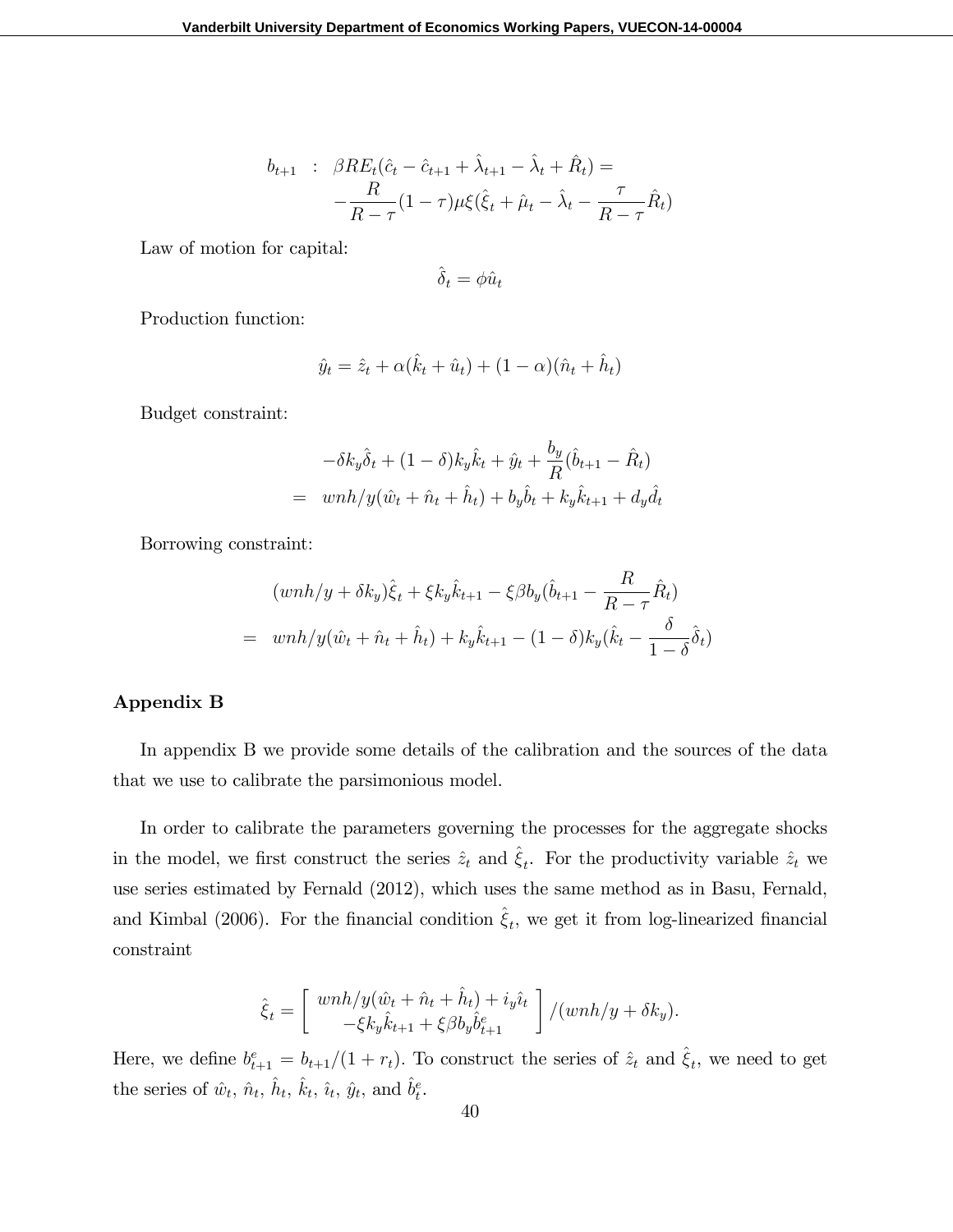$$
\begin{aligned}
b_{t+1} \quad &: \quad \beta R E_t(\hat{c}_t - \hat{c}_{t+1} + \hat{\lambda}_{t+1} - \hat{\lambda}_t + \hat{R}_t) = \\
&\quad -\frac{R}{R-\tau}(1-\tau)\mu\xi(\hat{\xi}_t + \hat{\mu}_t - \hat{\lambda}_t - \frac{\tau}{R-\tau}\hat{R}_t)
\end{aligned}
$$

Law of motion for capital:

$$
\hat{\delta}_t = \phi \hat{u}_t
$$

Production function:

$$
\hat{y}_t = \hat{z}_t + \alpha(\hat{k}_t + \hat{u}_t) + (1-\alpha)(\hat{n}_t + \hat{h}_t)
$$

Budget constraint:

$$
\begin{aligned}
& -\delta k_y \hat{\delta}_t + (1-\delta)k_y \hat{k}_t + \hat{y}_t + \frac{b_y}{R}(\hat{b}_{t+1} - \hat{R}_t) \\
= \quad & wnh/y(\hat{w}_t + \hat{n}_t + \hat{h}_t) + b_y \hat{b}_t + k_y \hat{k}_{t+1} + d_y \hat{d}_t
\end{aligned}
$$

Borrowing constraint:

$$
\begin{aligned}
& (wnh/y + \delta k_y)\hat{\xi}_t + \xi k_y \hat{k}_{t+1} - \xi \beta b_y(\hat{b}_{t+1} - \frac{R}{R-\tau}\hat{R}_t) \\
= \quad & wnh/y(\hat{w}_t + \hat{n}_t + \hat{h}_t) + k_y \hat{k}_{t+1} - (1-\delta)k_y(\hat{k}_t - \frac{\delta}{1-\delta}\hat{\delta}_t)
\end{aligned}
$$

### Appendix B

In appendix B we provide some details of the calibration and the sources of the data that we use to calibrate the parsimonious model.

In order to calibrate the parameters governing the processes for the aggregate shocks in the model, we first construct the series $\hat{z}_t$ and $\hat{\xi}_t$. For the productivity variable $\hat{z}_t$ we use series estimated by Fernald (2012), which uses the same method as in Basu, Fernald, and Kimbal (2006). For the financial condition $\hat{\xi}_t$, we get it from log-linearized financial constraint

$$
\hat{\xi}_t = \left[ \begin{array}{c} wnh/y(\hat{w}_t + \hat{n}_t + \hat{h}_t) + i_y \hat{\imath}_t \\ -\xi k_y \hat{k}_{t+1} + \xi \beta b_y \hat{b}^e_{t+1} \end{array} \right] / (wnh/y + \delta k_y).
$$

Here, we define $b^e_{t+1} = b_{t+1}/(1+r_t)$. To construct the series of $\hat{z}_t$ and $\hat{\xi}_t$, we need to get the series of $\hat{w}_t$, $\hat{n}_t$, $\hat{h}_t$, $\hat{k}_t$, $\hat{\imath}_t$, $\hat{y}_t$, and $\hat{b}^e_t$.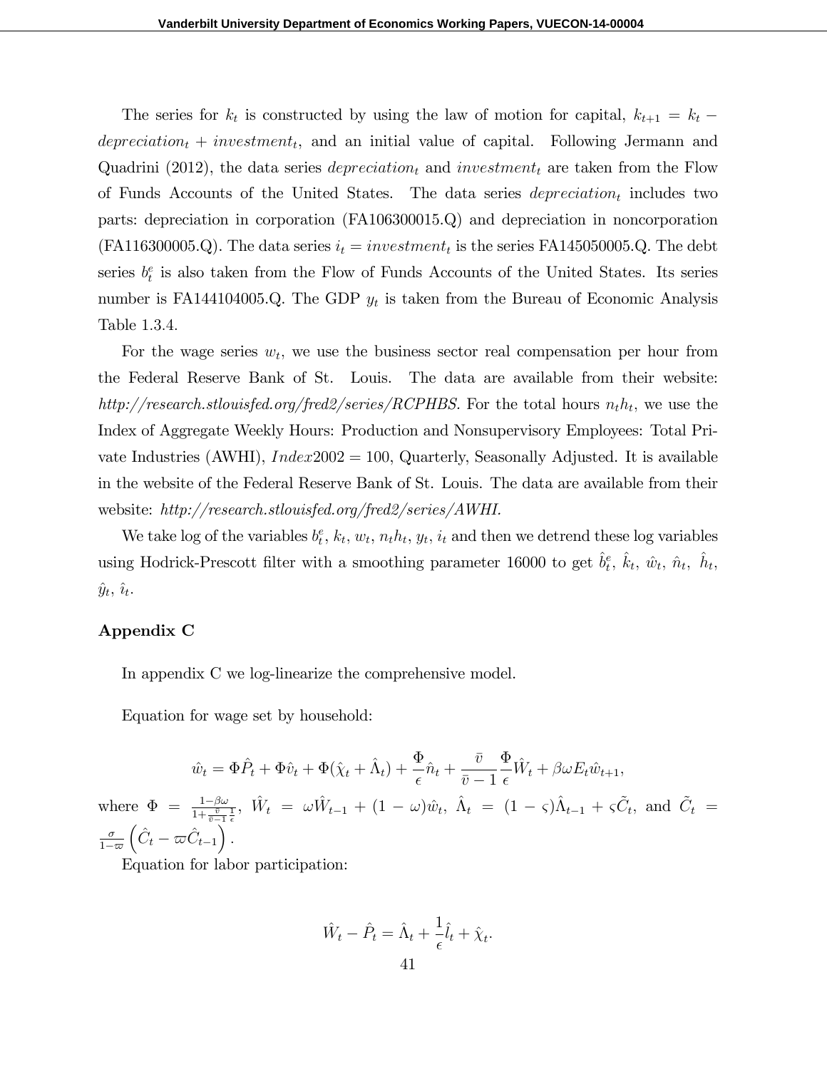The series for $k_t$ is constructed by using the law of motion for capital, $k_{t+1} = k_t - depreciation_t + investment_t$, and an initial value of capital. Following Jermann and Quadrini (2012), the data series $depreciation_t$ and $investment_t$ are taken from the Flow of Funds Accounts of the United States. The data series $depreciation_t$ includes two parts: depreciation in corporation (FA106300015.Q) and depreciation in noncorporation (FA116300005.Q). The data series $i_t = investment_t$ is the series FA145050005.Q. The debt series $b_t^e$ is also taken from the Flow of Funds Accounts of the United States. Its series number is FA144104005.Q. The GDP $y_t$ is taken from the Bureau of Economic Analysis Table 1.3.4.

For the wage series $w_t$, we use the business sector real compensation per hour from the Federal Reserve Bank of St. Louis. The data are available from their website: *http://research.stlouisfed.org/fred2/series/RCPHBS.* For the total hours $n_t h_t$, we use the Index of Aggregate Weekly Hours: Production and Nonsupervisory Employees: Total Private Industries (AWHI), $Index2002 = 100$, Quarterly, Seasonally Adjusted. It is available in the website of the Federal Reserve Bank of St. Louis. The data are available from their website: *http://research.stlouisfed.org/fred2/series/AWHI.*

We take log of the variables $b_t^e$, $k_t$, $w_t$, $n_t h_t$, $y_t$, $i_t$ and then we detrend these log variables using Hodrick-Prescott filter with a smoothing parameter 16000 to get $\hat{b}_t^e$, $\hat{k}_t$, $\hat{w}_t$, $\hat{n}_t$, $\hat{h}_t$, $\hat{y}_t$, $\hat{\imath}_t$.

### Appendix C

In appendix C we log-linearize the comprehensive model.

Equation for wage set by household:

$$\hat{w}_t = \Phi \hat{P}_t + \Phi \hat{v}_t + \Phi(\hat{\chi}_t + \hat{\Lambda}_t) + \frac{\Phi}{\epsilon}\hat{n}_t + \frac{\bar{v}}{\bar{v}-1}\frac{\Phi}{\epsilon}\hat{W}_t + \beta\omega E_t \hat{w}_{t+1},$$

where $\Phi = \frac{1-\beta\omega}{1+\frac{\bar{v}}{\bar{v}-1}\frac{1}{\epsilon}}$, $\hat{W}_t = \omega \hat{W}_{t-1} + (1-\omega)\hat{w}_t$, $\hat{\Lambda}_t = (1-\varsigma)\hat{\Lambda}_{t-1} + \varsigma \tilde{C}_t$, and $\tilde{C}_t = \frac{\sigma}{1-\varpi}\left(\hat{C}_t - \varpi \hat{C}_{t-1}\right)$.

Equation for labor participation:

$$\hat{W}_t - \hat{P}_t = \hat{\Lambda}_t + \frac{1}{\epsilon}\hat{l}_t + \hat{\chi}_t.$$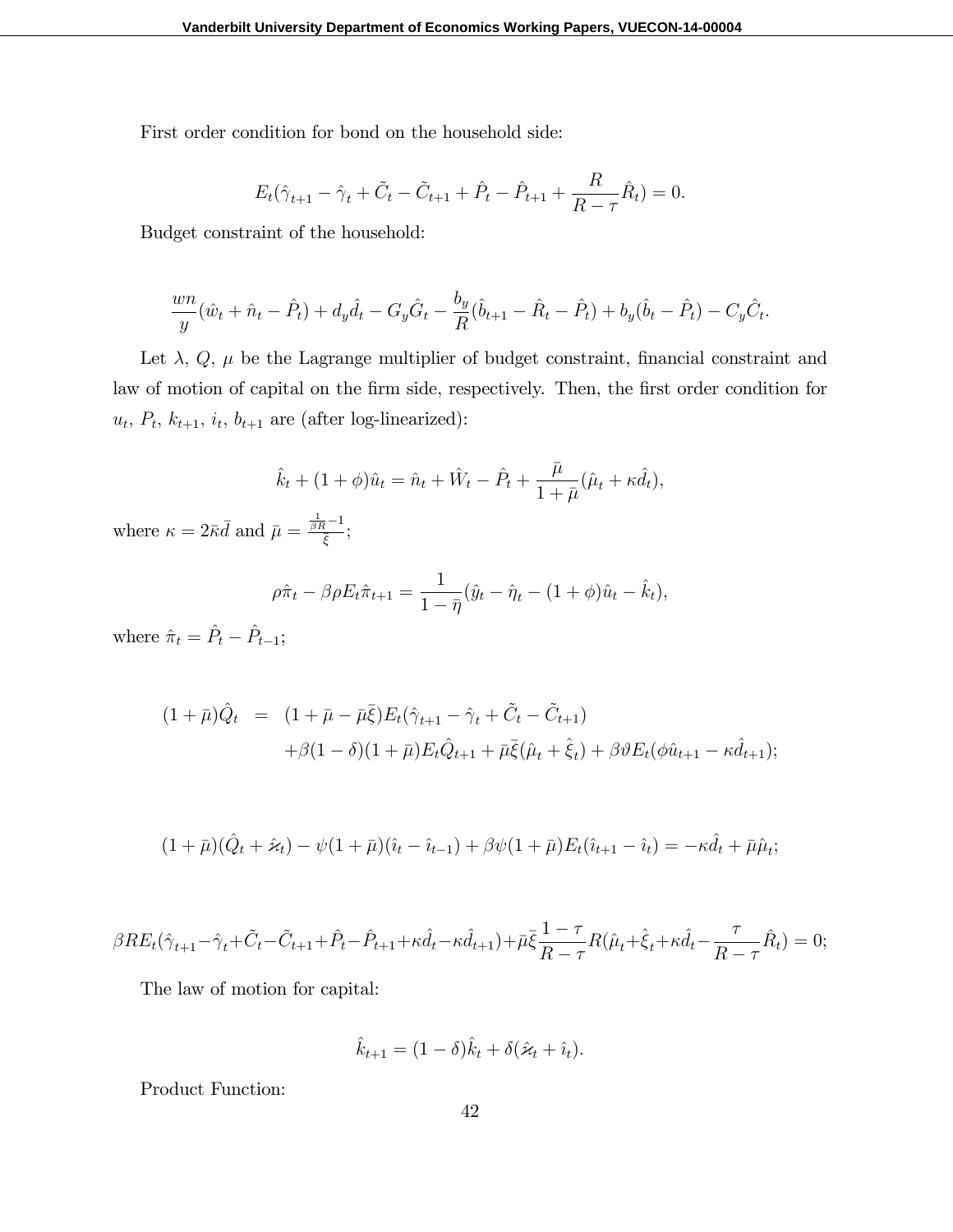First order condition for bond on the household side:

$$E_t(\hat{\gamma}_{t+1} - \hat{\gamma}_t + \tilde{C}_t - \tilde{C}_{t+1} + \hat{P}_t - \hat{P}_{t+1} + \frac{R}{R-\tau}\hat{R}_t) = 0.$$

Budget constraint of the household:

$$\frac{wn}{y}(\hat{w}_t + \hat{n}_t - \hat{P}_t) + d_y\hat{d}_t - G_y\hat{G}_t - \frac{b_y}{R}(\hat{b}_{t+1} - \hat{R}_t - \hat{P}_t) + b_y(\hat{b}_t - \hat{P}_t) - C_y\hat{C}_t.$$

Let $\lambda$, $Q$, $\mu$ be the Lagrange multiplier of budget constraint, financial constraint and law of motion of capital on the firm side, respectively. Then, the first order condition for $u_t$, $P_t$, $k_{t+1}$, $i_t$, $b_{t+1}$ are (after log-linearized):

$$\hat{k}_t + (1+\phi)\hat{u}_t = \hat{n}_t + \hat{W}_t - \hat{P}_t + \frac{\bar{\mu}}{1+\bar{\mu}}(\hat{\mu}_t + \kappa\hat{d}_t),$$

where $\kappa = 2\bar{\kappa}\bar{d}$ and $\bar{\mu} = \frac{\frac{1}{\beta R}-1}{\bar{\xi}}$;

$$\rho\hat{\pi}_t - \beta\rho E_t\hat{\pi}_{t+1} = \frac{1}{1-\bar{\eta}}(\hat{y}_t - \hat{\eta}_t - (1+\phi)\hat{u}_t - \hat{k}_t),$$

where $\hat{\pi}_t = \hat{P}_t - \hat{P}_{t-1}$;

$$\begin{aligned}(1+\bar{\mu})\hat{Q}_t &= (1+\bar{\mu}-\bar{\mu}\bar{\xi})E_t(\hat{\gamma}_{t+1} - \hat{\gamma}_t + \tilde{C}_t - \tilde{C}_{t+1}) \\ &\quad + \beta(1-\delta)(1+\bar{\mu})E_t\hat{Q}_{t+1} + \bar{\mu}\bar{\xi}(\hat{\mu}_t + \hat{\xi}_t) + \beta\vartheta E_t(\phi\hat{u}_{t+1} - \kappa\hat{d}_{t+1});\end{aligned}$$

$$(1+\bar{\mu})(\hat{Q}_t + \hat{\varkappa}_t) - \psi(1+\bar{\mu})(\hat{\imath}_t - \hat{\imath}_{t-1}) + \beta\psi(1+\bar{\mu})E_t(\hat{\imath}_{t+1} - \hat{\imath}_t) = -\kappa\hat{d}_t + \bar{\mu}\hat{\mu}_t;$$

$$\beta R E_t(\hat{\gamma}_{t+1} - \hat{\gamma}_t + \tilde{C}_t - \tilde{C}_{t+1} + \hat{P}_t - \hat{P}_{t+1} + \kappa\hat{d}_t - \kappa\hat{d}_{t+1}) + \bar{\mu}\bar{\xi}\frac{1-\tau}{R-\tau}R(\hat{\mu}_t + \hat{\xi}_t + \kappa\hat{d}_t - \frac{\tau}{R-\tau}\hat{R}_t) = 0;$$

The law of motion for capital:

$$\hat{k}_{t+1} = (1-\delta)\hat{k}_t + \delta(\hat{\varkappa}_t + \hat{\imath}_t).$$

Product Function: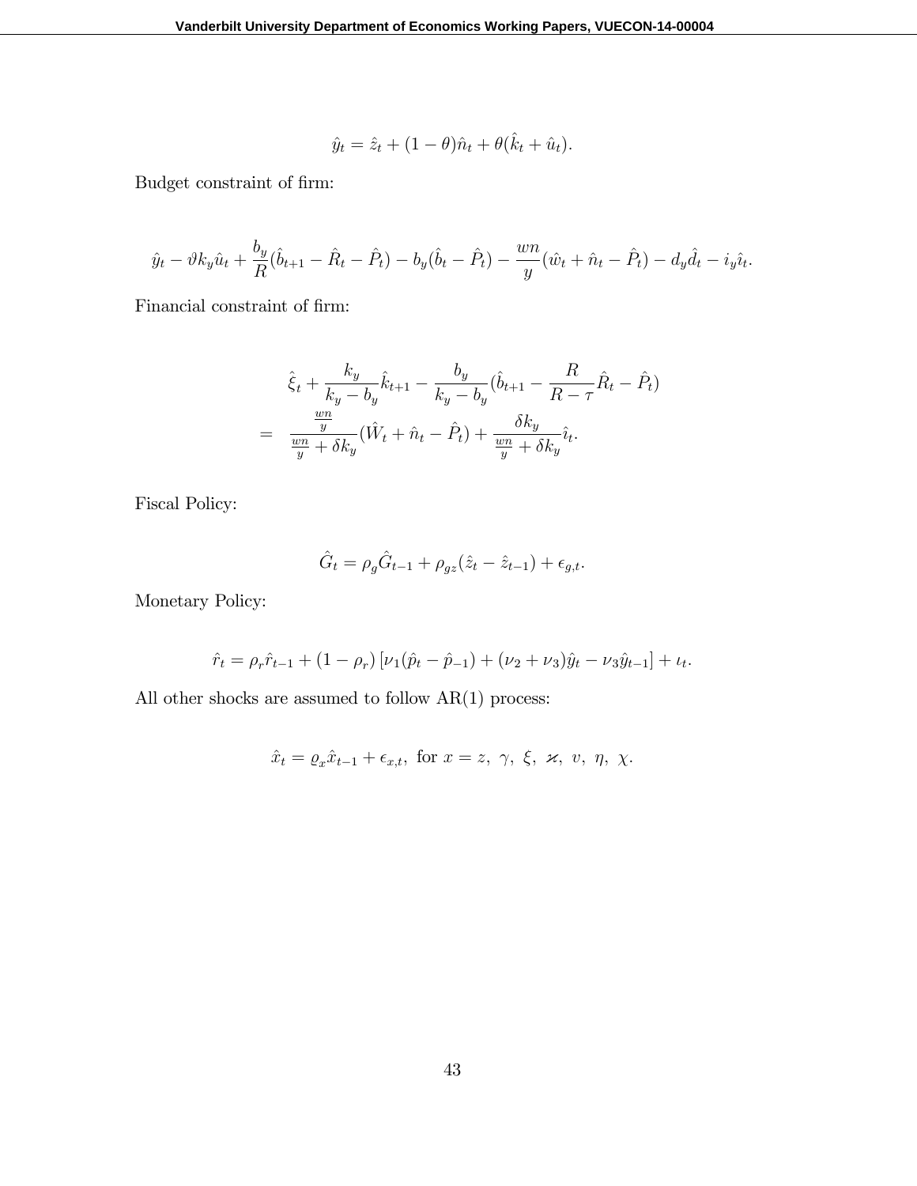$$\hat{y}_t = \hat{z}_t + (1-\theta)\hat{n}_t + \theta(\hat{k}_t + \hat{u}_t).$$

Budget constraint of firm:

$$\hat{y}_t - \vartheta k_y \hat{u}_t + \frac{b_y}{R}(\hat{b}_{t+1} - \hat{R}_t - \hat{P}_t) - b_y(\hat{b}_t - \hat{P}_t) - \frac{wn}{y}(\hat{w}_t + \hat{n}_t - \hat{P}_t) - d_y \hat{d}_t - i_y \hat{\imath}_t.$$

Financial constraint of firm:

$$\begin{aligned}
& \hat{\xi}_t + \frac{k_y}{k_y - b_y}\hat{k}_{t+1} - \frac{b_y}{k_y - b_y}(\hat{b}_{t+1} - \frac{R}{R-\tau}\hat{R}_t - \hat{P}_t) \\
= \;& \frac{\frac{wn}{y}}{\frac{wn}{y} + \delta k_y}(\hat{W}_t + \hat{n}_t - \hat{P}_t) + \frac{\delta k_y}{\frac{wn}{y} + \delta k_y}\hat{\imath}_t.
\end{aligned}$$

Fiscal Policy:

$$\hat{G}_t = \rho_g \hat{G}_{t-1} + \rho_{gz}(\hat{z}_t - \hat{z}_{t-1}) + \epsilon_{g,t}.$$

Monetary Policy:

$$\hat{r}_t = \rho_r \hat{r}_{t-1} + (1-\rho_r)\left[\nu_1(\hat{p}_t - \hat{p}_{-1}) + (\nu_2 + \nu_3)\hat{y}_t - \nu_3 \hat{y}_{t-1}\right] + \iota_t.$$

All other shocks are assumed to follow AR(1) process:

$$\hat{x}_t = \varrho_x \hat{x}_{t-1} + \epsilon_{x,t}, \text{ for } x = z,\ \gamma,\ \xi,\ \varkappa,\ v,\ \eta,\ \chi.$$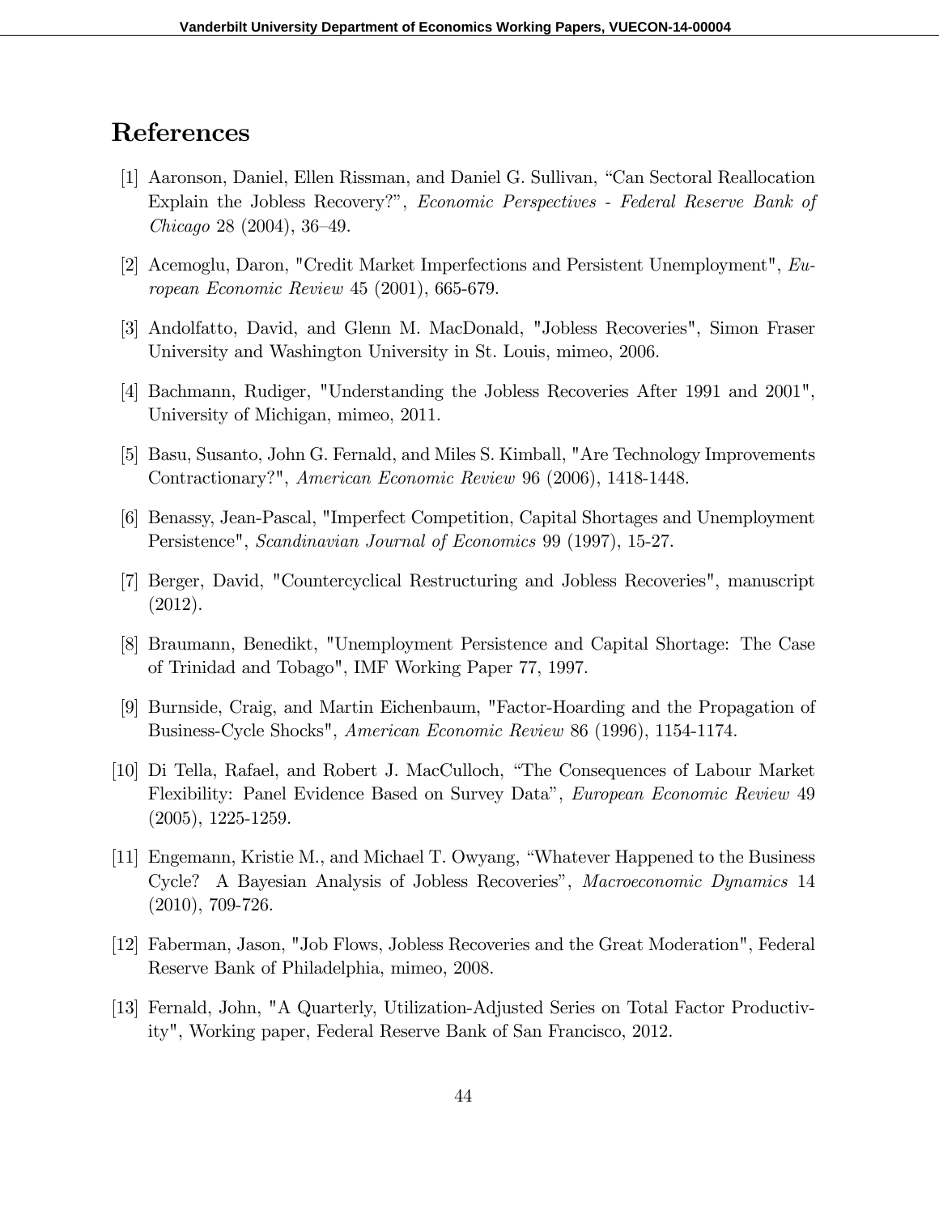# References

[1] Aaronson, Daniel, Ellen Rissman, and Daniel G. Sullivan, "Can Sectoral Reallocation Explain the Jobless Recovery?", *Economic Perspectives - Federal Reserve Bank of Chicago* 28 (2004), 36–49.

[2] Acemoglu, Daron, "Credit Market Imperfections and Persistent Unemployment", *European Economic Review* 45 (2001), 665-679.

[3] Andolfatto, David, and Glenn M. MacDonald, "Jobless Recoveries", Simon Fraser University and Washington University in St. Louis, mimeo, 2006.

[4] Bachmann, Rudiger, "Understanding the Jobless Recoveries After 1991 and 2001", University of Michigan, mimeo, 2011.

[5] Basu, Susanto, John G. Fernald, and Miles S. Kimball, "Are Technology Improvements Contractionary?", *American Economic Review* 96 (2006), 1418-1448.

[6] Benassy, Jean-Pascal, "Imperfect Competition, Capital Shortages and Unemployment Persistence", *Scandinavian Journal of Economics* 99 (1997), 15-27.

[7] Berger, David, "Countercyclical Restructuring and Jobless Recoveries", manuscript (2012).

[8] Braumann, Benedikt, "Unemployment Persistence and Capital Shortage: The Case of Trinidad and Tobago", IMF Working Paper 77, 1997.

[9] Burnside, Craig, and Martin Eichenbaum, "Factor-Hoarding and the Propagation of Business-Cycle Shocks", *American Economic Review* 86 (1996), 1154-1174.

[10] Di Tella, Rafael, and Robert J. MacCulloch, "The Consequences of Labour Market Flexibility: Panel Evidence Based on Survey Data", *European Economic Review* 49 (2005), 1225-1259.

[11] Engemann, Kristie M., and Michael T. Owyang, "Whatever Happened to the Business Cycle? A Bayesian Analysis of Jobless Recoveries", *Macroeconomic Dynamics* 14 (2010), 709-726.

[12] Faberman, Jason, "Job Flows, Jobless Recoveries and the Great Moderation", Federal Reserve Bank of Philadelphia, mimeo, 2008.

[13] Fernald, John, "A Quarterly, Utilization-Adjusted Series on Total Factor Productivity", Working paper, Federal Reserve Bank of San Francisco, 2012.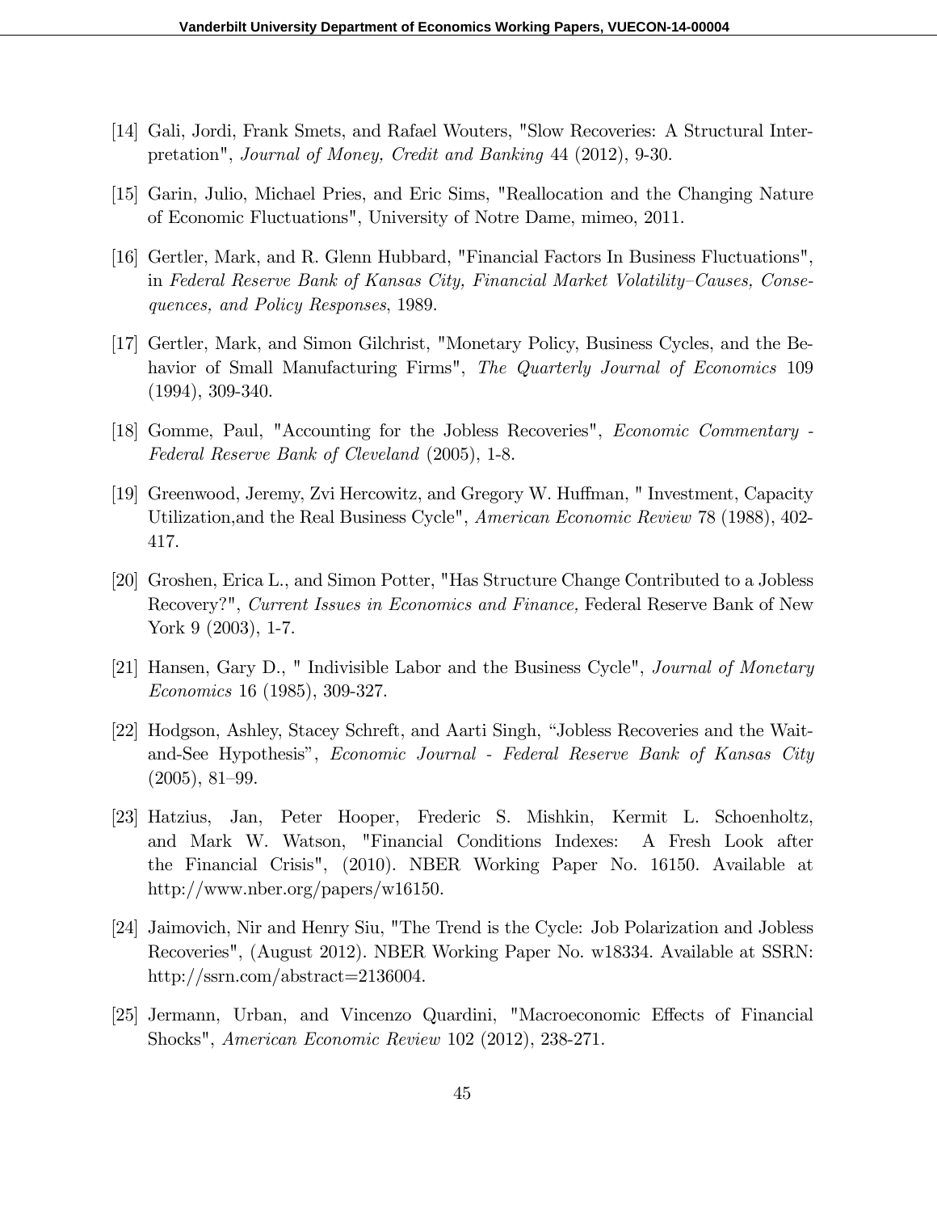[14] Gali, Jordi, Frank Smets, and Rafael Wouters, "Slow Recoveries: A Structural Interpretation", *Journal of Money, Credit and Banking* 44 (2012), 9-30.

[15] Garin, Julio, Michael Pries, and Eric Sims, "Reallocation and the Changing Nature of Economic Fluctuations", University of Notre Dame, mimeo, 2011.

[16] Gertler, Mark, and R. Glenn Hubbard, "Financial Factors In Business Fluctuations", in *Federal Reserve Bank of Kansas City, Financial Market Volatility–Causes, Consequences, and Policy Responses*, 1989.

[17] Gertler, Mark, and Simon Gilchrist, "Monetary Policy, Business Cycles, and the Behavior of Small Manufacturing Firms", *The Quarterly Journal of Economics* 109 (1994), 309-340.

[18] Gomme, Paul, "Accounting for the Jobless Recoveries", *Economic Commentary - Federal Reserve Bank of Cleveland* (2005), 1-8.

[19] Greenwood, Jeremy, Zvi Hercowitz, and Gregory W. Huffman, " Investment, Capacity Utilization,and the Real Business Cycle", *American Economic Review* 78 (1988), 402-417.

[20] Groshen, Erica L., and Simon Potter, "Has Structure Change Contributed to a Jobless Recovery?", *Current Issues in Economics and Finance,* Federal Reserve Bank of New York 9 (2003), 1-7.

[21] Hansen, Gary D., " Indivisible Labor and the Business Cycle", *Journal of Monetary Economics* 16 (1985), 309-327.

[22] Hodgson, Ashley, Stacey Schreft, and Aarti Singh, "Jobless Recoveries and the Wait-and-See Hypothesis", *Economic Journal - Federal Reserve Bank of Kansas City* (2005), 81–99.

[23] Hatzius, Jan, Peter Hooper, Frederic S. Mishkin, Kermit L. Schoenholtz, and Mark W. Watson, "Financial Conditions Indexes: A Fresh Look after the Financial Crisis", (2010). NBER Working Paper No. 16150. Available at http://www.nber.org/papers/w16150.

[24] Jaimovich, Nir and Henry Siu, "The Trend is the Cycle: Job Polarization and Jobless Recoveries", (August 2012). NBER Working Paper No. w18334. Available at SSRN: http://ssrn.com/abstract=2136004.

[25] Jermann, Urban, and Vincenzo Quardini, "Macroeconomic Effects of Financial Shocks", *American Economic Review* 102 (2012), 238-271.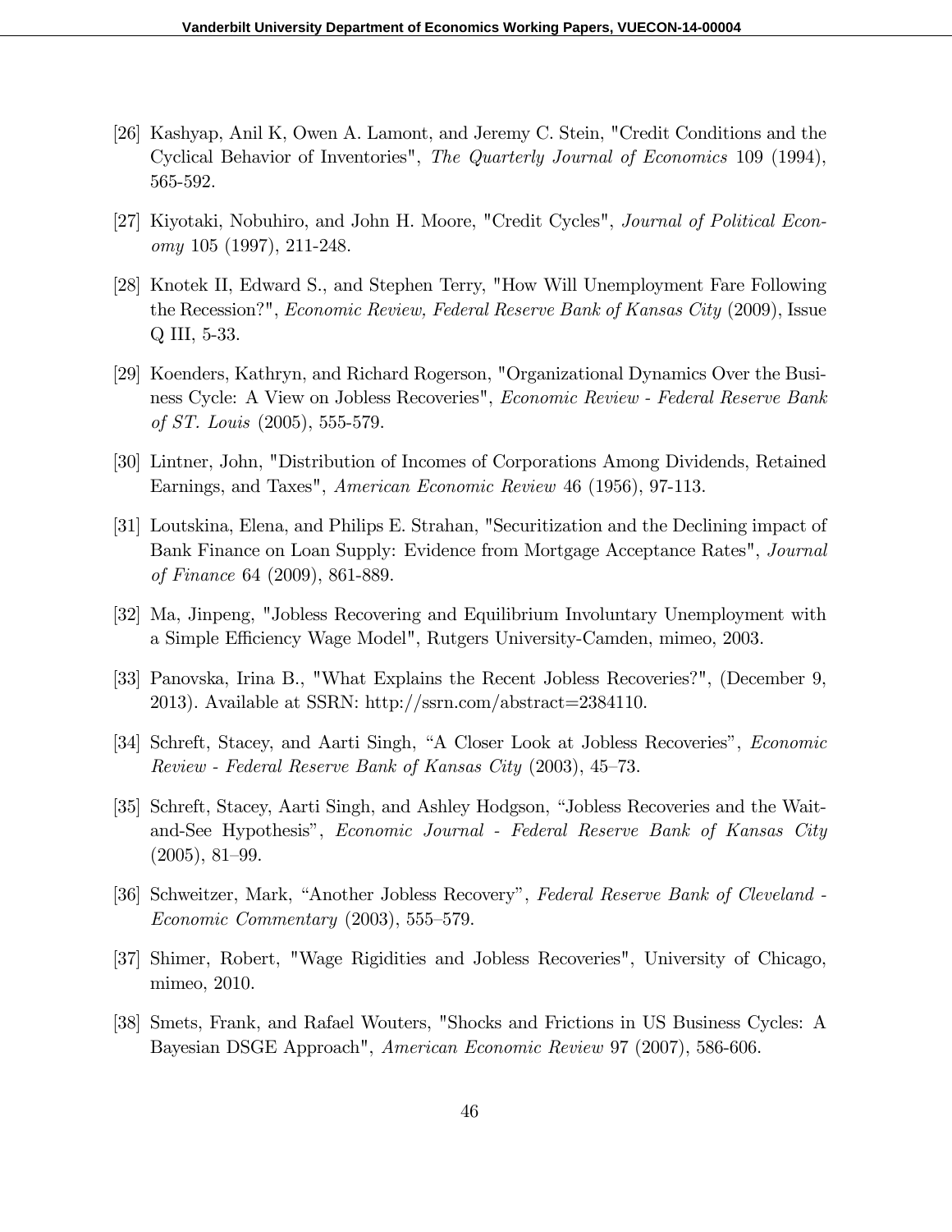[26] Kashyap, Anil K, Owen A. Lamont, and Jeremy C. Stein, "Credit Conditions and the Cyclical Behavior of Inventories", *The Quarterly Journal of Economics* 109 (1994), 565-592.

[27] Kiyotaki, Nobuhiro, and John H. Moore, "Credit Cycles", *Journal of Political Economy* 105 (1997), 211-248.

[28] Knotek II, Edward S., and Stephen Terry, "How Will Unemployment Fare Following the Recession?", *Economic Review, Federal Reserve Bank of Kansas City* (2009), Issue Q III, 5-33.

[29] Koenders, Kathryn, and Richard Rogerson, "Organizational Dynamics Over the Business Cycle: A View on Jobless Recoveries", *Economic Review - Federal Reserve Bank of ST. Louis* (2005), 555-579.

[30] Lintner, John, "Distribution of Incomes of Corporations Among Dividends, Retained Earnings, and Taxes", *American Economic Review* 46 (1956), 97-113.

[31] Loutskina, Elena, and Philips E. Strahan, "Securitization and the Declining impact of Bank Finance on Loan Supply: Evidence from Mortgage Acceptance Rates", *Journal of Finance* 64 (2009), 861-889.

[32] Ma, Jinpeng, "Jobless Recovering and Equilibrium Involuntary Unemployment with a Simple Efficiency Wage Model", Rutgers University-Camden, mimeo, 2003.

[33] Panovska, Irina B., "What Explains the Recent Jobless Recoveries?", (December 9, 2013). Available at SSRN: http://ssrn.com/abstract=2384110.

[34] Schreft, Stacey, and Aarti Singh, "A Closer Look at Jobless Recoveries", *Economic Review - Federal Reserve Bank of Kansas City* (2003), 45–73.

[35] Schreft, Stacey, Aarti Singh, and Ashley Hodgson, "Jobless Recoveries and the Wait-and-See Hypothesis", *Economic Journal - Federal Reserve Bank of Kansas City* (2005), 81–99.

[36] Schweitzer, Mark, "Another Jobless Recovery", *Federal Reserve Bank of Cleveland - Economic Commentary* (2003), 555–579.

[37] Shimer, Robert, "Wage Rigidities and Jobless Recoveries", University of Chicago, mimeo, 2010.

[38] Smets, Frank, and Rafael Wouters, "Shocks and Frictions in US Business Cycles: A Bayesian DSGE Approach", *American Economic Review* 97 (2007), 586-606.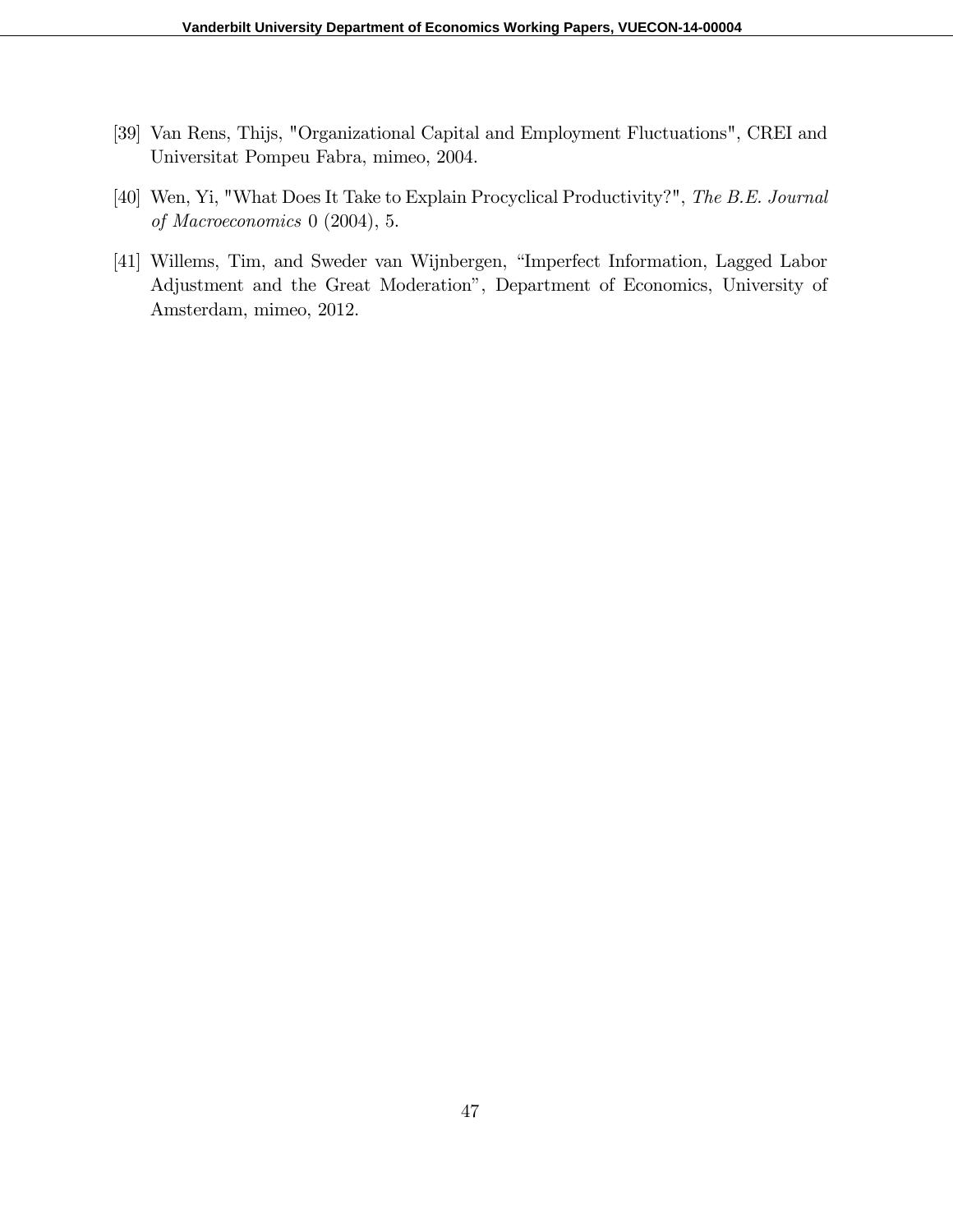[39] Van Rens, Thijs, "Organizational Capital and Employment Fluctuations", CREI and Universitat Pompeu Fabra, mimeo, 2004.

[40] Wen, Yi, "What Does It Take to Explain Procyclical Productivity?", *The B.E. Journal of Macroeconomics* 0 (2004), 5.

[41] Willems, Tim, and Sweder van Wijnbergen, "Imperfect Information, Lagged Labor Adjustment and the Great Moderation", Department of Economics, University of Amsterdam, mimeo, 2012.